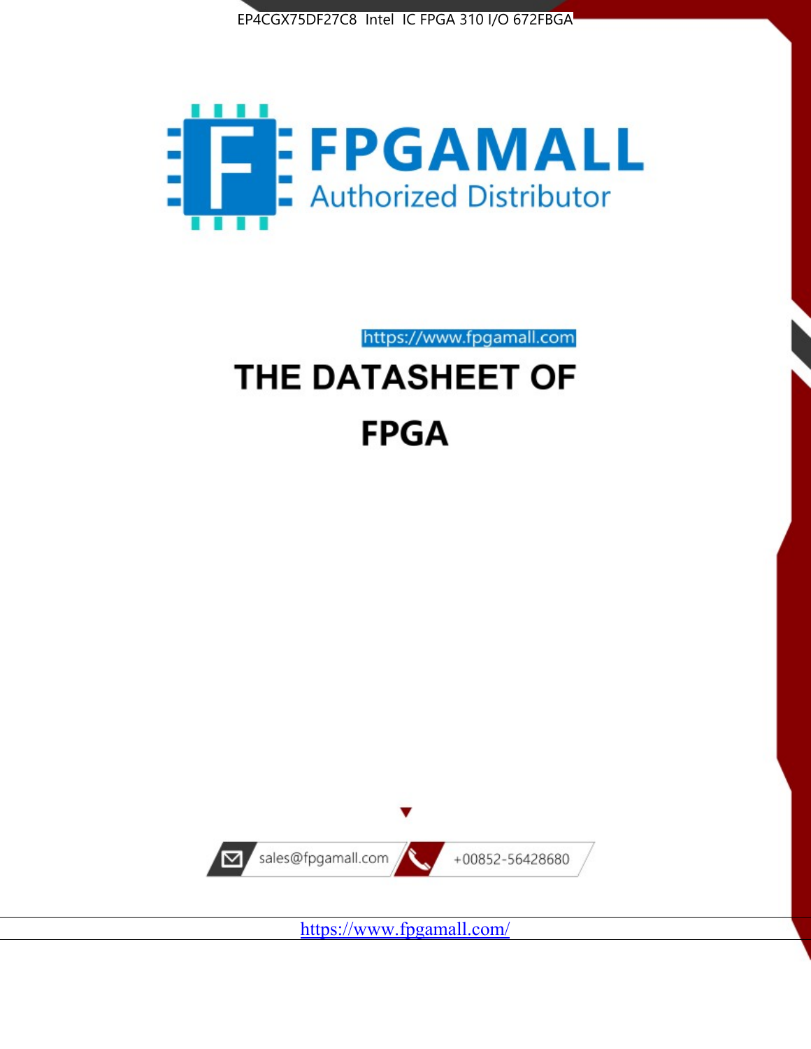EP4CGX75DF27C8 Intel IC FPGA 310 I/O 672FBGA

FPGAMALL

Authorized Distributor

https://www.fpgamall.com

# THE DATASHEET OF

# FPGA

sales@fpgamall.com

+00852-56428680

https://www.fpgamall.com/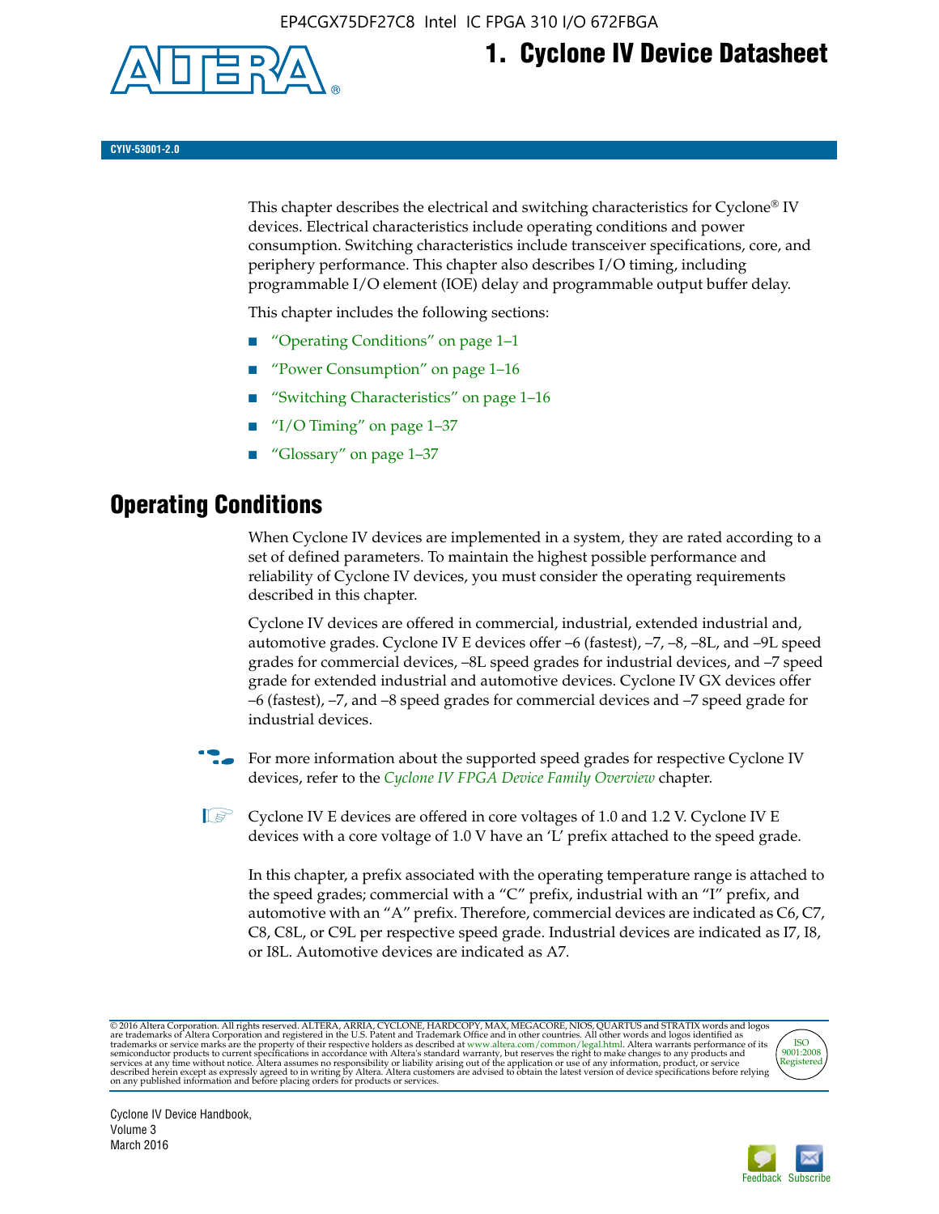# 1. Cyclone IV Device Datasheet

CYIV-53001-2.0

This chapter describes the electrical and switching characteristics for Cyclone® IV devices. Electrical characteristics include operating conditions and power consumption. Switching characteristics include transceiver specifications, core, and periphery performance. This chapter also describes I/O timing, including programmable I/O element (IOE) delay and programmable output buffer delay.

This chapter includes the following sections:

- "Operating Conditions" on page 1–1
- "Power Consumption" on page 1–16
- "Switching Characteristics" on page 1–16
- "I/O Timing" on page 1–37
- "Glossary" on page 1–37

## Operating Conditions

When Cyclone IV devices are implemented in a system, they are rated according to a set of defined parameters. To maintain the highest possible performance and reliability of Cyclone IV devices, you must consider the operating requirements described in this chapter.

Cyclone IV devices are offered in commercial, industrial, extended industrial and, automotive grades. Cyclone IV E devices offer –6 (fastest), –7, –8, –8L, and –9L speed grades for commercial devices, –8L speed grades for industrial devices, and –7 speed grade for extended industrial and automotive devices. Cyclone IV GX devices offer –6 (fastest), –7, and –8 speed grades for commercial devices and –7 speed grade for industrial devices.

For more information about the supported speed grades for respective Cyclone IV devices, refer to the *Cyclone IV FPGA Device Family Overview* chapter.

Cyclone IV E devices are offered in core voltages of 1.0 and 1.2 V. Cyclone IV E devices with a core voltage of 1.0 V have an 'L' prefix attached to the speed grade.

In this chapter, a prefix associated with the operating temperature range is attached to the speed grades; commercial with a "C" prefix, industrial with an "I" prefix, and automotive with an "A" prefix. Therefore, commercial devices are indicated as C6, C7, C8, C8L, or C9L per respective speed grade. Industrial devices are indicated as I7, I8, or I8L. Automotive devices are indicated as A7.

© 2016 Altera Corporation. All rights reserved. ALTERA, ARRIA, CYCLONE, HARDCOPY, MAX, MEGACORE, NIOS, QUARTUS and STRATIX words and logos are trademarks of Altera Corporation and registered in the U.S. Patent and Trademark Office and in other countries. All other words and logos identified as trademarks or service marks are the property of their respective holders as described at www.altera.com/common/legal.html. Altera warrants performance of its semiconductor products to current specifications in accordance with Altera's standard warranty, but reserves the right to make changes to any products and services at any time without notice. Altera assumes no responsibility or liability arising out of the application or use of any information, product, or service described herein except as expressly agreed to in writing by Altera. Altera customers are advised to obtain the latest version of device specifications before relying on any published information and before placing orders for products or services.

Cyclone IV Device Handbook, Volume 3
March 2016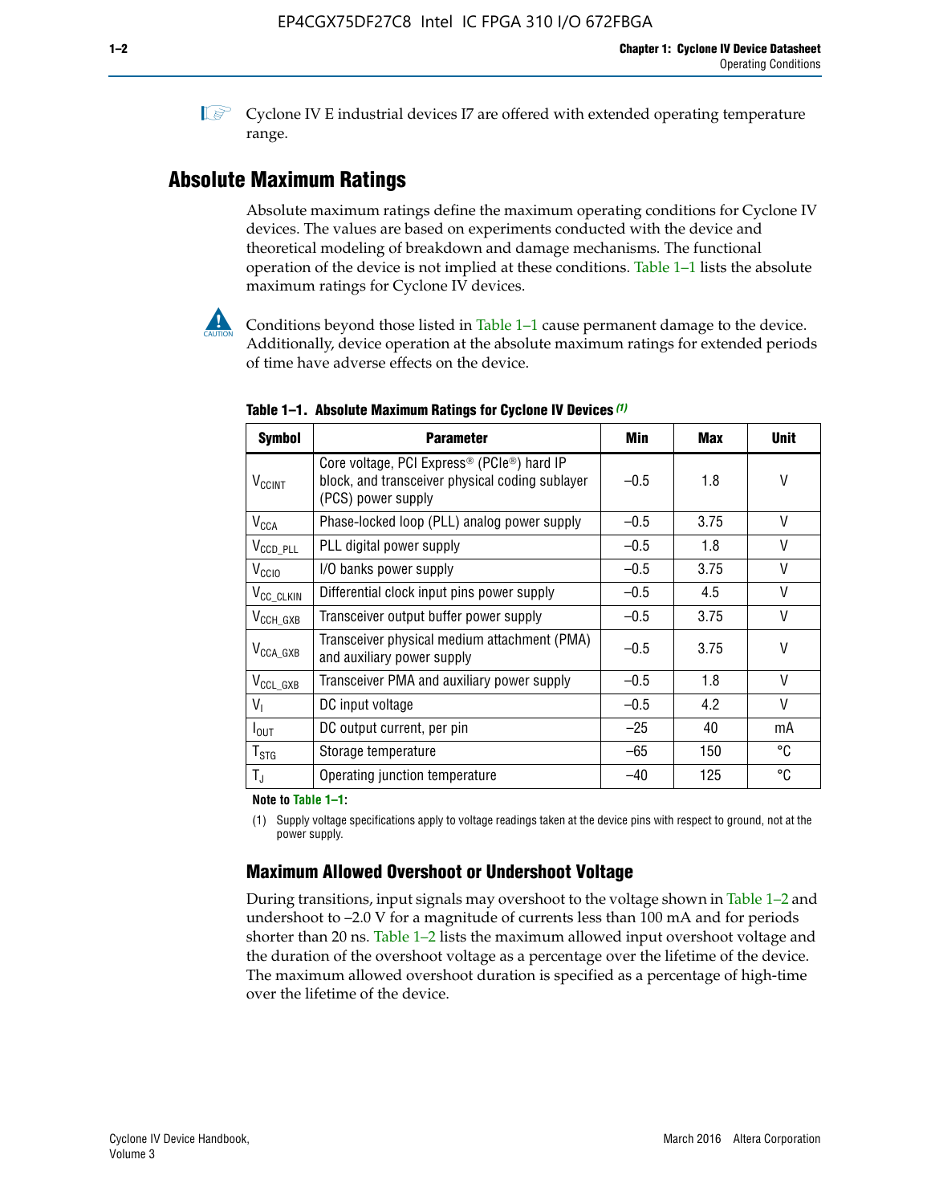Cyclone IV E industrial devices I7 are offered with extended operating temperature range.

## Absolute Maximum Ratings

Absolute maximum ratings define the maximum operating conditions for Cyclone IV devices. The values are based on experiments conducted with the device and theoretical modeling of breakdown and damage mechanisms. The functional operation of the device is not implied at these conditions. Table 1–1 lists the absolute maximum ratings for Cyclone IV devices.

Conditions beyond those listed in Table 1–1 cause permanent damage to the device. Additionally, device operation at the absolute maximum ratings for extended periods of time have adverse effects on the device.

**Table 1–1. Absolute Maximum Ratings for Cyclone IV Devices (1)**

| Symbol | Parameter | Min | Max | Unit |
|---|---|---|---|---|
| $V_{CCINT}$ | Core voltage, PCI Express® (PCIe®) hard IP block, and transceiver physical coding sublayer (PCS) power supply | –0.5 | 1.8 | V |
| $V_{CCA}$ | Phase-locked loop (PLL) analog power supply | –0.5 | 3.75 | V |
| $V_{CCD\_PLL}$ | PLL digital power supply | –0.5 | 1.8 | V |
| $V_{CCIO}$ | I/O banks power supply | –0.5 | 3.75 | V |
| $V_{CC\_CLKIN}$ | Differential clock input pins power supply | –0.5 | 4.5 | V |
| $V_{CCH\_GXB}$ | Transceiver output buffer power supply | –0.5 | 3.75 | V |
| $V_{CCA\_GXB}$ | Transceiver physical medium attachment (PMA) and auxiliary power supply | –0.5 | 3.75 | V |
| $V_{CCL\_GXB}$ | Transceiver PMA and auxiliary power supply | –0.5 | 1.8 | V |
| $V_I$ | DC input voltage | –0.5 | 4.2 | V |
| $I_{OUT}$ | DC output current, per pin | –25 | 40 | mA |
| $T_{STG}$ | Storage temperature | –65 | 150 | °C |
| $T_J$ | Operating junction temperature | –40 | 125 | °C |

**Note to Table 1–1:**

(1) Supply voltage specifications apply to voltage readings taken at the device pins with respect to ground, not at the power supply.

### Maximum Allowed Overshoot or Undershoot Voltage

During transitions, input signals may overshoot to the voltage shown in Table 1–2 and undershoot to –2.0 V for a magnitude of currents less than 100 mA and for periods shorter than 20 ns. Table 1–2 lists the maximum allowed input overshoot voltage and the duration of the overshoot voltage as a percentage over the lifetime of the device. The maximum allowed overshoot duration is specified as a percentage of high-time over the lifetime of the device.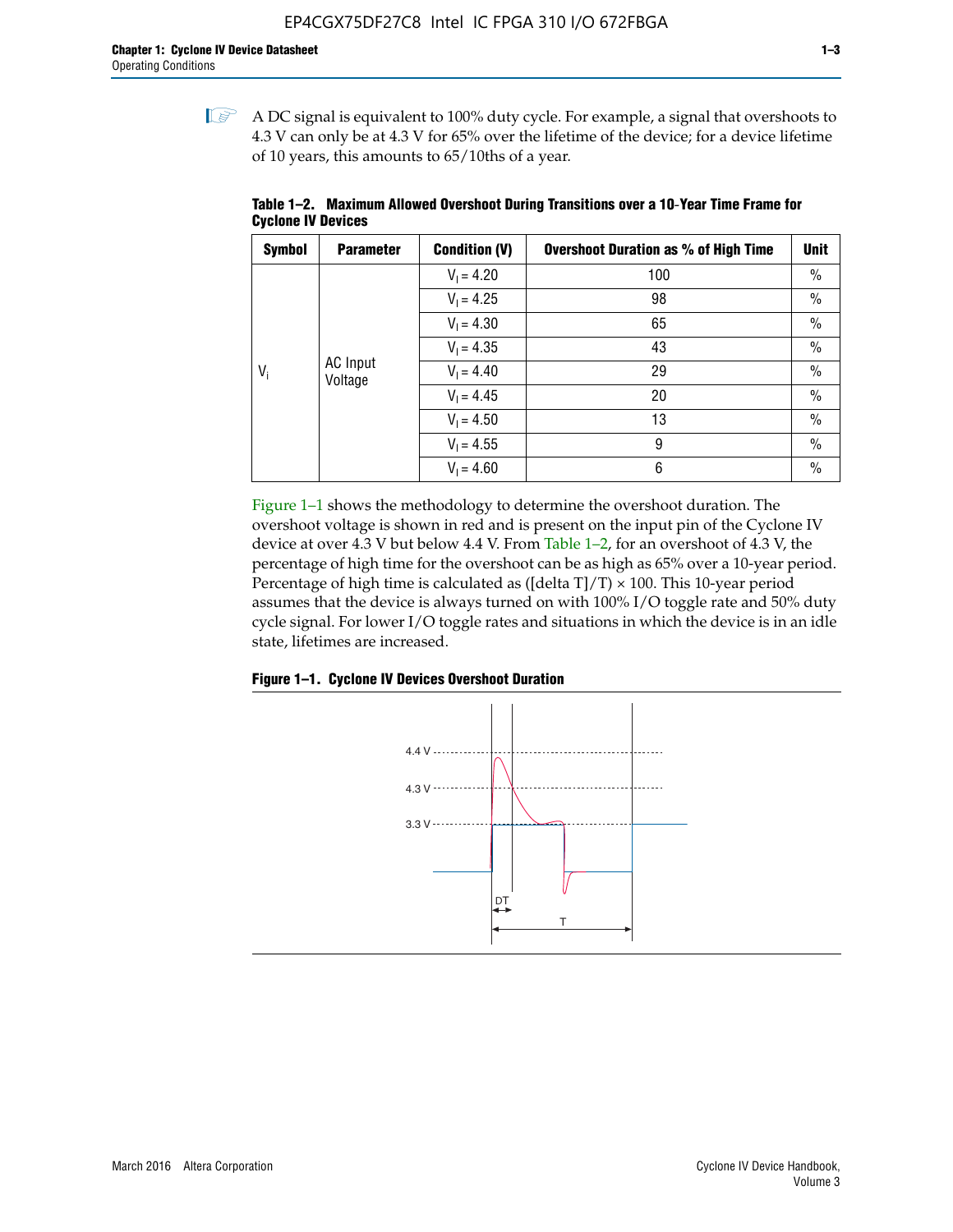A DC signal is equivalent to 100% duty cycle. For example, a signal that overshoots to 4.3 V can only be at 4.3 V for 65% over the lifetime of the device; for a device lifetime of 10 years, this amounts to 65/10ths of a year.

**Table 1–2. Maximum Allowed Overshoot During Transitions over a 10-Year Time Frame for Cyclone IV Devices**

| Symbol | Parameter | Condition (V) | Overshoot Duration as % of High Time | Unit |
|---|---|---|---|---|
| $V_i$ | AC Input Voltage | $V_I = 4.20$ | 100 | % |
| | | $V_I = 4.25$ | 98 | % |
| | | $V_I = 4.30$ | 65 | % |
| | | $V_I = 4.35$ | 43 | % |
| | | $V_I = 4.40$ | 29 | % |
| | | $V_I = 4.45$ | 20 | % |
| | | $V_I = 4.50$ | 13 | % |
| | | $V_I = 4.55$ | 9 | % |
| | | $V_I = 4.60$ | 6 | % |

Figure 1–1 shows the methodology to determine the overshoot duration. The overshoot voltage is shown in red and is present on the input pin of the Cyclone IV device at over 4.3 V but below 4.4 V. From Table 1–2, for an overshoot of 4.3 V, the percentage of high time for the overshoot can be as high as 65% over a 10-year period. Percentage of high time is calculated as ([delta T]/T) × 100. This 10-year period assumes that the device is always turned on with 100% I/O toggle rate and 50% duty cycle signal. For lower I/O toggle rates and situations in which the device is in an idle state, lifetimes are increased.

**Figure 1–1. Cyclone IV Devices Overshoot Duration**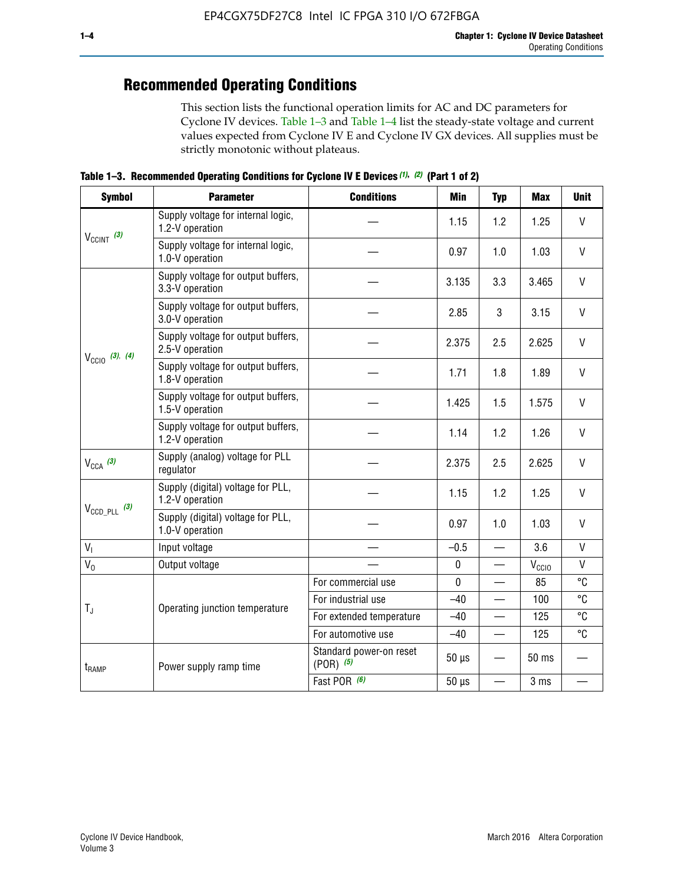## Recommended Operating Conditions

This section lists the functional operation limits for AC and DC parameters for Cyclone IV devices. Table 1–3 and Table 1–4 list the steady-state voltage and current values expected from Cyclone IV E and Cyclone IV GX devices. All supplies must be strictly monotonic without plateaus.

**Table 1–3. Recommended Operating Conditions for Cyclone IV E Devices (1), (2) (Part 1 of 2)**

| Symbol | Parameter | Conditions | Min | Typ | Max | Unit |
|---|---|---|---|---|---|---|
| $V_{CCINT}$ (3) | Supply voltage for internal logic, 1.2-V operation | — | 1.15 | 1.2 | 1.25 | V |
| | Supply voltage for internal logic, 1.0-V operation | — | 0.97 | 1.0 | 1.03 | V |
| $V_{CCIO}$ (3), (4) | Supply voltage for output buffers, 3.3-V operation | — | 3.135 | 3.3 | 3.465 | V |
| | Supply voltage for output buffers, 3.0-V operation | — | 2.85 | 3 | 3.15 | V |
| | Supply voltage for output buffers, 2.5-V operation | — | 2.375 | 2.5 | 2.625 | V |
| | Supply voltage for output buffers, 1.8-V operation | — | 1.71 | 1.8 | 1.89 | V |
| | Supply voltage for output buffers, 1.5-V operation | — | 1.425 | 1.5 | 1.575 | V |
| | Supply voltage for output buffers, 1.2-V operation | — | 1.14 | 1.2 | 1.26 | V |
| $V_{CCA}$ (3) | Supply (analog) voltage for PLL regulator | — | 2.375 | 2.5 | 2.625 | V |
| $V_{CCD\_PLL}$ (3) | Supply (digital) voltage for PLL, 1.2-V operation | — | 1.15 | 1.2 | 1.25 | V |
| | Supply (digital) voltage for PLL, 1.0-V operation | — | 0.97 | 1.0 | 1.03 | V |
| $V_I$ | Input voltage | — | –0.5 | — | 3.6 | V |
| $V_O$ | Output voltage | — | 0 | — | $V_{CCIO}$ | V |
| $T_J$ | Operating junction temperature | For commercial use | 0 | — | 85 | °C |
| | | For industrial use | –40 | — | 100 | °C |
| | | For extended temperature | –40 | — | 125 | °C |
| | | For automotive use | –40 | — | 125 | °C |
| $t_{RAMP}$ | Power supply ramp time | Standard power-on reset (POR) (5) | 50 µs | — | 50 ms | — |
| | | Fast POR (6) | 50 µs | — | 3 ms | — |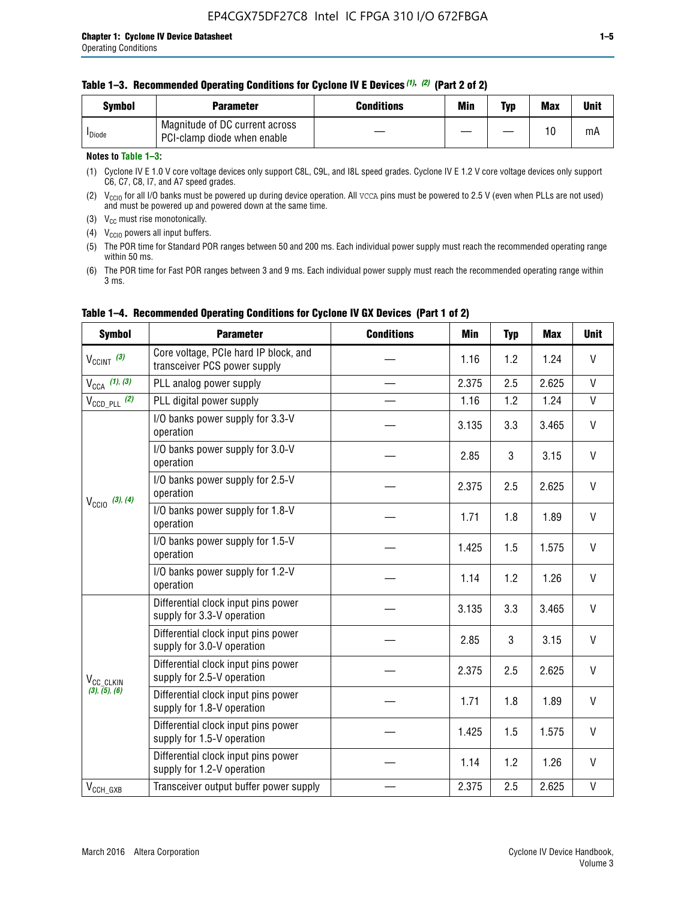**Table 1–3. Recommended Operating Conditions for Cyclone IV E Devices (1), (2) (Part 2 of 2)**

| Symbol | Parameter | Conditions | Min | Typ | Max | Unit |
|---|---|---|---|---|---|---|
| $I_{Diode}$ | Magnitude of DC current across PCI-clamp diode when enable | — | — | — | 10 | mA |

**Notes to Table 1–3:**

(1) Cyclone IV E 1.0 V core voltage devices only support C8L, C9L, and I8L speed grades. Cyclone IV E 1.2 V core voltage devices only support C6, C7, C8, I7, and A7 speed grades.

(2) $V_{CCIO}$ for all I/O banks must be powered up during device operation. All VCCA pins must be powered to 2.5 V (even when PLLs are not used) and must be powered up and powered down at the same time.

(3) $V_{CC}$ must rise monotonically.

(4) $V_{CCIO}$ powers all input buffers.

(5) The POR time for Standard POR ranges between 50 and 200 ms. Each individual power supply must reach the recommended operating range within 50 ms.

(6) The POR time for Fast POR ranges between 3 and 9 ms. Each individual power supply must reach the recommended operating range within 3 ms.

**Table 1–4. Recommended Operating Conditions for Cyclone IV GX Devices (Part 1 of 2)**

| Symbol | Parameter | Conditions | Min | Typ | Max | Unit |
|---|---|---|---|---|---|---|
| $V_{CCINT}$ (3) | Core voltage, PCIe hard IP block, and transceiver PCS power supply | — | 1.16 | 1.2 | 1.24 | V |
| $V_{CCA}$ (1), (3) | PLL analog power supply | — | 2.375 | 2.5 | 2.625 | V |
| $V_{CCD\_PLL}$ (2) | PLL digital power supply | — | 1.16 | 1.2 | 1.24 | V |
| $V_{CCIO}$ (3), (4) | I/O banks power supply for 3.3-V operation | — | 3.135 | 3.3 | 3.465 | V |
| | I/O banks power supply for 3.0-V operation | — | 2.85 | 3 | 3.15 | V |
| | I/O banks power supply for 2.5-V operation | — | 2.375 | 2.5 | 2.625 | V |
| | I/O banks power supply for 1.8-V operation | — | 1.71 | 1.8 | 1.89 | V |
| | I/O banks power supply for 1.5-V operation | — | 1.425 | 1.5 | 1.575 | V |
| | I/O banks power supply for 1.2-V operation | — | 1.14 | 1.2 | 1.26 | V |
| $V_{CC\_CLKIN}$ (3), (5), (6) | Differential clock input pins power supply for 3.3-V operation | — | 3.135 | 3.3 | 3.465 | V |
| | Differential clock input pins power supply for 3.0-V operation | — | 2.85 | 3 | 3.15 | V |
| | Differential clock input pins power supply for 2.5-V operation | — | 2.375 | 2.5 | 2.625 | V |
| | Differential clock input pins power supply for 1.8-V operation | — | 1.71 | 1.8 | 1.89 | V |
| | Differential clock input pins power supply for 1.5-V operation | — | 1.425 | 1.5 | 1.575 | V |
| | Differential clock input pins power supply for 1.2-V operation | — | 1.14 | 1.2 | 1.26 | V |
| $V_{CCH\_GXB}$ | Transceiver output buffer power supply | — | 2.375 | 2.5 | 2.625 | V |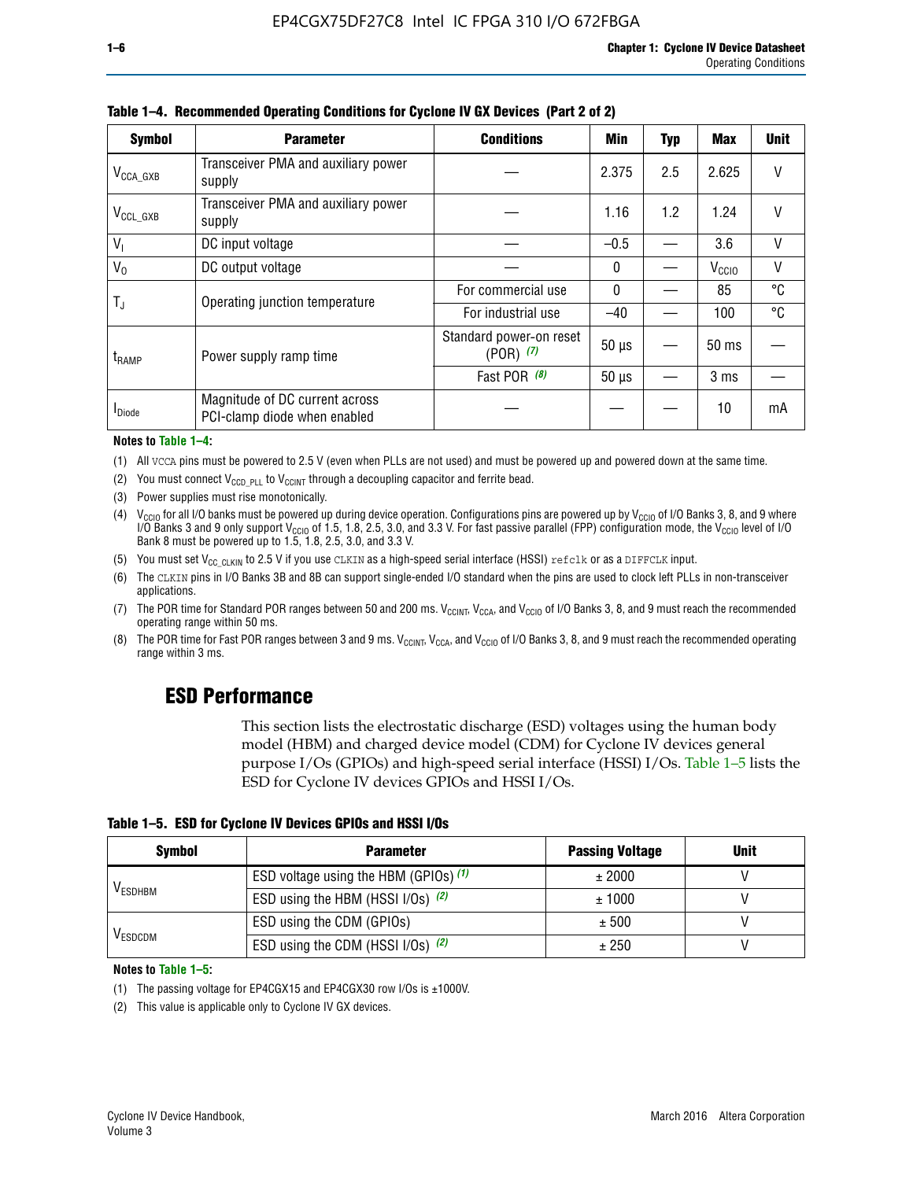**Table 1–4. Recommended Operating Conditions for Cyclone IV GX Devices (Part 2 of 2)**

| Symbol | Parameter | Conditions | Min | Typ | Max | Unit |
|---|---|---|---|---|---|---|
| $V_{CCA\_GXB}$ | Transceiver PMA and auxiliary power supply | — | 2.375 | 2.5 | 2.625 | V |
| $V_{CCL\_GXB}$ | Transceiver PMA and auxiliary power supply | — | 1.16 | 1.2 | 1.24 | V |
| $V_I$ | DC input voltage | — | –0.5 | — | 3.6 | V |
| $V_O$ | DC output voltage | — | 0 | — | $V_{CCIO}$ | V |
| $T_J$ | Operating junction temperature | For commercial use | 0 | — | 85 | °C |
| | | For industrial use | –40 | — | 100 | °C |
| $t_{RAMP}$ | Power supply ramp time | Standard power-on reset (POR) *(7)* | 50 µs | — | 50 ms | — |
| | | Fast POR *(8)* | 50 µs | — | 3 ms | — |
| $I_{Diode}$ | Magnitude of DC current across PCI-clamp diode when enabled | — | — | — | 10 | mA |

**Notes to Table 1–4:**

(1) All VCCA pins must be powered to 2.5 V (even when PLLs are not used) and must be powered up and powered down at the same time.

(2) You must connect $V_{CCD\_PLL}$ to $V_{CCINT}$ through a decoupling capacitor and ferrite bead.

(3) Power supplies must rise monotonically.

(4) $V_{CCIO}$ for all I/O banks must be powered up during device operation. Configurations pins are powered up by $V_{CCIO}$ of I/O Banks 3, 8, and 9 where I/O Banks 3 and 9 only support $V_{CCIO}$ of 1.5, 1.8, 2.5, 3.0, and 3.3 V. For fast passive parallel (FPP) configuration mode, the $V_{CCIO}$ level of I/O Bank 8 must be powered up to 1.5, 1.8, 2.5, 3.0, and 3.3 V.

(5) You must set $V_{CC\_CLKIN}$ to 2.5 V if you use CLKIN as a high-speed serial interface (HSSI) refclk or as a DIFFCLK input.

(6) The CLKIN pins in I/O Banks 3B and 8B can support single-ended I/O standard when the pins are used to clock left PLLs in non-transceiver applications.

(7) The POR time for Standard POR ranges between 50 and 200 ms. $V_{CCINT}$, $V_{CCA}$, and $V_{CCIO}$ of I/O Banks 3, 8, and 9 must reach the recommended operating range within 50 ms.

(8) The POR time for Fast POR ranges between 3 and 9 ms. $V_{CCINT}$, $V_{CCA}$, and $V_{CCIO}$ of I/O Banks 3, 8, and 9 must reach the recommended operating range within 3 ms.

## ESD Performance

This section lists the electrostatic discharge (ESD) voltages using the human body model (HBM) and charged device model (CDM) for Cyclone IV devices general purpose I/Os (GPIOs) and high-speed serial interface (HSSI) I/Os. Table 1–5 lists the ESD for Cyclone IV devices GPIOs and HSSI I/Os.

**Table 1–5. ESD for Cyclone IV Devices GPIOs and HSSI I/Os**

| Symbol | Parameter | Passing Voltage | Unit |
|---|---|---|---|
| $V_{ESDHBM}$ | ESD voltage using the HBM (GPIOs) *(1)* | ± 2000 | V |
| | ESD using the HBM (HSSI I/Os) *(2)* | ± 1000 | V |
| $V_{ESDCDM}$ | ESD using the CDM (GPIOs) | ± 500 | V |
| | ESD using the CDM (HSSI I/Os) *(2)* | ± 250 | V |

**Notes to Table 1–5:**

(1) The passing voltage for EP4CGX15 and EP4CGX30 row I/Os is ±1000V.

(2) This value is applicable only to Cyclone IV GX devices.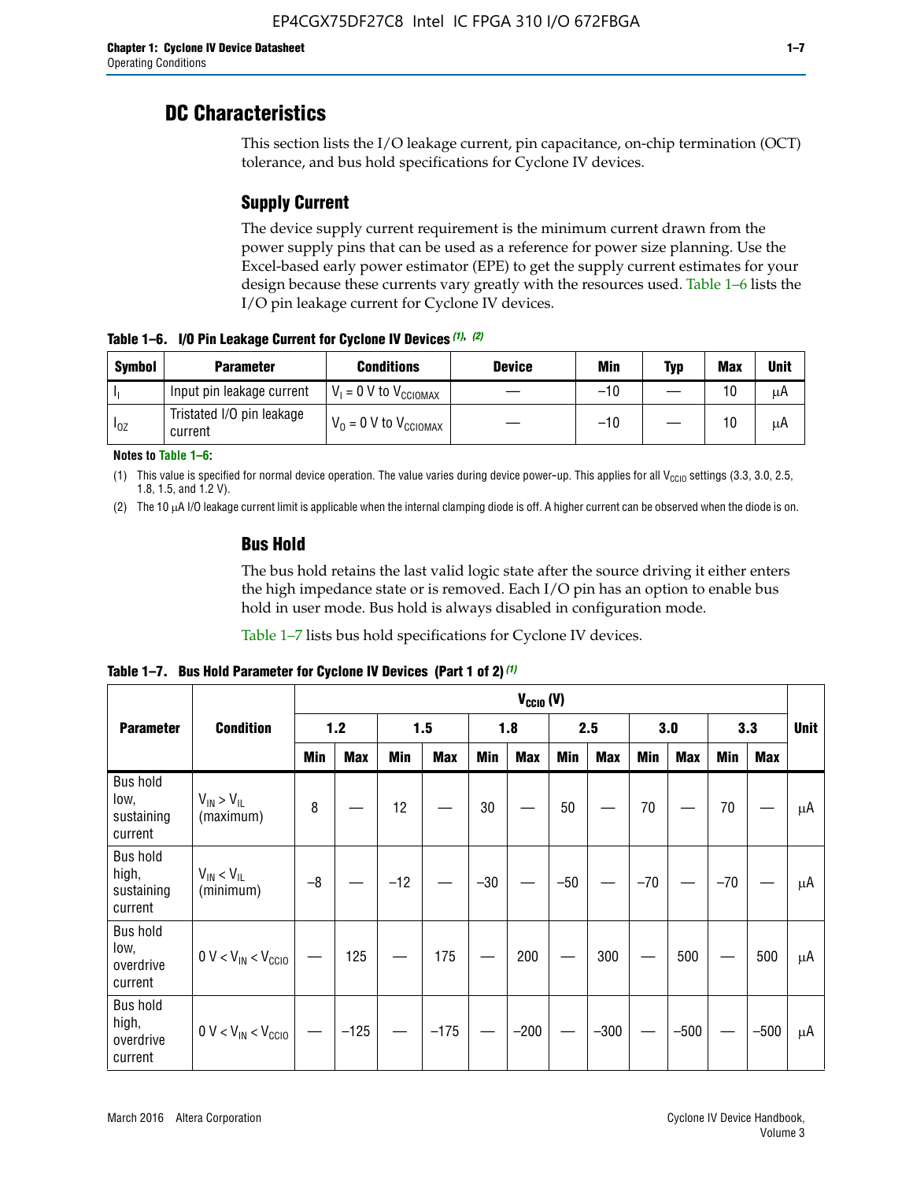# DC Characteristics

This section lists the I/O leakage current, pin capacitance, on-chip termination (OCT) tolerance, and bus hold specifications for Cyclone IV devices.

## Supply Current

The device supply current requirement is the minimum current drawn from the power supply pins that can be used as a reference for power size planning. Use the Excel-based early power estimator (EPE) to get the supply current estimates for your design because these currents vary greatly with the resources used. Table 1–6 lists the I/O pin leakage current for Cyclone IV devices.

**Table 1–6. I/O Pin Leakage Current for Cyclone IV Devices (1), (2)**

| Symbol | Parameter | Conditions | Device | Min | Typ | Max | Unit |
|---|---|---|---|---|---|---|---|
| $I_I$ | Input pin leakage current | $V_I$ = 0 V to $V_{CCIOMAX}$ | — | –10 | — | 10 | µA |
| $I_{OZ}$ | Tristated I/O pin leakage current | $V_O$ = 0 V to $V_{CCIOMAX}$ | — | –10 | — | 10 | µA |

**Notes to Table 1–6:**

(1) This value is specified for normal device operation. The value varies during device power-up. This applies for all $V_{CCIO}$ settings (3.3, 3.0, 2.5, 1.8, 1.5, and 1.2 V).

(2) The 10 µA I/O leakage current limit is applicable when the internal clamping diode is off. A higher current can be observed when the diode is on.

## Bus Hold

The bus hold retains the last valid logic state after the source driving it either enters the high impedance state or is removed. Each I/O pin has an option to enable bus hold in user mode. Bus hold is always disabled in configuration mode.

Table 1–7 lists bus hold specifications for Cyclone IV devices.

**Table 1–7. Bus Hold Parameter for Cyclone IV Devices (Part 1 of 2) (1)**

| Parameter | Condition | $V_{CCIO}$ (V) | | | | | | | | | | | | Unit |
|---|---|---|---|---|---|---|---|---|---|---|---|---|---|---|
| | | 1.2 | | 1.5 | | 1.8 | | 2.5 | | 3.0 | | 3.3 | | |
| | | Min | Max | Min | Max | Min | Max | Min | Max | Min | Max | Min | Max | |
| Bus hold low, sustaining current | $V_{IN} > V_{IL}$ (maximum) | 8 | — | 12 | — | 30 | — | 50 | — | 70 | — | 70 | — | µA |
| Bus hold high, sustaining current | $V_{IN} < V_{IL}$ (minimum) | –8 | — | –12 | — | –30 | — | –50 | — | –70 | — | –70 | — | µA |
| Bus hold low, overdrive current | 0 V < $V_{IN}$ < $V_{CCIO}$ | — | 125 | — | 175 | — | 200 | — | 300 | — | 500 | — | 500 | µA |
| Bus hold high, overdrive current | 0 V < $V_{IN}$ < $V_{CCIO}$ | — | –125 | — | –175 | — | –200 | — | –300 | — | –500 | — | –500 | µA |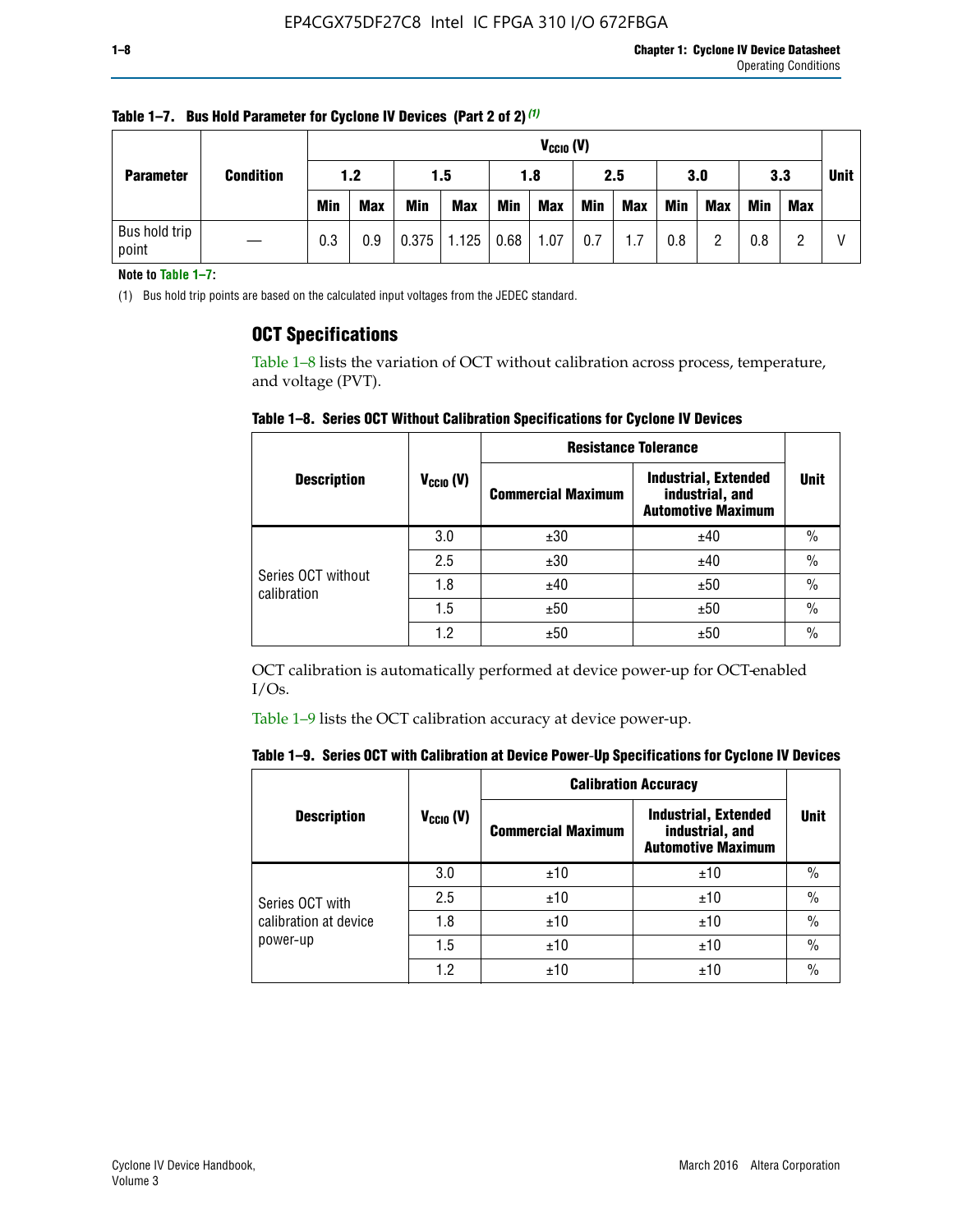**Table 1–7. Bus Hold Parameter for Cyclone IV Devices (Part 2 of 2) (1)**

| Parameter | Condition | $V_{CCIO}$ (V) | | | | | | | | | | | | Unit |
|---|---|---|---|---|---|---|---|---|---|---|---|---|---|---|
| | | 1.2 | | 1.5 | | 1.8 | | 2.5 | | 3.0 | | 3.3 | | |
| | | Min | Max | Min | Max | Min | Max | Min | Max | Min | Max | Min | Max | |
| Bus hold trip point | — | 0.3 | 0.9 | 0.375 | 1.125 | 0.68 | 1.07 | 0.7 | 1.7 | 0.8 | 2 | 0.8 | 2 | V |

**Note to Table 1–7:**

(1) Bus hold trip points are based on the calculated input voltages from the JEDEC standard.

## OCT Specifications

Table 1–8 lists the variation of OCT without calibration across process, temperature, and voltage (PVT).

**Table 1–8. Series OCT Without Calibration Specifications for Cyclone IV Devices**

| Description | $V_{CCIO}$ (V) | Resistance Tolerance | | Unit |
|---|---|---|---|---|
| | | Commercial Maximum | Industrial, Extended industrial, and Automotive Maximum | |
| Series OCT without calibration | 3.0 | ±30 | ±40 | % |
| | 2.5 | ±30 | ±40 | % |
| | 1.8 | ±40 | ±50 | % |
| | 1.5 | ±50 | ±50 | % |
| | 1.2 | ±50 | ±50 | % |

OCT calibration is automatically performed at device power-up for OCT-enabled I/Os.

Table 1–9 lists the OCT calibration accuracy at device power-up.

**Table 1–9. Series OCT with Calibration at Device Power-Up Specifications for Cyclone IV Devices**

| Description | $V_{CCIO}$ (V) | Calibration Accuracy | | Unit |
|---|---|---|---|---|
| | | Commercial Maximum | Industrial, Extended industrial, and Automotive Maximum | |
| Series OCT with calibration at device power-up | 3.0 | ±10 | ±10 | % |
| | 2.5 | ±10 | ±10 | % |
| | 1.8 | ±10 | ±10 | % |
| | 1.5 | ±10 | ±10 | % |
| | 1.2 | ±10 | ±10 | % |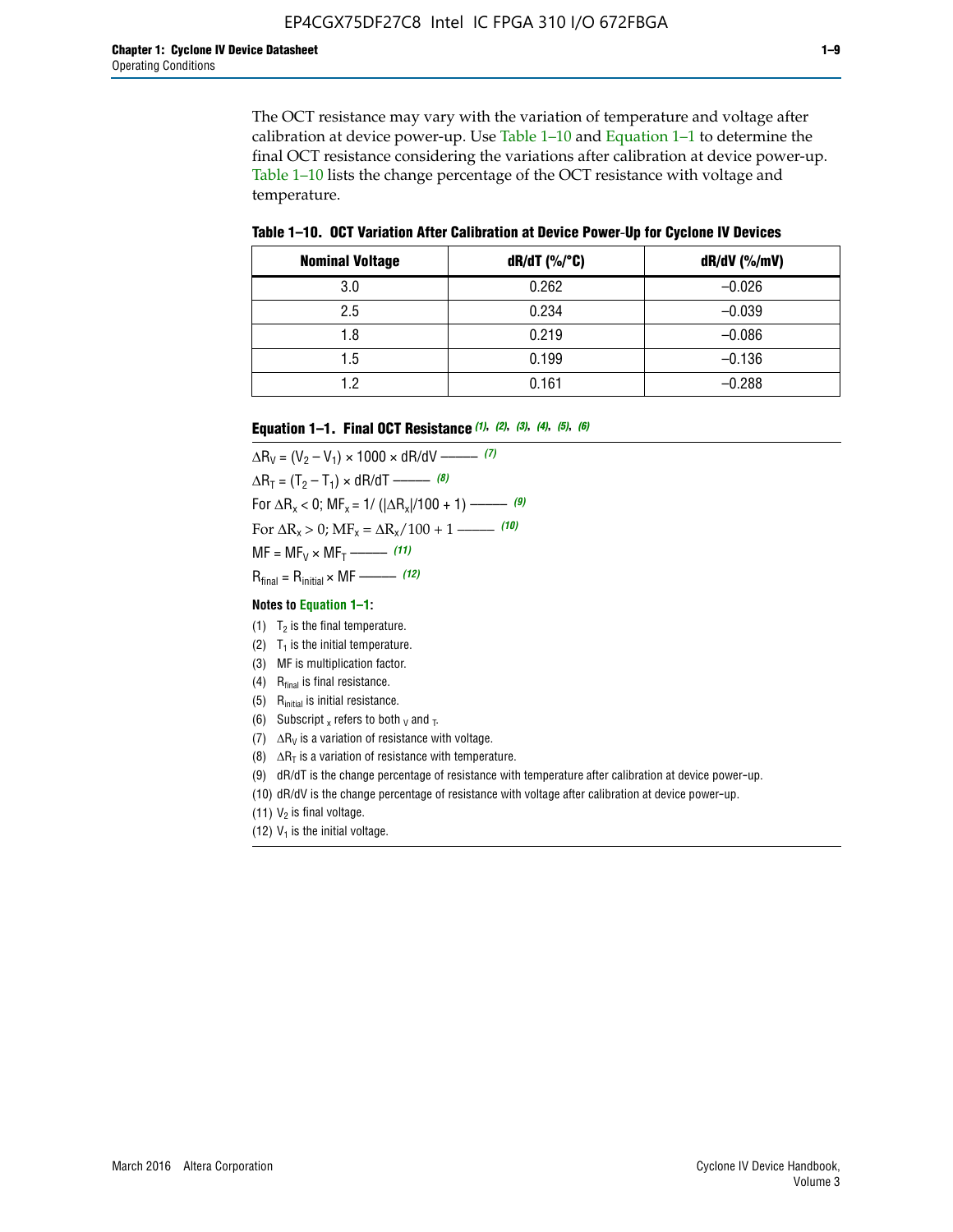The OCT resistance may vary with the variation of temperature and voltage after calibration at device power-up. Use Table 1–10 and Equation 1–1 to determine the final OCT resistance considering the variations after calibration at device power-up. Table 1–10 lists the change percentage of the OCT resistance with voltage and temperature.

**Table 1–10. OCT Variation After Calibration at Device Power-Up for Cyclone IV Devices**

| Nominal Voltage | dR/dT (%/°C) | dR/dV (%/mV) |
|---|---|---|
| 3.0 | 0.262 | –0.026 |
| 2.5 | 0.234 | –0.039 |
| 1.8 | 0.219 | –0.086 |
| 1.5 | 0.199 | –0.136 |
| 1.2 | 0.161 | –0.288 |

**Equation 1–1. Final OCT Resistance** *(1), (2), (3), (4), (5), (6)*

$$\Delta R_V = (V_2 - V_1) \times 1000 \times dR/dV \text{ ——— } (7)$$

$$\Delta R_T = (T_2 - T_1) \times dR/dT \text{ ——— } (8)$$

$$\text{For } \Delta R_x < 0;\ MF_x = 1/\left(|\Delta R_x|/100 + 1\right) \text{ ——— } (9)$$

$$\text{For } \Delta R_x > 0;\ MF_x = \Delta R_x/100 + 1 \text{ ——— } (10)$$

$$MF = MF_V \times MF_T \text{ ——— } (11)$$

$$R_{final} = R_{initial} \times MF \text{ ——— } (12)$$

**Notes to Equation 1–1:**

(1) $T_2$ is the final temperature.

(2) $T_1$ is the initial temperature.

(3) MF is multiplication factor.

(4) $R_{final}$ is final resistance.

(5) $R_{initial}$ is initial resistance.

(6) Subscript $_x$ refers to both $_V$ and $_T$.

(7) $\Delta R_V$ is a variation of resistance with voltage.

(8) $\Delta R_T$ is a variation of resistance with temperature.

(9) dR/dT is the change percentage of resistance with temperature after calibration at device power-up.

(10) dR/dV is the change percentage of resistance with voltage after calibration at device power-up.

(11) $V_2$ is final voltage.

(12) $V_1$ is the initial voltage.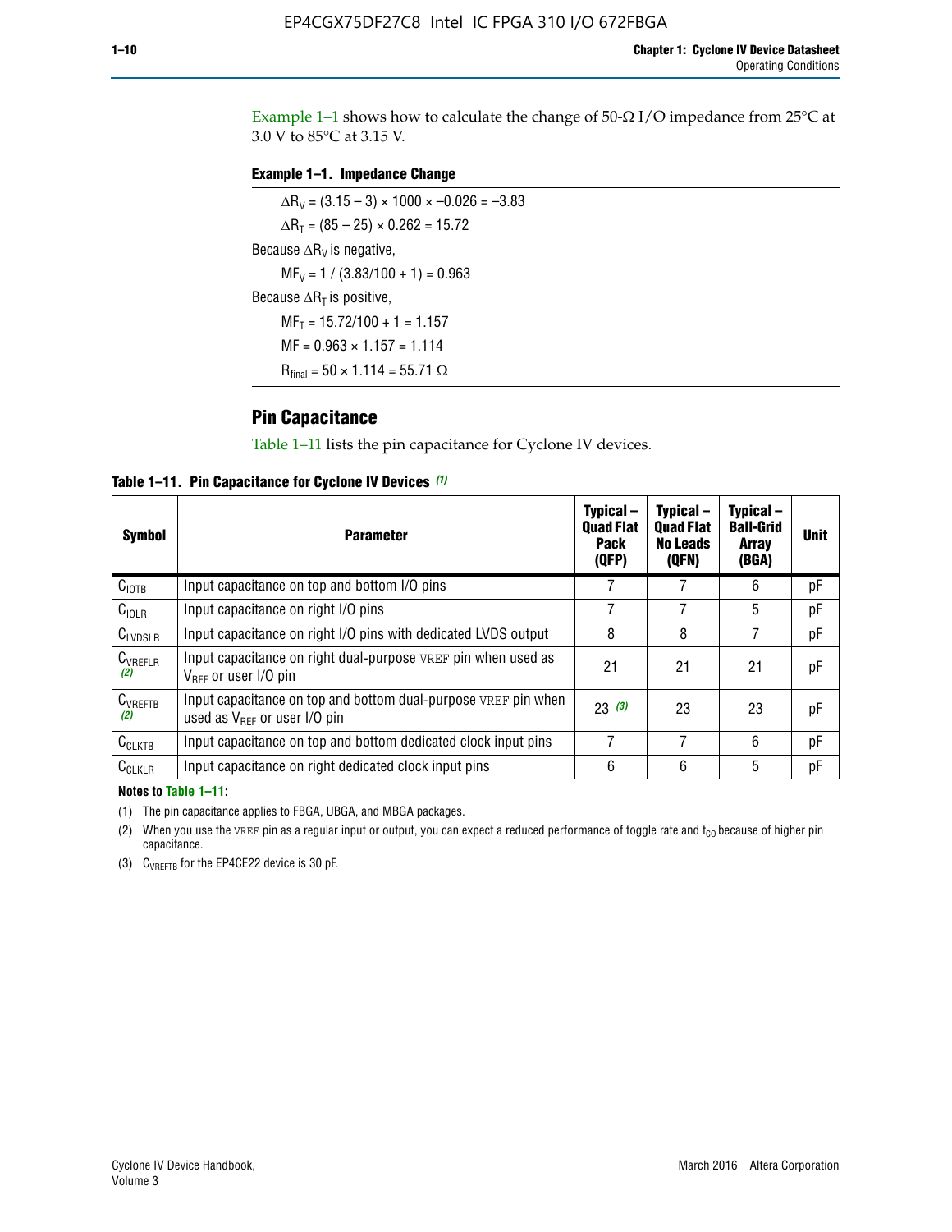Example 1–1 shows how to calculate the change of 50-Ω I/O impedance from 25°C at 3.0 V to 85°C at 3.15 V.

**Example 1–1. Impedance Change**

$\Delta R_V = (3.15 - 3) \times 1000 \times -0.026 = -3.83$

$\Delta R_T = (85 - 25) \times 0.262 = 15.72$

Because $\Delta R_V$ is negative,

$MF_V = 1 / (3.83/100 + 1) = 0.963$

Because $\Delta R_T$ is positive,

$MF_T = 15.72/100 + 1 = 1.157$

$MF = 0.963 \times 1.157 = 1.114$

$R_{final} = 50 \times 1.114 = 55.71\ \Omega$

## Pin Capacitance

Table 1–11 lists the pin capacitance for Cyclone IV devices.

**Table 1–11. Pin Capacitance for Cyclone IV Devices (1)**

| Symbol | Parameter | Typical – Quad Flat Pack (QFP) | Typical – Quad Flat No Leads (QFN) | Typical – Ball-Grid Array (BGA) | Unit |
|---|---|---|---|---|---|
| $C_{IOTB}$ | Input capacitance on top and bottom I/O pins | 7 | 7 | 6 | pF |
| $C_{IOLR}$ | Input capacitance on right I/O pins | 7 | 7 | 5 | pF |
| $C_{LVDSLR}$ | Input capacitance on right I/O pins with dedicated LVDS output | 8 | 8 | 7 | pF |
| $C_{VREFLR}$ (2) | Input capacitance on right dual-purpose VREF pin when used as $V_{REF}$ or user I/O pin | 21 | 21 | 21 | pF |
| $C_{VREFTB}$ (2) | Input capacitance on top and bottom dual-purpose VREF pin when used as $V_{REF}$ or user I/O pin | 23 (3) | 23 | 23 | pF |
| $C_{CLKTB}$ | Input capacitance on top and bottom dedicated clock input pins | 7 | 7 | 6 | pF |
| $C_{CLKLR}$ | Input capacitance on right dedicated clock input pins | 6 | 6 | 5 | pF |

**Notes to Table 1–11:**

(1) The pin capacitance applies to FBGA, UBGA, and MBGA packages.

(2) When you use the VREF pin as a regular input or output, you can expect a reduced performance of toggle rate and $t_{CO}$ because of higher pin capacitance.

(3) $C_{VREFTB}$ for the EP4CE22 device is 30 pF.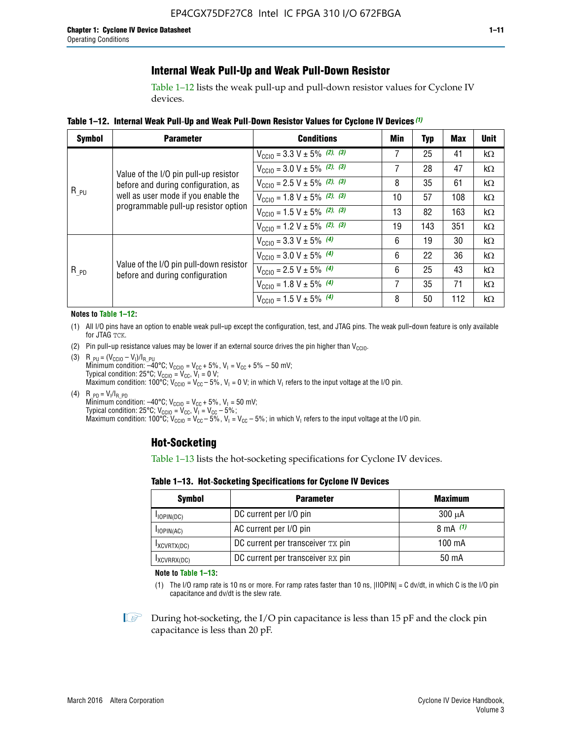## Internal Weak Pull-Up and Weak Pull-Down Resistor

Table 1–12 lists the weak pull-up and pull-down resistor values for Cyclone IV devices.

**Table 1–12. Internal Weak Pull-Up and Weak Pull-Down Resistor Values for Cyclone IV Devices (1)**

| Symbol | Parameter | Conditions | Min | Typ | Max | Unit |
|---|---|---|---|---|---|---|
| $R_{\_PU}$ | Value of the I/O pin pull-up resistor before and during configuration, as well as user mode if you enable the programmable pull-up resistor option | $V_{CCIO}$ = 3.3 V ± 5% (2), (3) | 7 | 25 | 41 | kΩ |
| | | $V_{CCIO}$ = 3.0 V ± 5% (2), (3) | 7 | 28 | 47 | kΩ |
| | | $V_{CCIO}$ = 2.5 V ± 5% (2), (3) | 8 | 35 | 61 | kΩ |
| | | $V_{CCIO}$ = 1.8 V ± 5% (2), (3) | 10 | 57 | 108 | kΩ |
| | | $V_{CCIO}$ = 1.5 V ± 5% (2), (3) | 13 | 82 | 163 | kΩ |
| | | $V_{CCIO}$ = 1.2 V ± 5% (2), (3) | 19 | 143 | 351 | kΩ |
| $R_{\_PD}$ | Value of the I/O pin pull-down resistor before and during configuration | $V_{CCIO}$ = 3.3 V ± 5% (4) | 6 | 19 | 30 | kΩ |
| | | $V_{CCIO}$ = 3.0 V ± 5% (4) | 6 | 22 | 36 | kΩ |
| | | $V_{CCIO}$ = 2.5 V ± 5% (4) | 6 | 25 | 43 | kΩ |
| | | $V_{CCIO}$ = 1.8 V ± 5% (4) | 7 | 35 | 71 | kΩ |
| | | $V_{CCIO}$ = 1.5 V ± 5% (4) | 8 | 50 | 112 | kΩ |

**Notes to Table 1–12:**

(1) All I/O pins have an option to enable weak pull-up except the configuration, test, and JTAG pins. The weak pull-down feature is only available for JTAG TCK.

(2) Pin pull-up resistance values may be lower if an external source drives the pin higher than $V_{CCIO}$.

(3) $R_{\_PU} = (V_{CCIO} - V_I)/I_{R\_PU}$
Minimum condition: –40°C; $V_{CCIO} = V_{CC} + 5\%$, $V_I = V_{CC} + 5\% - 50$ mV;
Typical condition: 25°C; $V_{CCIO} = V_{CC}$, $V_I = 0$ V;
Maximum condition: 100°C; $V_{CCIO} = V_{CC} - 5\%$, $V_I = 0$ V; in which $V_I$ refers to the input voltage at the I/O pin.

(4) $R_{\_PD} = V_I/I_{R\_PD}$
Minimum condition: –40°C; $V_{CCIO} = V_{CC} + 5\%$, $V_I = 50$ mV;
Typical condition: 25°C; $V_{CCIO} = V_{CC}$, $V_I = V_{CC} - 5\%$;
Maximum condition: 100°C; $V_{CCIO} = V_{CC} - 5\%$, $V_I = V_{CC} - 5\%$; in which $V_I$ refers to the input voltage at the I/O pin.

## Hot-Socketing

Table 1–13 lists the hot-socketing specifications for Cyclone IV devices.

**Table 1–13. Hot-Socketing Specifications for Cyclone IV Devices**

| Symbol | Parameter | Maximum |
|---|---|---|
| $I_{IOPIN(DC)}$ | DC current per I/O pin | 300 μA |
| $I_{IOPIN(AC)}$ | AC current per I/O pin | 8 mA (1) |
| $I_{XCVRTX(DC)}$ | DC current per transceiver TX pin | 100 mA |
| $I_{XCVRRX(DC)}$ | DC current per transceiver RX pin | 50 mA |

**Note to Table 1–13:**

(1) The I/O ramp rate is 10 ns or more. For ramp rates faster than 10 ns, |IIOPIN| = C dv/dt, in which C is the I/O pin capacitance and dv/dt is the slew rate.

During hot-socketing, the I/O pin capacitance is less than 15 pF and the clock pin capacitance is less than 20 pF.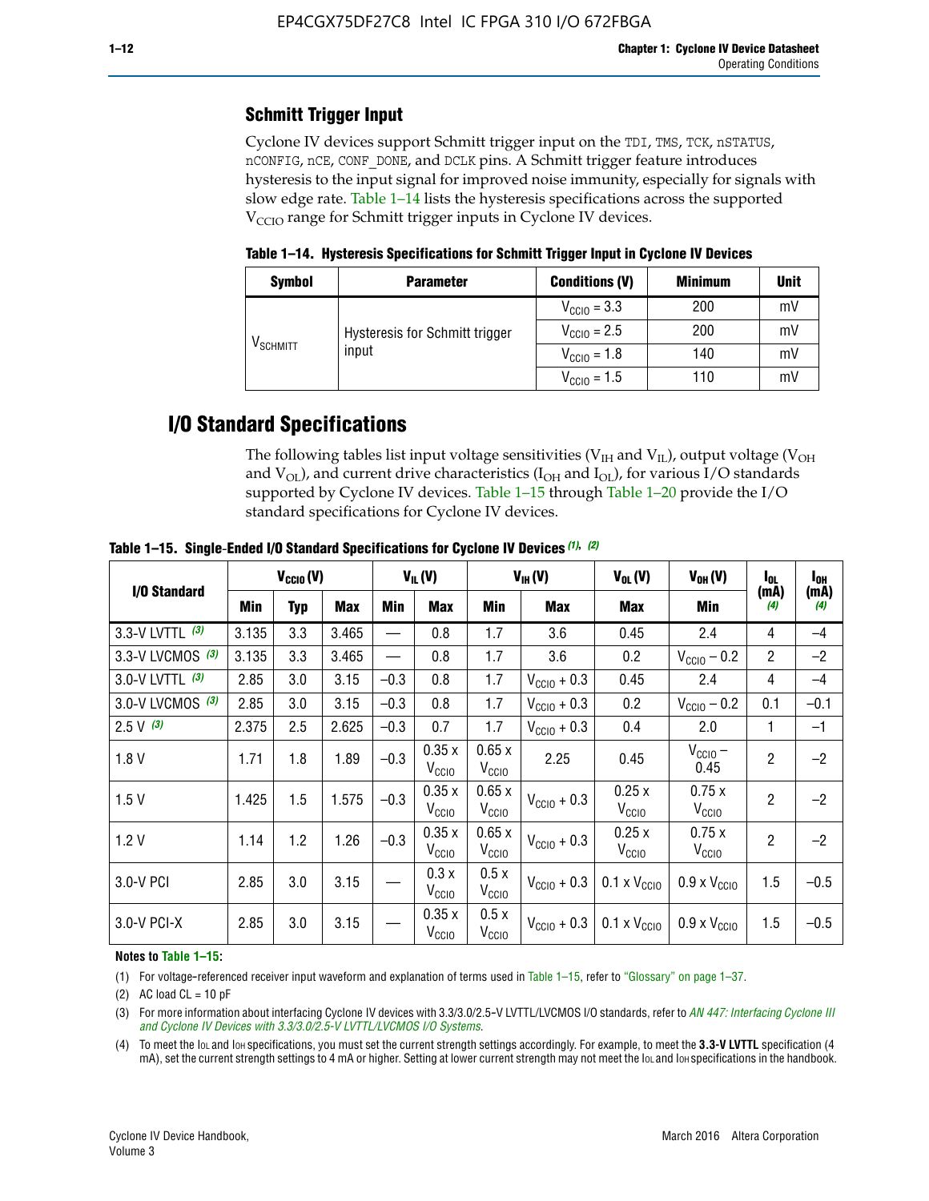## Schmitt Trigger Input

Cyclone IV devices support Schmitt trigger input on the TDI, TMS, TCK, nSTATUS, nCONFIG, nCE, CONF_DONE, and DCLK pins. A Schmitt trigger feature introduces hysteresis to the input signal for improved noise immunity, especially for signals with slow edge rate. Table 1–14 lists the hysteresis specifications across the supported $V_{CCIO}$ range for Schmitt trigger inputs in Cyclone IV devices.

**Table 1–14. Hysteresis Specifications for Schmitt Trigger Input in Cyclone IV Devices**

| Symbol | Parameter | Conditions (V) | Minimum | Unit |
|---|---|---|---|---|
| $V_{SCHMITT}$ | Hysteresis for Schmitt trigger input | $V_{CCIO}$ = 3.3 | 200 | mV |
| | | $V_{CCIO}$ = 2.5 | 200 | mV |
| | | $V_{CCIO}$ = 1.8 | 140 | mV |
| | | $V_{CCIO}$ = 1.5 | 110 | mV |

# I/O Standard Specifications

The following tables list input voltage sensitivities ($V_{IH}$ and $V_{IL}$), output voltage ($V_{OH}$ and $V_{OL}$), and current drive characteristics ($I_{OH}$ and $I_{OL}$), for various I/O standards supported by Cyclone IV devices. Table 1–15 through Table 1–20 provide the I/O standard specifications for Cyclone IV devices.

**Table 1–15. Single-Ended I/O Standard Specifications for Cyclone IV Devices (1), (2)**

| I/O Standard | $V_{CCIO}$ (V) | | | $V_{IL}$ (V) | | $V_{IH}$ (V) | | $V_{OL}$ (V) | $V_{OH}$ (V) | $I_{OL}$ (mA) (4) | $I_{OH}$ (mA) (4) |
|---|---|---|---|---|---|---|---|---|---|---|---|
| | Min | Typ | Max | Min | Max | Min | Max | Max | Min | | |
| 3.3-V LVTTL (3) | 3.135 | 3.3 | 3.465 | — | 0.8 | 1.7 | 3.6 | 0.45 | 2.4 | 4 | –4 |
| 3.3-V LVCMOS (3) | 3.135 | 3.3 | 3.465 | — | 0.8 | 1.7 | 3.6 | 0.2 | $V_{CCIO}$ – 0.2 | 2 | –2 |
| 3.0-V LVTTL (3) | 2.85 | 3.0 | 3.15 | –0.3 | 0.8 | 1.7 | $V_{CCIO}$ + 0.3 | 0.45 | 2.4 | 4 | –4 |
| 3.0-V LVCMOS (3) | 2.85 | 3.0 | 3.15 | –0.3 | 0.8 | 1.7 | $V_{CCIO}$ + 0.3 | 0.2 | $V_{CCIO}$ – 0.2 | 0.1 | –0.1 |
| 2.5 V (3) | 2.375 | 2.5 | 2.625 | –0.3 | 0.7 | 1.7 | $V_{CCIO}$ + 0.3 | 0.4 | 2.0 | 1 | –1 |
| 1.8 V | 1.71 | 1.8 | 1.89 | –0.3 | 0.35 x $V_{CCIO}$ | 0.65 x $V_{CCIO}$ | 2.25 | 0.45 | $V_{CCIO}$ – 0.45 | 2 | –2 |
| 1.5 V | 1.425 | 1.5 | 1.575 | –0.3 | 0.35 x $V_{CCIO}$ | 0.65 x $V_{CCIO}$ | $V_{CCIO}$ + 0.3 | 0.25 x $V_{CCIO}$ | 0.75 x $V_{CCIO}$ | 2 | –2 |
| 1.2 V | 1.14 | 1.2 | 1.26 | –0.3 | 0.35 x $V_{CCIO}$ | 0.65 x $V_{CCIO}$ | $V_{CCIO}$ + 0.3 | 0.25 x $V_{CCIO}$ | 0.75 x $V_{CCIO}$ | 2 | –2 |
| 3.0-V PCI | 2.85 | 3.0 | 3.15 | — | 0.3 x $V_{CCIO}$ | 0.5 x $V_{CCIO}$ | $V_{CCIO}$ + 0.3 | 0.1 x $V_{CCIO}$ | 0.9 x $V_{CCIO}$ | 1.5 | –0.5 |
| 3.0-V PCI-X | 2.85 | 3.0 | 3.15 | — | 0.35 x $V_{CCIO}$ | 0.5 x $V_{CCIO}$ | $V_{CCIO}$ + 0.3 | 0.1 x $V_{CCIO}$ | 0.9 x $V_{CCIO}$ | 1.5 | –0.5 |

**Notes to Table 1–15:**

(1) For voltage-referenced receiver input waveform and explanation of terms used in Table 1–15, refer to "Glossary" on page 1–37.

(2) AC load CL = 10 pF

(3) For more information about interfacing Cyclone IV devices with 3.3/3.0/2.5-V LVTTL/LVCMOS I/O standards, refer to *AN 447: Interfacing Cyclone III and Cyclone IV Devices with 3.3/3.0/2.5-V LVTTL/LVCMOS I/O Systems*.

(4) To meet the $I_{OL}$ and $I_{OH}$ specifications, you must set the current strength settings accordingly. For example, to meet the **3.3-V LVTTL** specification (4 mA), set the current strength settings to 4 mA or higher. Setting at lower current strength may not meet the $I_{OL}$ and $I_{OH}$ specifications in the handbook.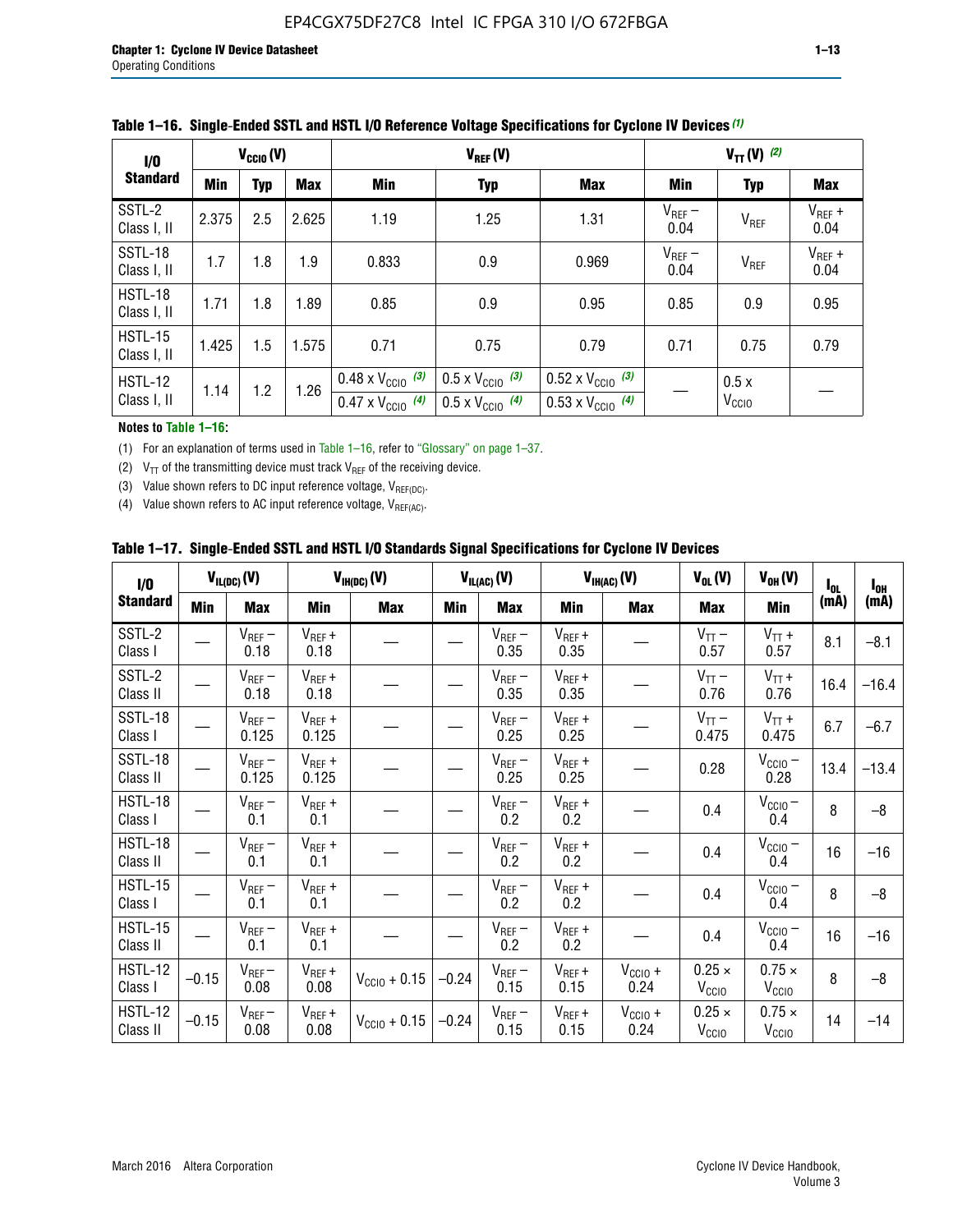**Table 1–16. Single-Ended SSTL and HSTL I/O Reference Voltage Specifications for Cyclone IV Devices (1)**

| I/O Standard | $V_{CCIO}$ (V) | | | $V_{REF}$ (V) | | | $V_{TT}$ (V) (2) | | |
|---|---|---|---|---|---|---|---|---|---|
| | Min | Typ | Max | Min | Typ | Max | Min | Typ | Max |
| SSTL-2 Class I, II | 2.375 | 2.5 | 2.625 | 1.19 | 1.25 | 1.31 | $V_{REF}$ – 0.04 | $V_{REF}$ | $V_{REF}$ + 0.04 |
| SSTL-18 Class I, II | 1.7 | 1.8 | 1.9 | 0.833 | 0.9 | 0.969 | $V_{REF}$ – 0.04 | $V_{REF}$ | $V_{REF}$ + 0.04 |
| HSTL-18 Class I, II | 1.71 | 1.8 | 1.89 | 0.85 | 0.9 | 0.95 | 0.85 | 0.9 | 0.95 |
| HSTL-15 Class I, II | 1.425 | 1.5 | 1.575 | 0.71 | 0.75 | 0.79 | 0.71 | 0.75 | 0.79 |
| HSTL-12 Class I, II | 1.14 | 1.2 | 1.26 | 0.48 x $V_{CCIO}$ (3) / 0.47 x $V_{CCIO}$ (4) | 0.5 x $V_{CCIO}$ (3) / 0.5 x $V_{CCIO}$ (4) | 0.52 x $V_{CCIO}$ (3) / 0.53 x $V_{CCIO}$ (4) | — | 0.5 x $V_{CCIO}$ | — |

**Notes to Table 1–16:**

(1) For an explanation of terms used in Table 1–16, refer to "Glossary" on page 1–37.

(2) $V_{TT}$ of the transmitting device must track $V_{REF}$ of the receiving device.

(3) Value shown refers to DC input reference voltage, $V_{REF(DC)}$.

(4) Value shown refers to AC input reference voltage, $V_{REF(AC)}$.

**Table 1–17. Single-Ended SSTL and HSTL I/O Standards Signal Specifications for Cyclone IV Devices**

| I/O Standard | $V_{IL(DC)}$ (V) | | $V_{IH(DC)}$ (V) | | $V_{IL(AC)}$ (V) | | $V_{IH(AC)}$ (V) | | $V_{OL}$ (V) | $V_{OH}$ (V) | $I_{OL}$ (mA) | $I_{OH}$ (mA) |
|---|---|---|---|---|---|---|---|---|---|---|---|---|
| | Min | Max | Min | Max | Min | Max | Min | Max | Max | Min | | |
| SSTL-2 Class I | — | $V_{REF}$ – 0.18 | $V_{REF}$ + 0.18 | — | — | $V_{REF}$ – 0.35 | $V_{REF}$ + 0.35 | — | $V_{TT}$ – 0.57 | $V_{TT}$ + 0.57 | 8.1 | –8.1 |
| SSTL-2 Class II | — | $V_{REF}$ – 0.18 | $V_{REF}$ + 0.18 | — | — | $V_{REF}$ – 0.35 | $V_{REF}$ + 0.35 | — | $V_{TT}$ – 0.76 | $V_{TT}$ + 0.76 | 16.4 | –16.4 |
| SSTL-18 Class I | — | $V_{REF}$ – 0.125 | $V_{REF}$ + 0.125 | — | — | $V_{REF}$ – 0.25 | $V_{REF}$ + 0.25 | — | $V_{TT}$ – 0.475 | $V_{TT}$ + 0.475 | 6.7 | –6.7 |
| SSTL-18 Class II | — | $V_{REF}$ – 0.125 | $V_{REF}$ + 0.125 | — | — | $V_{REF}$ – 0.25 | $V_{REF}$ + 0.25 | — | 0.28 | $V_{CCIO}$ – 0.28 | 13.4 | –13.4 |
| HSTL-18 Class I | — | $V_{REF}$ – 0.1 | $V_{REF}$ + 0.1 | — | — | $V_{REF}$ – 0.2 | $V_{REF}$ + 0.2 | — | 0.4 | $V_{CCIO}$ – 0.4 | 8 | –8 |
| HSTL-18 Class II | — | $V_{REF}$ – 0.1 | $V_{REF}$ + 0.1 | — | — | $V_{REF}$ – 0.2 | $V_{REF}$ + 0.2 | — | 0.4 | $V_{CCIO}$ – 0.4 | 16 | –16 |
| HSTL-15 Class I | — | $V_{REF}$ – 0.1 | $V_{REF}$ + 0.1 | — | — | $V_{REF}$ – 0.2 | $V_{REF}$ + 0.2 | — | 0.4 | $V_{CCIO}$ – 0.4 | 8 | –8 |
| HSTL-15 Class II | — | $V_{REF}$ – 0.1 | $V_{REF}$ + 0.1 | — | — | $V_{REF}$ – 0.2 | $V_{REF}$ + 0.2 | — | 0.4 | $V_{CCIO}$ – 0.4 | 16 | –16 |
| HSTL-12 Class I | –0.15 | $V_{REF}$ – 0.08 | $V_{REF}$ + 0.08 | $V_{CCIO}$ + 0.15 | –0.24 | $V_{REF}$ – 0.15 | $V_{REF}$ + 0.15 | $V_{CCIO}$ + 0.24 | 0.25 × $V_{CCIO}$ | 0.75 × $V_{CCIO}$ | 8 | –8 |
| HSTL-12 Class II | –0.15 | $V_{REF}$ – 0.08 | $V_{REF}$ + 0.08 | $V_{CCIO}$ + 0.15 | –0.24 | $V_{REF}$ – 0.15 | $V_{REF}$ + 0.15 | $V_{CCIO}$ + 0.24 | 0.25 × $V_{CCIO}$ | 0.75 × $V_{CCIO}$ | 14 | –14 |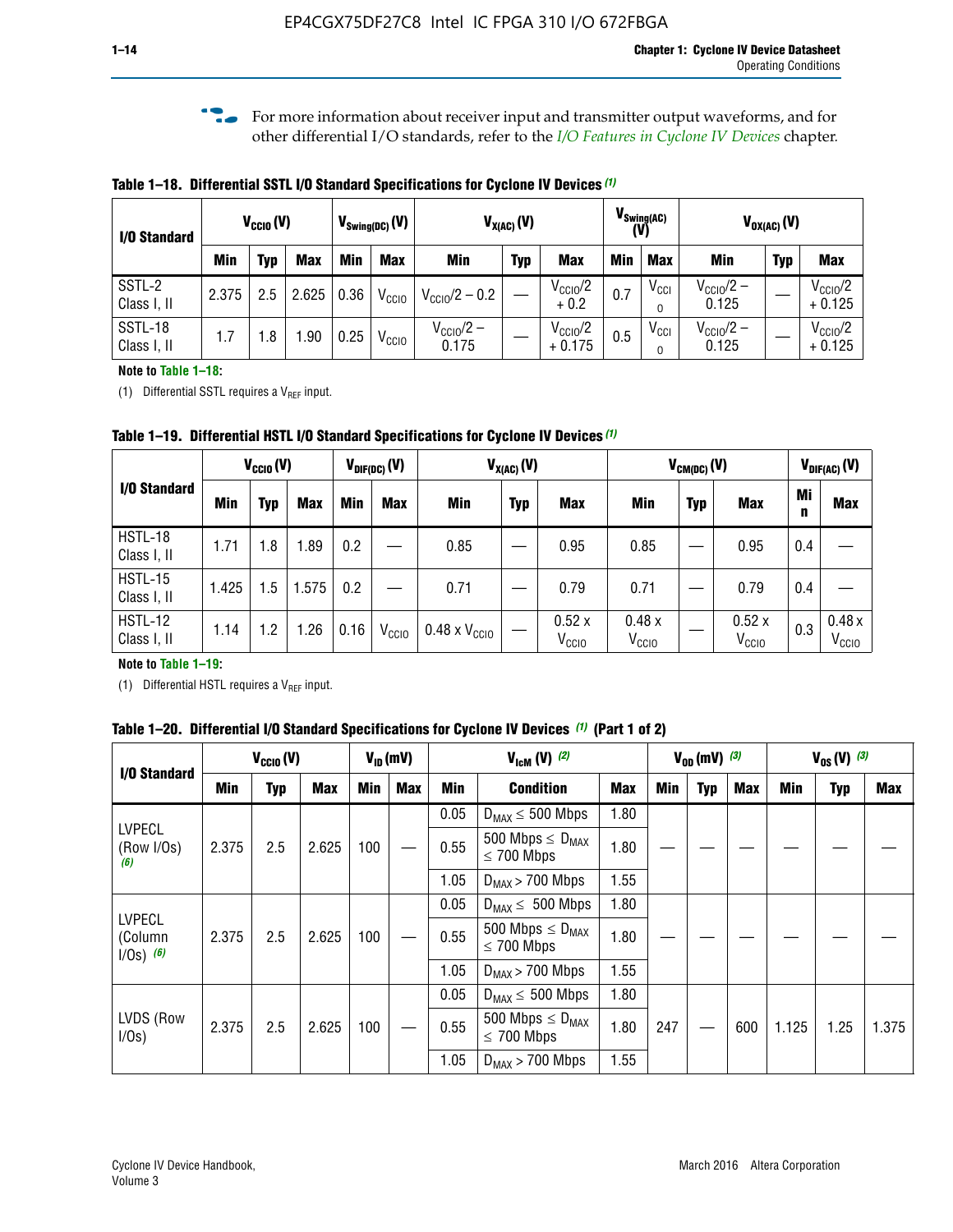For more information about receiver input and transmitter output waveforms, and for other differential I/O standards, refer to the *I/O Features in Cyclone IV Devices* chapter.

**Table 1–18. Differential SSTL I/O Standard Specifications for Cyclone IV Devices (1)**

| I/O Standard | $V_{CCIO}$ (V) | | | $V_{Swing(DC)}$ (V) | | $V_{X(AC)}$ (V) | | | $V_{Swing(AC)}$ (V) | | $V_{OX(AC)}$ (V) | | |
|---|---|---|---|---|---|---|---|---|---|---|---|---|---|
| | Min | Typ | Max | Min | Max | Min | Typ | Max | Min | Max | Min | Typ | Max |
| SSTL-2 Class I, II | 2.375 | 2.5 | 2.625 | 0.36 | $V_{CCIO}$ | $V_{CCIO}/2 - 0.2$ | — | $V_{CCIO}/2 + 0.2$ | 0.7 | $V_{CCIO}$ | $V_{CCIO}/2 - 0.125$ | — | $V_{CCIO}/2 + 0.125$ |
| SSTL-18 Class I, II | 1.7 | 1.8 | 1.90 | 0.25 | $V_{CCIO}$ | $V_{CCIO}/2 - 0.175$ | — | $V_{CCIO}/2 + 0.175$ | 0.5 | $V_{CCIO}$ | $V_{CCIO}/2 - 0.125$ | — | $V_{CCIO}/2 + 0.125$ |

**Note to Table 1–18:**

(1) Differential SSTL requires a $V_{REF}$ input.

**Table 1–19. Differential HSTL I/O Standard Specifications for Cyclone IV Devices (1)**

| I/O Standard | $V_{CCIO}$ (V) | | | $V_{DIF(DC)}$ (V) | | $V_{X(AC)}$ (V) | | | $V_{CM(DC)}$ (V) | | | $V_{DIF(AC)}$ (V) | |
|---|---|---|---|---|---|---|---|---|---|---|---|---|---|
| | Min | Typ | Max | Min | Max | Min | Typ | Max | Min | Typ | Max | Min | Max |
| HSTL-18 Class I, II | 1.71 | 1.8 | 1.89 | 0.2 | — | 0.85 | — | 0.95 | 0.85 | — | 0.95 | 0.4 | — |
| HSTL-15 Class I, II | 1.425 | 1.5 | 1.575 | 0.2 | — | 0.71 | — | 0.79 | 0.71 | — | 0.79 | 0.4 | — |
| HSTL-12 Class I, II | 1.14 | 1.2 | 1.26 | 0.16 | $V_{CCIO}$ | 0.48 x $V_{CCIO}$ | — | 0.52 x $V_{CCIO}$ | 0.48 x $V_{CCIO}$ | — | 0.52 x $V_{CCIO}$ | 0.3 | 0.48 x $V_{CCIO}$ |

**Note to Table 1–19:**

(1) Differential HSTL requires a $V_{REF}$ input.

**Table 1–20. Differential I/O Standard Specifications for Cyclone IV Devices (1) (Part 1 of 2)**

| I/O Standard | $V_{CCIO}$ (V) | | | $V_{ID}$ (mV) | | $V_{IcM}$ (V) (2) | | | $V_{OD}$ (mV) (3) | | | $V_{OS}$ (V) (3) | | |
|---|---|---|---|---|---|---|---|---|---|---|---|---|---|---|
| | Min | Typ | Max | Min | Max | Min | Condition | Max | Min | Typ | Max | Min | Typ | Max |
| LVPECL (Row I/Os) (6) | 2.375 | 2.5 | 2.625 | 100 | — | 0.05 | $D_{MAX} \leq 500$ Mbps | 1.80 | — | — | — | — | — | — |
| | | | | | | 0.55 | 500 Mbps $\leq D_{MAX} \leq 700$ Mbps | 1.80 | | | | | | |
| | | | | | | 1.05 | $D_{MAX} > 700$ Mbps | 1.55 | | | | | | |
| LVPECL (Column I/Os) (6) | 2.375 | 2.5 | 2.625 | 100 | — | 0.05 | $D_{MAX} \leq 500$ Mbps | 1.80 | — | — | — | — | — | — |
| | | | | | | 0.55 | 500 Mbps $\leq D_{MAX} \leq 700$ Mbps | 1.80 | | | | | | |
| | | | | | | 1.05 | $D_{MAX} > 700$ Mbps | 1.55 | | | | | | |
| LVDS (Row I/Os) | 2.375 | 2.5 | 2.625 | 100 | — | 0.05 | $D_{MAX} \leq 500$ Mbps | 1.80 | 247 | — | 600 | 1.125 | 1.25 | 1.375 |
| | | | | | | 0.55 | 500 Mbps $\leq D_{MAX} \leq 700$ Mbps | 1.80 | | | | | | |
| | | | | | | 1.05 | $D_{MAX} > 700$ Mbps | 1.55 | | | | | | |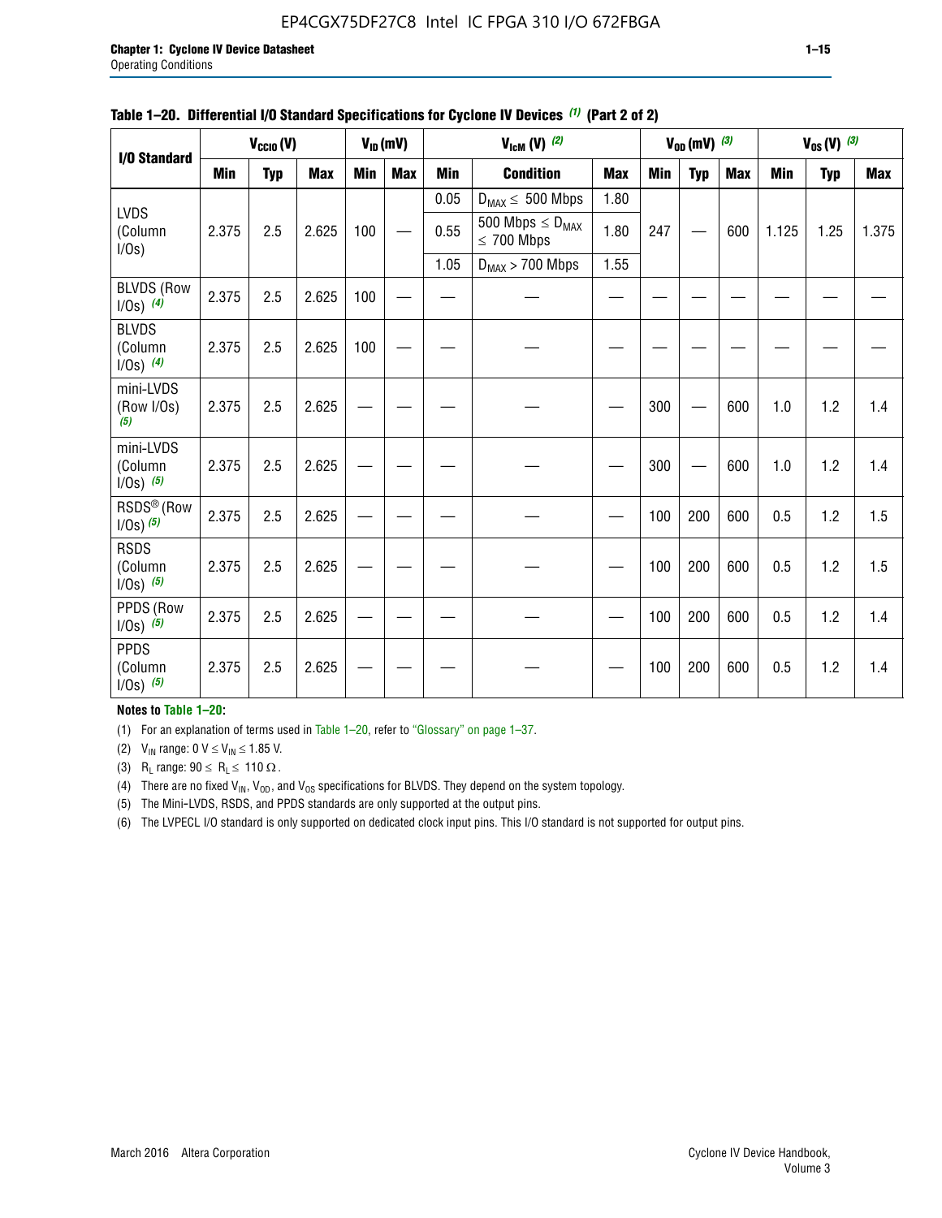**Table 1–20. Differential I/O Standard Specifications for Cyclone IV Devices (1) (Part 2 of 2)**

| I/O Standard | $V_{CCIO}$ (V) | | | $V_{ID}$ (mV) | | $V_{IcM}$ (V) (2) | | | $V_{OD}$ (mV) (3) | | | $V_{OS}$ (V) (3) | | |
|---|---|---|---|---|---|---|---|---|---|---|---|---|---|---|
| | Min | Typ | Max | Min | Max | Min | Condition | Max | Min | Typ | Max | Min | Typ | Max |
| LVDS (Column I/Os) | 2.375 | 2.5 | 2.625 | 100 | — | 0.05 | $D_{MAX} \leq$ 500 Mbps | 1.80 | 247 | — | 600 | 1.125 | 1.25 | 1.375 |
| | | | | | | 0.55 | 500 Mbps $\leq D_{MAX} \leq$ 700 Mbps | 1.80 | | | | | | |
| | | | | | | 1.05 | $D_{MAX}$ > 700 Mbps | 1.55 | | | | | | |
| BLVDS (Row I/Os) (4) | 2.375 | 2.5 | 2.625 | 100 | — | — | — | — | — | — | — | — | — | — |
| BLVDS (Column I/Os) (4) | 2.375 | 2.5 | 2.625 | 100 | — | — | — | — | — | — | — | — | — | — |
| mini-LVDS (Row I/Os) (5) | 2.375 | 2.5 | 2.625 | — | — | — | — | — | 300 | — | 600 | 1.0 | 1.2 | 1.4 |
| mini-LVDS (Column I/Os) (5) | 2.375 | 2.5 | 2.625 | — | — | — | — | — | 300 | — | 600 | 1.0 | 1.2 | 1.4 |
| RSDS® (Row I/Os) (5) | 2.375 | 2.5 | 2.625 | — | — | — | — | — | 100 | 200 | 600 | 0.5 | 1.2 | 1.5 |
| RSDS (Column I/Os) (5) | 2.375 | 2.5 | 2.625 | — | — | — | — | — | 100 | 200 | 600 | 0.5 | 1.2 | 1.5 |
| PPDS (Row I/Os) (5) | 2.375 | 2.5 | 2.625 | — | — | — | — | — | 100 | 200 | 600 | 0.5 | 1.2 | 1.4 |
| PPDS (Column I/Os) (5) | 2.375 | 2.5 | 2.625 | — | — | — | — | — | 100 | 200 | 600 | 0.5 | 1.2 | 1.4 |

**Notes to Table 1–20:**

(1) For an explanation of terms used in Table 1–20, refer to "Glossary" on page 1–37.

(2) $V_{IN}$ range: 0 V $\leq V_{IN} \leq$ 1.85 V.

(3) $R_L$ range: 90 $\leq R_L \leq$ 110 Ω.

(4) There are no fixed $V_{IN}$, $V_{OD}$, and $V_{OS}$ specifications for BLVDS. They depend on the system topology.

(5) The Mini-LVDS, RSDS, and PPDS standards are only supported at the output pins.

(6) The LVPECL I/O standard is only supported on dedicated clock input pins. This I/O standard is not supported for output pins.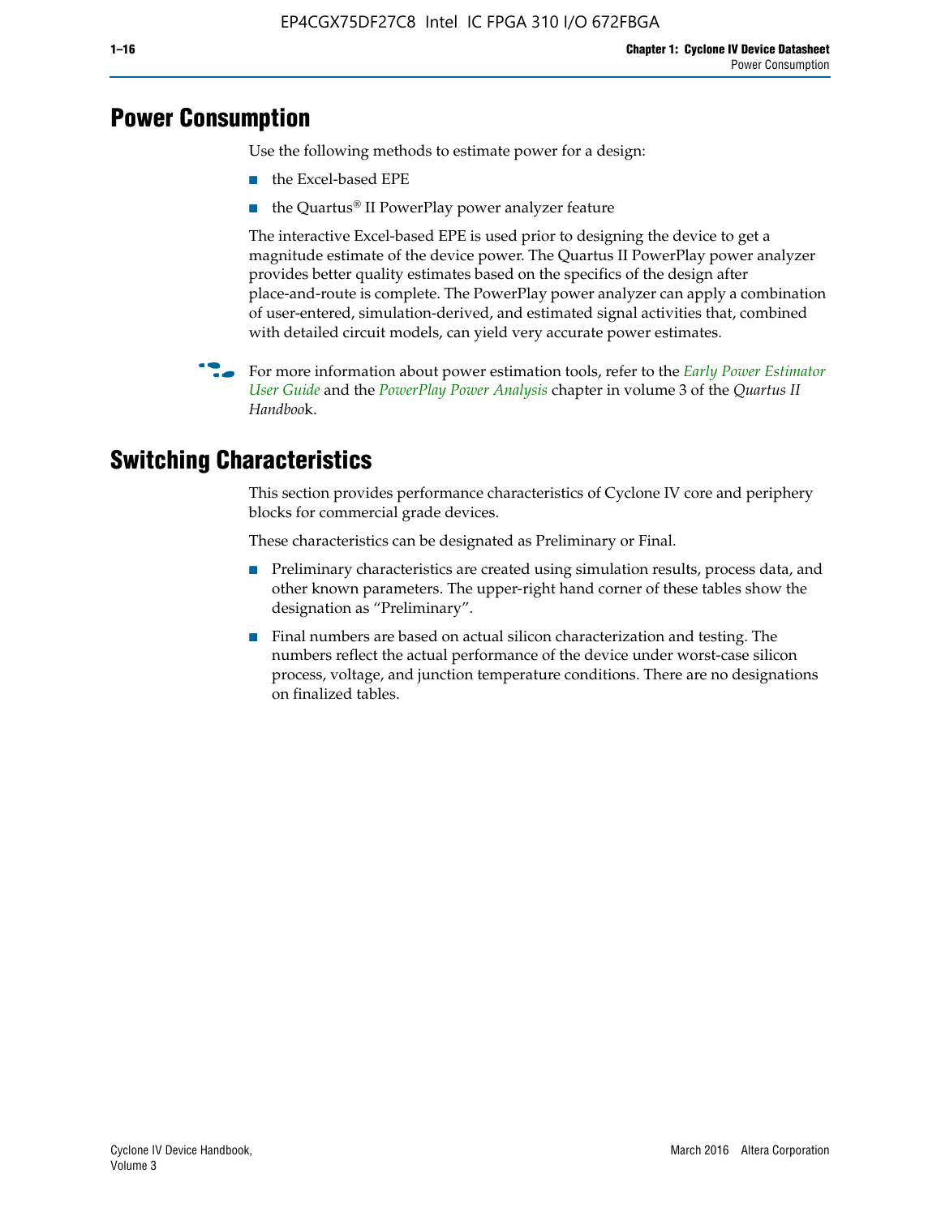# Power Consumption

Use the following methods to estimate power for a design:

- the Excel-based EPE
- the Quartus® II PowerPlay power analyzer feature

The interactive Excel-based EPE is used prior to designing the device to get a magnitude estimate of the device power. The Quartus II PowerPlay power analyzer provides better quality estimates based on the specifics of the design after place-and-route is complete. The PowerPlay power analyzer can apply a combination of user-entered, simulation-derived, and estimated signal activities that, combined with detailed circuit models, can yield very accurate power estimates.

For more information about power estimation tools, refer to the *Early Power Estimator User Guide* and the *PowerPlay Power Analysis* chapter in volume 3 of the *Quartus II Handbook*.

# Switching Characteristics

This section provides performance characteristics of Cyclone IV core and periphery blocks for commercial grade devices.

These characteristics can be designated as Preliminary or Final.

- Preliminary characteristics are created using simulation results, process data, and other known parameters. The upper-right hand corner of these tables show the designation as "Preliminary".
- Final numbers are based on actual silicon characterization and testing. The numbers reflect the actual performance of the device under worst-case silicon process, voltage, and junction temperature conditions. There are no designations on finalized tables.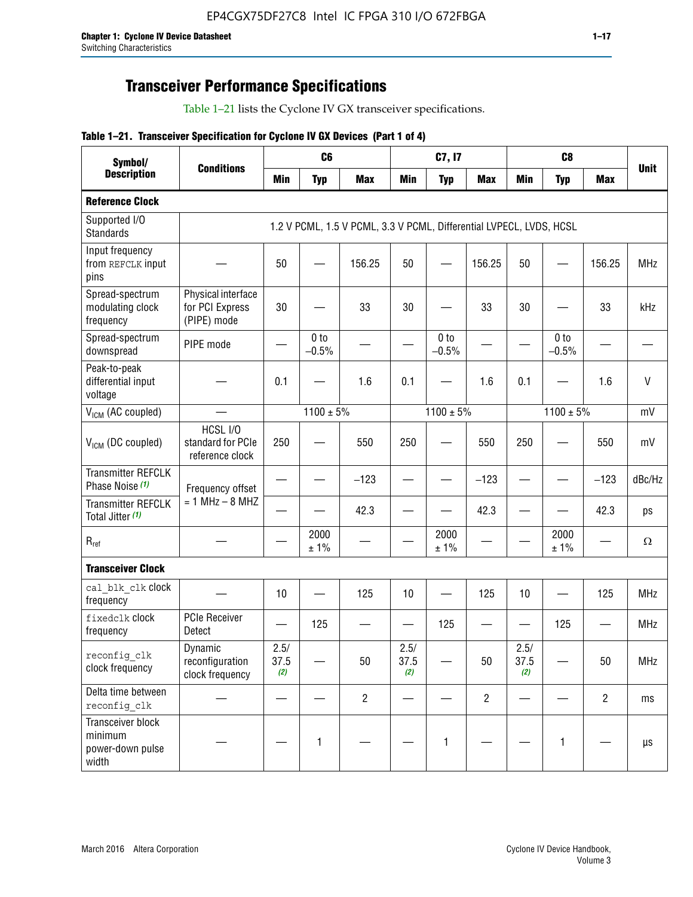## Transceiver Performance Specifications

Table 1–21 lists the Cyclone IV GX transceiver specifications.

**Table 1–21. Transceiver Specification for Cyclone IV GX Devices (Part 1 of 4)**

| Symbol/ Description | Conditions | C6 | | | C7, I7 | | | C8 | | | Unit |
|---|---|---|---|---|---|---|---|---|---|---|---|
| | | Min | Typ | Max | Min | Typ | Max | Min | Typ | Max | |
| **Reference Clock** | | | | | | | | | | | |
| Supported I/O Standards | 1.2 V PCML, 1.5 V PCML, 3.3 V PCML, Differential LVPECL, LVDS, HCSL | | | | | | | | | | |
| Input frequency from REFCLK input pins | — | 50 | — | 156.25 | 50 | — | 156.25 | 50 | — | 156.25 | MHz |
| Spread-spectrum modulating clock frequency | Physical interface for PCI Express (PIPE) mode | 30 | — | 33 | 30 | — | 33 | 30 | — | 33 | kHz |
| Spread-spectrum downspread | PIPE mode | — | 0 to −0.5% | — | — | 0 to −0.5% | — | — | 0 to −0.5% | — | — |
| Peak-to-peak differential input voltage | — | 0.1 | — | 1.6 | 0.1 | — | 1.6 | 0.1 | — | 1.6 | V |
| $V_{ICM}$ (AC coupled) | — | 1100 ± 5% | | | 1100 ± 5% | | | 1100 ± 5% | | | mV |
| $V_{ICM}$ (DC coupled) | HCSL I/O standard for PCIe reference clock | 250 | — | 550 | 250 | — | 550 | 250 | — | 550 | mV |
| Transmitter REFCLK Phase Noise (1) | Frequency offset = 1 MHz – 8 MHZ | — | — | −123 | — | — | −123 | — | — | −123 | dBc/Hz |
| Transmitter REFCLK Total Jitter (1) | | — | — | 42.3 | — | — | 42.3 | — | — | 42.3 | ps |
| $R_{ref}$ | — | — | 2000 ± 1% | — | — | 2000 ± 1% | — | — | 2000 ± 1% | — | Ω |
| **Transceiver Clock** | | | | | | | | | | | |
| cal_blk_clk clock frequency | — | 10 | — | 125 | 10 | — | 125 | 10 | — | 125 | MHz |
| fixedclk clock frequency | PCIe Receiver Detect | — | 125 | — | — | 125 | — | — | 125 | — | MHz |
| reconfig_clk clock frequency | Dynamic reconfiguration clock frequency | 2.5/ 37.5 (2) | — | 50 | 2.5/ 37.5 (2) | — | 50 | 2.5/ 37.5 (2) | — | 50 | MHz |
| Delta time between reconfig_clk | — | — | — | 2 | — | — | 2 | — | — | 2 | ms |
| Transceiver block minimum power-down pulse width | — | — | 1 | — | — | 1 | — | — | 1 | — | µs |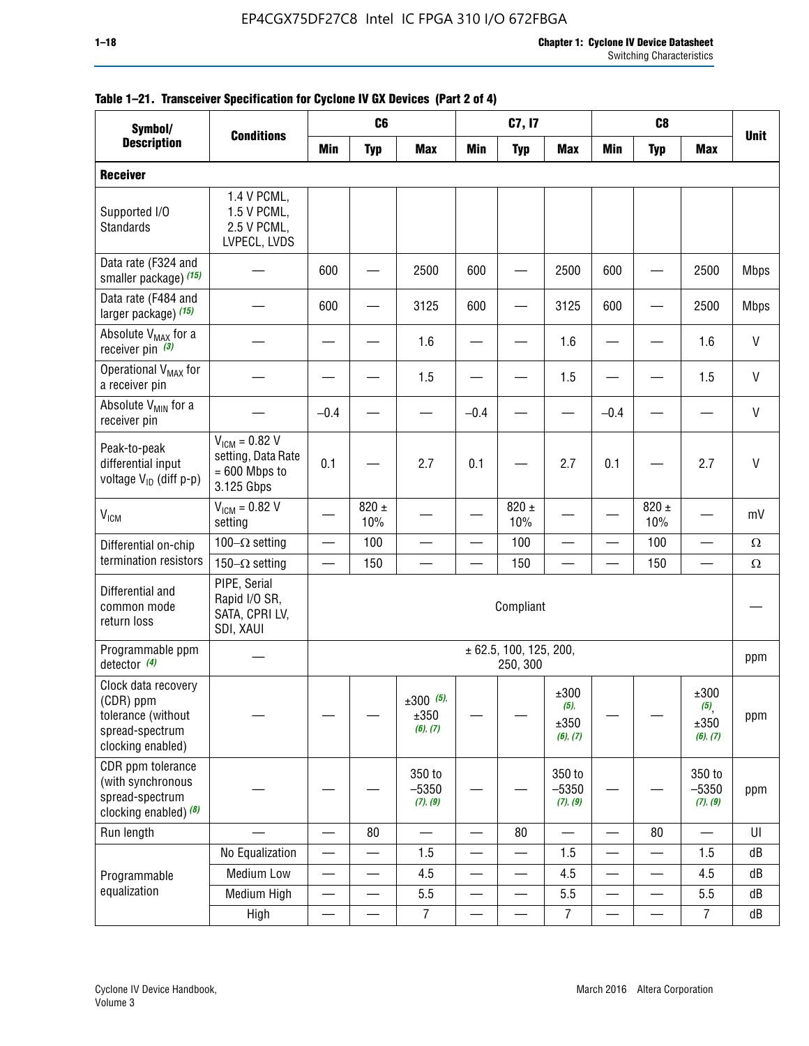**Table 1–21. Transceiver Specification for Cyclone IV GX Devices (Part 2 of 4)**

| Symbol/ Description | Conditions | C6 | | | C7, I7 | | | C8 | | | Unit |
|---|---|---|---|---|---|---|---|---|---|---|---|
| | | Min | Typ | Max | Min | Typ | Max | Min | Typ | Max | |
| **Receiver** | | | | | | | | | | | |
| Supported I/O Standards | 1.4 V PCML, 1.5 V PCML, 2.5 V PCML, LVPECL, LVDS | | | | | | | | | | |
| Data rate (F324 and smaller package) *(15)* | — | 600 | — | 2500 | 600 | — | 2500 | 600 | — | 2500 | Mbps |
| Data rate (F484 and larger package) *(15)* | — | 600 | — | 3125 | 600 | — | 3125 | 600 | — | 2500 | Mbps |
| Absolute $V_{MAX}$ for a receiver pin *(3)* | — | — | — | 1.6 | — | — | 1.6 | — | — | 1.6 | V |
| Operational $V_{MAX}$ for a receiver pin | — | — | — | 1.5 | — | — | 1.5 | — | — | 1.5 | V |
| Absolute $V_{MIN}$ for a receiver pin | — | –0.4 | — | — | –0.4 | — | — | –0.4 | — | — | V |
| Peak-to-peak differential input voltage $V_{ID}$ (diff p-p) | $V_{ICM}$ = 0.82 V setting, Data Rate = 600 Mbps to 3.125 Gbps | 0.1 | — | 2.7 | 0.1 | — | 2.7 | 0.1 | — | 2.7 | V |
| $V_{ICM}$ | $V_{ICM}$ = 0.82 V setting | — | 820 ± 10% | — | — | 820 ± 10% | — | — | 820 ± 10% | — | mV |
| Differential on-chip termination resistors | 100–Ω setting | — | 100 | — | — | 100 | — | — | 100 | — | Ω |
| | 150–Ω setting | — | 150 | — | — | 150 | — | — | 150 | — | Ω |
| Differential and common mode return loss | PIPE, Serial Rapid I/O SR, SATA, CPRI LV, SDI, XAUI | Compliant | | | | | | | | | — |
| Programmable ppm detector *(4)* | — | ± 62.5, 100, 125, 200, 250, 300 | | | | | | | | | ppm |
| Clock data recovery (CDR) ppm tolerance (without spread-spectrum clocking enabled) | — | — | — | ±300 *(5)*, ±350 *(6)*, *(7)* | — | — | ±300 *(5)*, ±350 *(6)*, *(7)* | — | — | ±300 *(5)*, ±350 *(6)*, *(7)* | ppm |
| CDR ppm tolerance (with synchronous spread-spectrum clocking enabled) *(8)* | — | — | — | 350 to –5350 *(7)*, *(9)* | — | — | 350 to –5350 *(7)*, *(9)* | — | — | 350 to –5350 *(7)*, *(9)* | ppm |
| Run length | — | — | 80 | — | — | 80 | — | — | 80 | — | UI |
| Programmable equalization | No Equalization | — | — | 1.5 | — | — | 1.5 | — | — | 1.5 | dB |
| | Medium Low | — | — | 4.5 | — | — | 4.5 | — | — | 4.5 | dB |
| | Medium High | — | — | 5.5 | — | — | 5.5 | — | — | 5.5 | dB |
| | High | — | — | 7 | — | — | 7 | — | — | 7 | dB |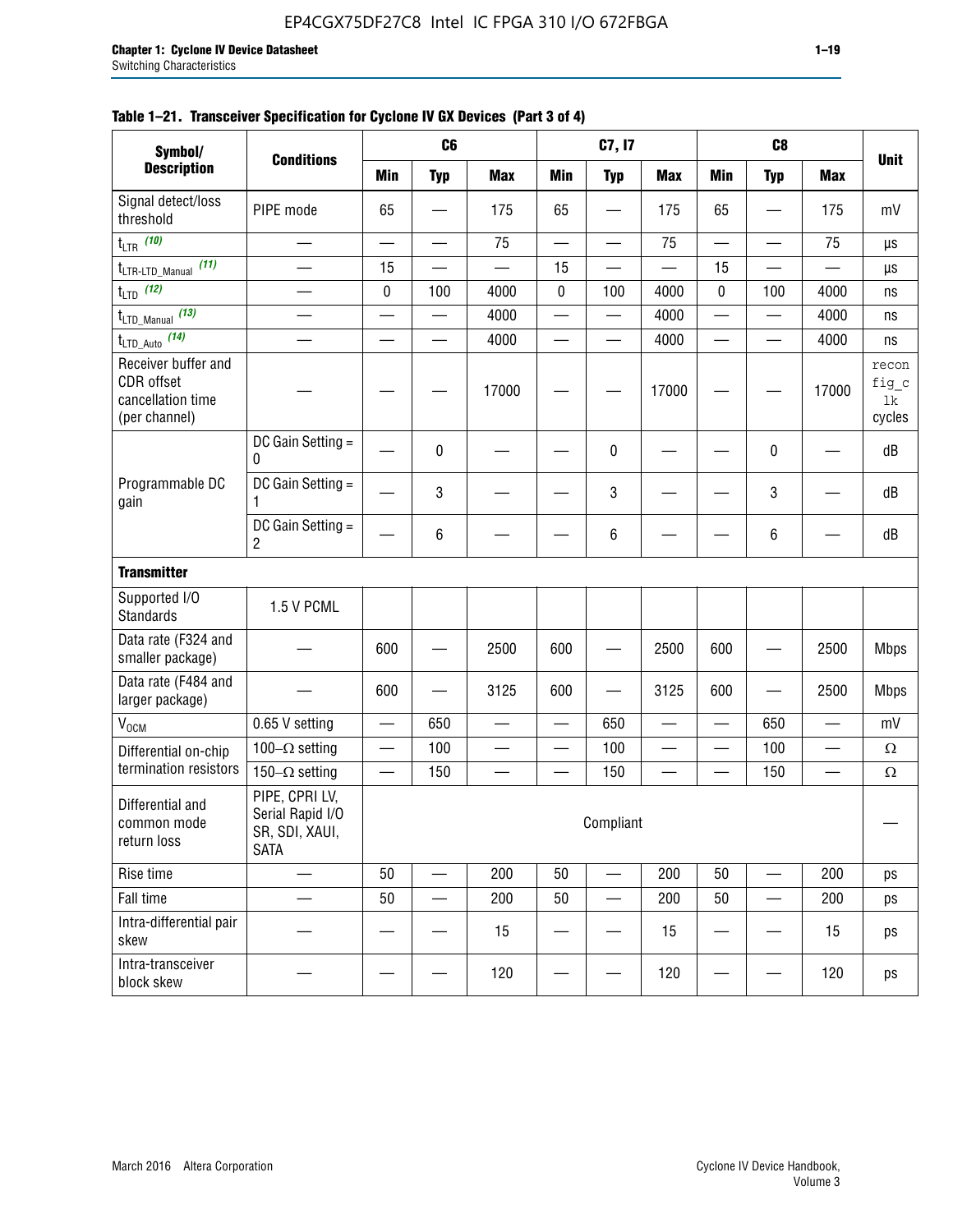**Table 1–21. Transceiver Specification for Cyclone IV GX Devices (Part 3 of 4)**

| Symbol/ Description | Conditions | C6 | | | C7, I7 | | | C8 | | | Unit |
|---|---|---|---|---|---|---|---|---|---|---|---|
| | | Min | Typ | Max | Min | Typ | Max | Min | Typ | Max | |
| Signal detect/loss threshold | PIPE mode | 65 | — | 175 | 65 | — | 175 | 65 | — | 175 | mV |
| $t_{LTR}$ (10) | — | — | — | 75 | — | — | 75 | — | — | 75 | µs |
| $t_{LTR\text{-}LTD\_Manual}$ (11) | — | 15 | — | — | 15 | — | — | 15 | — | — | µs |
| $t_{LTD}$ (12) | — | 0 | 100 | 4000 | 0 | 100 | 4000 | 0 | 100 | 4000 | ns |
| $t_{LTD\_Manual}$ (13) | — | — | — | 4000 | — | — | 4000 | — | — | 4000 | ns |
| $t_{LTD\_Auto}$ (14) | — | — | — | 4000 | — | — | 4000 | — | — | 4000 | ns |
| Receiver buffer and CDR offset cancellation time (per channel) | — | — | — | 17000 | — | — | 17000 | — | — | 17000 | reconfig_clk cycles |
| Programmable DC gain | DC Gain Setting = 0 | — | 0 | — | — | 0 | — | — | 0 | — | dB |
| | DC Gain Setting = 1 | — | 3 | — | — | 3 | — | — | 3 | — | dB |
| | DC Gain Setting = 2 | — | 6 | — | — | 6 | — | — | 6 | — | dB |
| **Transmitter** | | | | | | | | | | | |
| Supported I/O Standards | 1.5 V PCML | | | | | | | | | | |
| Data rate (F324 and smaller package) | — | 600 | — | 2500 | 600 | — | 2500 | 600 | — | 2500 | Mbps |
| Data rate (F484 and larger package) | — | 600 | — | 3125 | 600 | — | 3125 | 600 | — | 2500 | Mbps |
| $V_{OCM}$ | 0.65 V setting | — | 650 | — | — | 650 | — | — | 650 | — | mV |
| Differential on-chip termination resistors | 100–Ω setting | — | 100 | — | — | 100 | — | — | 100 | — | Ω |
| | 150–Ω setting | — | 150 | — | — | 150 | — | — | 150 | — | Ω |
| Differential and common mode return loss | PIPE, CPRI LV, Serial Rapid I/O SR, SDI, XAUI, SATA | Compliant | | | | | | | | | — |
| Rise time | — | 50 | — | 200 | 50 | — | 200 | 50 | — | 200 | ps |
| Fall time | — | 50 | — | 200 | 50 | — | 200 | 50 | — | 200 | ps |
| Intra-differential pair skew | — | — | — | 15 | — | — | 15 | — | — | 15 | ps |
| Intra-transceiver block skew | — | — | — | 120 | — | — | 120 | — | — | 120 | ps |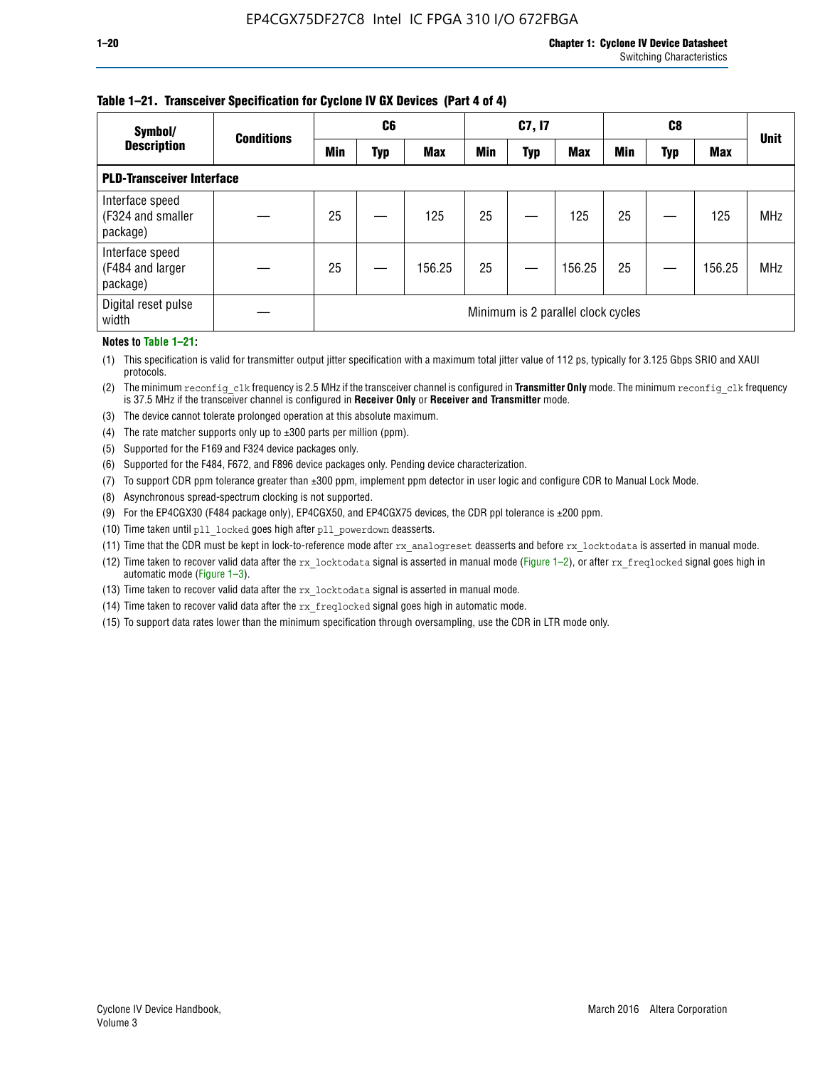**Table 1–21. Transceiver Specification for Cyclone IV GX Devices (Part 4 of 4)**

| Symbol/ Description | Conditions | C6 | | | C7, I7 | | | C8 | | | Unit |
|---|---|---|---|---|---|---|---|---|---|---|---|
| | | Min | Typ | Max | Min | Typ | Max | Min | Typ | Max | |
| **PLD-Transceiver Interface** | | | | | | | | | | | |
| Interface speed (F324 and smaller package) | — | 25 | — | 125 | 25 | — | 125 | 25 | — | 125 | MHz |
| Interface speed (F484 and larger package) | — | 25 | — | 156.25 | 25 | — | 156.25 | 25 | — | 156.25 | MHz |
| Digital reset pulse width | — | Minimum is 2 parallel clock cycles | | | | | | | | | |

**Notes to Table 1–21:**

(1) This specification is valid for transmitter output jitter specification with a maximum total jitter value of 112 ps, typically for 3.125 Gbps SRIO and XAUI protocols.

(2) The minimum `reconfig_clk` frequency is 2.5 MHz if the transceiver channel is configured in **Transmitter Only** mode. The minimum `reconfig_clk` frequency is 37.5 MHz if the transceiver channel is configured in **Receiver Only** or **Receiver and Transmitter** mode.

(3) The device cannot tolerate prolonged operation at this absolute maximum.

(4) The rate matcher supports only up to ±300 parts per million (ppm).

(5) Supported for the F169 and F324 device packages only.

(6) Supported for the F484, F672, and F896 device packages only. Pending device characterization.

(7) To support CDR ppm tolerance greater than ±300 ppm, implement ppm detector in user logic and configure CDR to Manual Lock Mode.

(8) Asynchronous spread-spectrum clocking is not supported.

(9) For the EP4CGX30 (F484 package only), EP4CGX50, and EP4CGX75 devices, the CDR ppl tolerance is ±200 ppm.

(10) Time taken until `pll_locked` goes high after `pll_powerdown` deasserts.

(11) Time that the CDR must be kept in lock-to-reference mode after `rx_analogreset` deasserts and before `rx_locktodata` is asserted in manual mode.

(12) Time taken to recover valid data after the `rx_locktodata` signal is asserted in manual mode (Figure 1–2), or after `rx_freqlocked` signal goes high in automatic mode (Figure 1–3).

(13) Time taken to recover valid data after the `rx_locktodata` signal is asserted in manual mode.

(14) Time taken to recover valid data after the `rx_freqlocked` signal goes high in automatic mode.

(15) To support data rates lower than the minimum specification through oversampling, use the CDR in LTR mode only.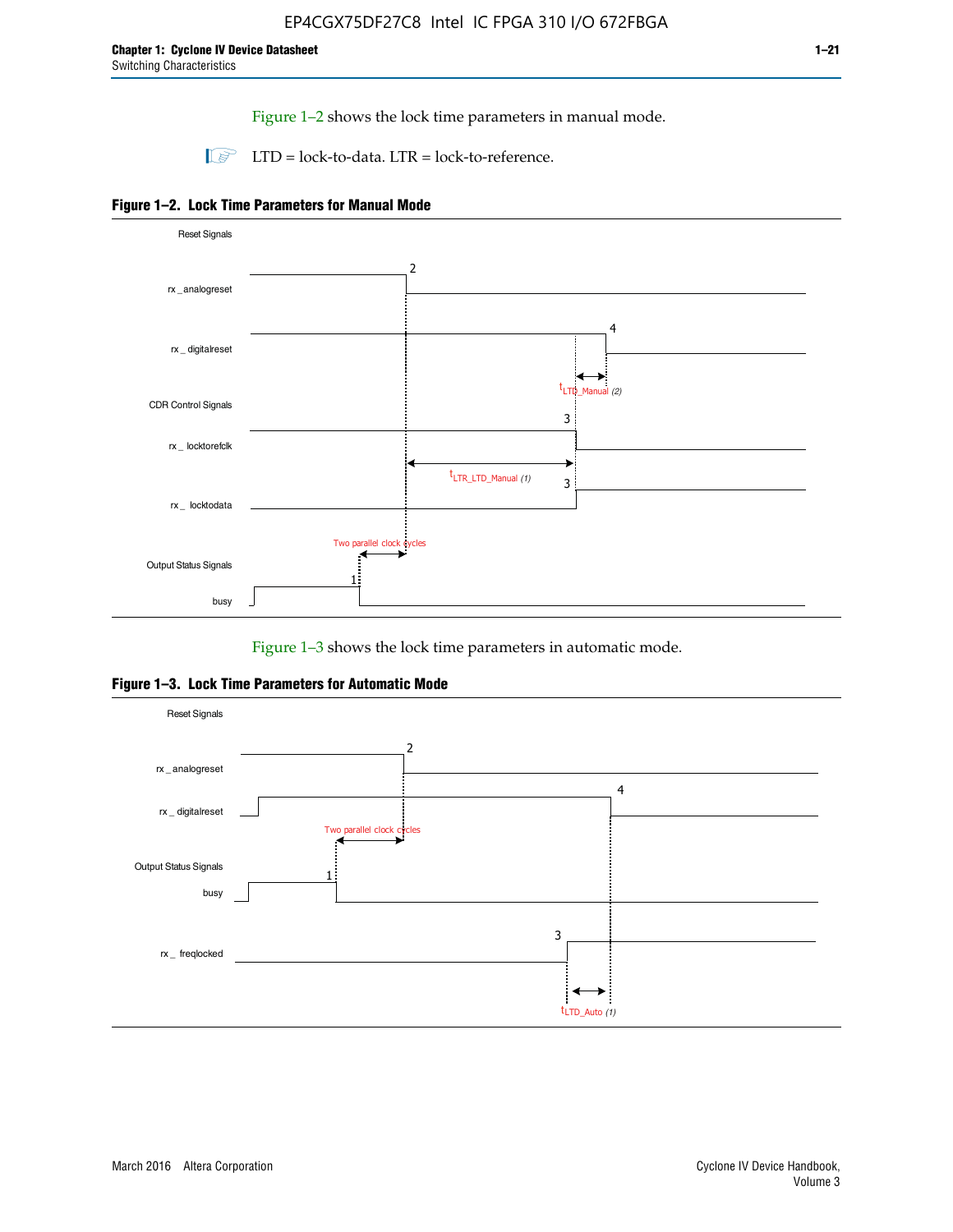Figure 1–2 shows the lock time parameters in manual mode.

LTD = lock-to-data. LTR = lock-to-reference.

**Figure 1–2. Lock Time Parameters for Manual Mode**

Figure 1–3 shows the lock time parameters in automatic mode.

**Figure 1–3. Lock Time Parameters for Automatic Mode**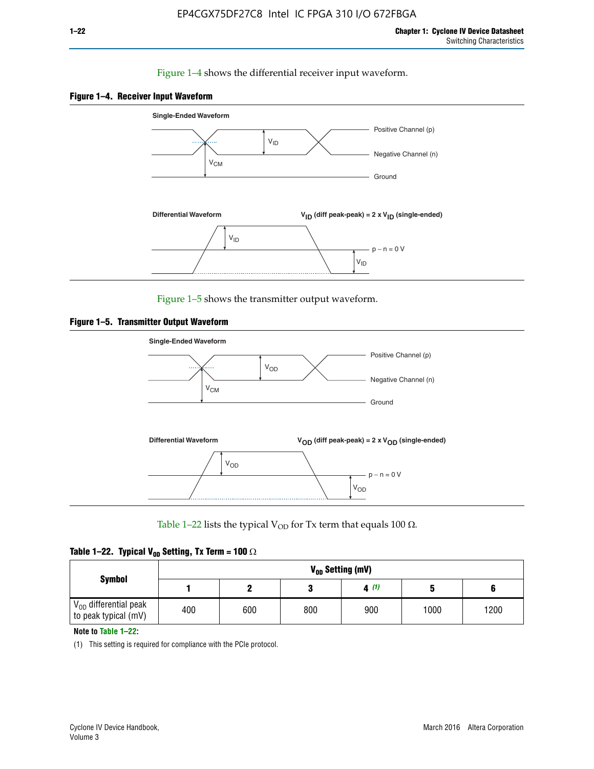Figure 1–4 shows the differential receiver input waveform.

**Figure 1–4. Receiver Input Waveform**

Single-Ended Waveform

Positive Channel (p)

Negative Channel (n)

Ground

$V_{ID}$

$V_{CM}$

Differential Waveform

$V_{ID}$ (diff peak-peak) = 2 x $V_{ID}$ (single-ended)

$V_{ID}$

p − n = 0 V

$V_{ID}$

Figure 1–5 shows the transmitter output waveform.

**Figure 1–5. Transmitter Output Waveform**

Single-Ended Waveform

Positive Channel (p)

Negative Channel (n)

Ground

$V_{OD}$

$V_{CM}$

Differential Waveform

$V_{OD}$ (diff peak-peak) = 2 x $V_{OD}$ (single-ended)

$V_{OD}$

p − n = 0 V

$V_{OD}$

Table 1–22 lists the typical $V_{OD}$ for Tx term that equals 100 Ω.

**Table 1–22. Typical $V_{OD}$ Setting, Tx Term = 100 Ω**

| Symbol | $V_{OD}$ Setting (mV) | | | | | |
|---|---|---|---|---|---|---|
| | 1 | 2 | 3 | 4 (1) | 5 | 6 |
| $V_{OD}$ differential peak to peak typical (mV) | 400 | 600 | 800 | 900 | 1000 | 1200 |

**Note to Table 1–22:**

(1) This setting is required for compliance with the PCIe protocol.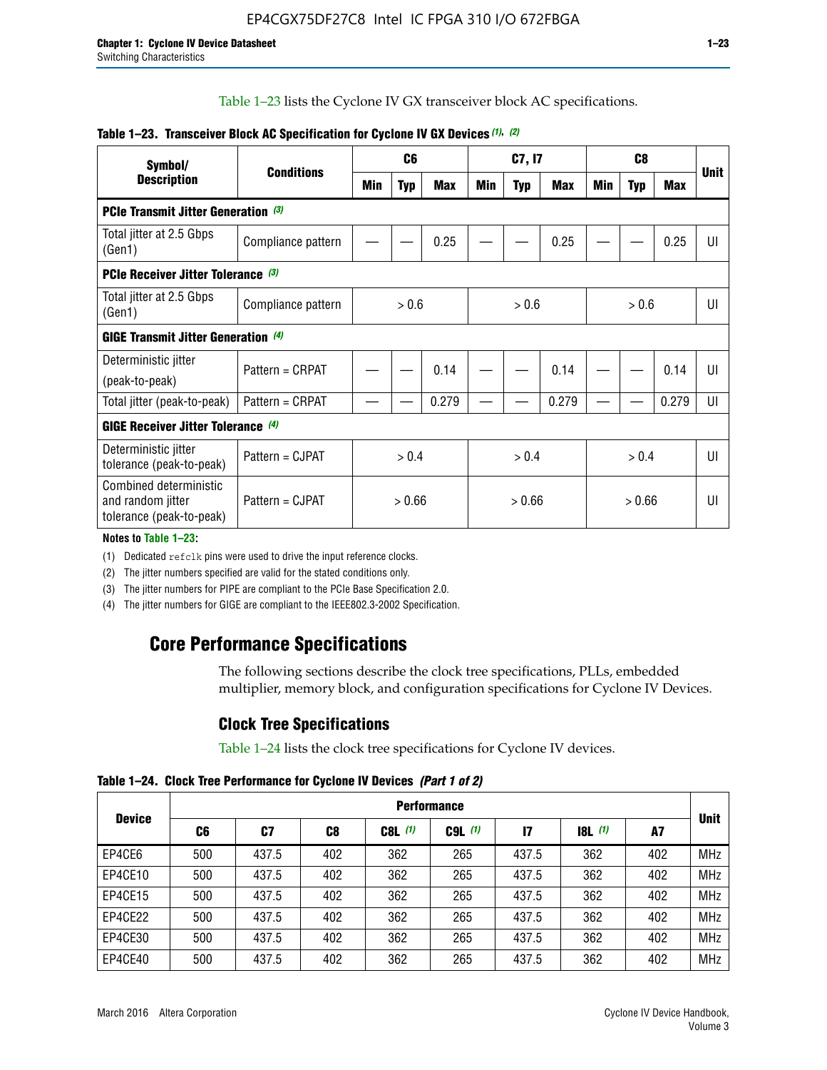Table 1–23 lists the Cyclone IV GX transceiver block AC specifications.

**Table 1–23. Transceiver Block AC Specification for Cyclone IV GX Devices (1), (2)**

| Symbol/ Description | Conditions | C6 | | | C7, I7 | | | C8 | | | Unit |
|---|---|---|---|---|---|---|---|---|---|---|---|
| | | Min | Typ | Max | Min | Typ | Max | Min | Typ | Max | |
| **PCIe Transmit Jitter Generation (3)** | | | | | | | | | | | |
| Total jitter at 2.5 Gbps (Gen1) | Compliance pattern | — | — | 0.25 | — | — | 0.25 | — | — | 0.25 | UI |
| **PCIe Receiver Jitter Tolerance (3)** | | | | | | | | | | | |
| Total jitter at 2.5 Gbps (Gen1) | Compliance pattern | > 0.6 | | | > 0.6 | | | > 0.6 | | | UI |
| **GIGE Transmit Jitter Generation (4)** | | | | | | | | | | | |
| Deterministic jitter (peak-to-peak) | Pattern = CRPAT | — | — | 0.14 | — | — | 0.14 | — | — | 0.14 | UI |
| Total jitter (peak-to-peak) | Pattern = CRPAT | — | — | 0.279 | — | — | 0.279 | — | — | 0.279 | UI |
| **GIGE Receiver Jitter Tolerance (4)** | | | | | | | | | | | |
| Deterministic jitter tolerance (peak-to-peak) | Pattern = CJPAT | > 0.4 | | | > 0.4 | | | > 0.4 | | | UI |
| Combined deterministic and random jitter tolerance (peak-to-peak) | Pattern = CJPAT | > 0.66 | | | > 0.66 | | | > 0.66 | | | UI |

**Notes to Table 1–23:**

(1) Dedicated refclk pins were used to drive the input reference clocks.

(2) The jitter numbers specified are valid for the stated conditions only.

(3) The jitter numbers for PIPE are compliant to the PCIe Base Specification 2.0.

(4) The jitter numbers for GIGE are compliant to the IEEE802.3-2002 Specification.

## Core Performance Specifications

The following sections describe the clock tree specifications, PLLs, embedded multiplier, memory block, and configuration specifications for Cyclone IV Devices.

### Clock Tree Specifications

Table 1–24 lists the clock tree specifications for Cyclone IV devices.

**Table 1–24. Clock Tree Performance for Cyclone IV Devices (Part 1 of 2)**

| Device | Performance | | | | | | | | Unit |
|---|---|---|---|---|---|---|---|---|---|
| | C6 | C7 | C8 | C8L (1) | C9L (1) | I7 | I8L (1) | A7 | |
| EP4CE6 | 500 | 437.5 | 402 | 362 | 265 | 437.5 | 362 | 402 | MHz |
| EP4CE10 | 500 | 437.5 | 402 | 362 | 265 | 437.5 | 362 | 402 | MHz |
| EP4CE15 | 500 | 437.5 | 402 | 362 | 265 | 437.5 | 362 | 402 | MHz |
| EP4CE22 | 500 | 437.5 | 402 | 362 | 265 | 437.5 | 362 | 402 | MHz |
| EP4CE30 | 500 | 437.5 | 402 | 362 | 265 | 437.5 | 362 | 402 | MHz |
| EP4CE40 | 500 | 437.5 | 402 | 362 | 265 | 437.5 | 362 | 402 | MHz |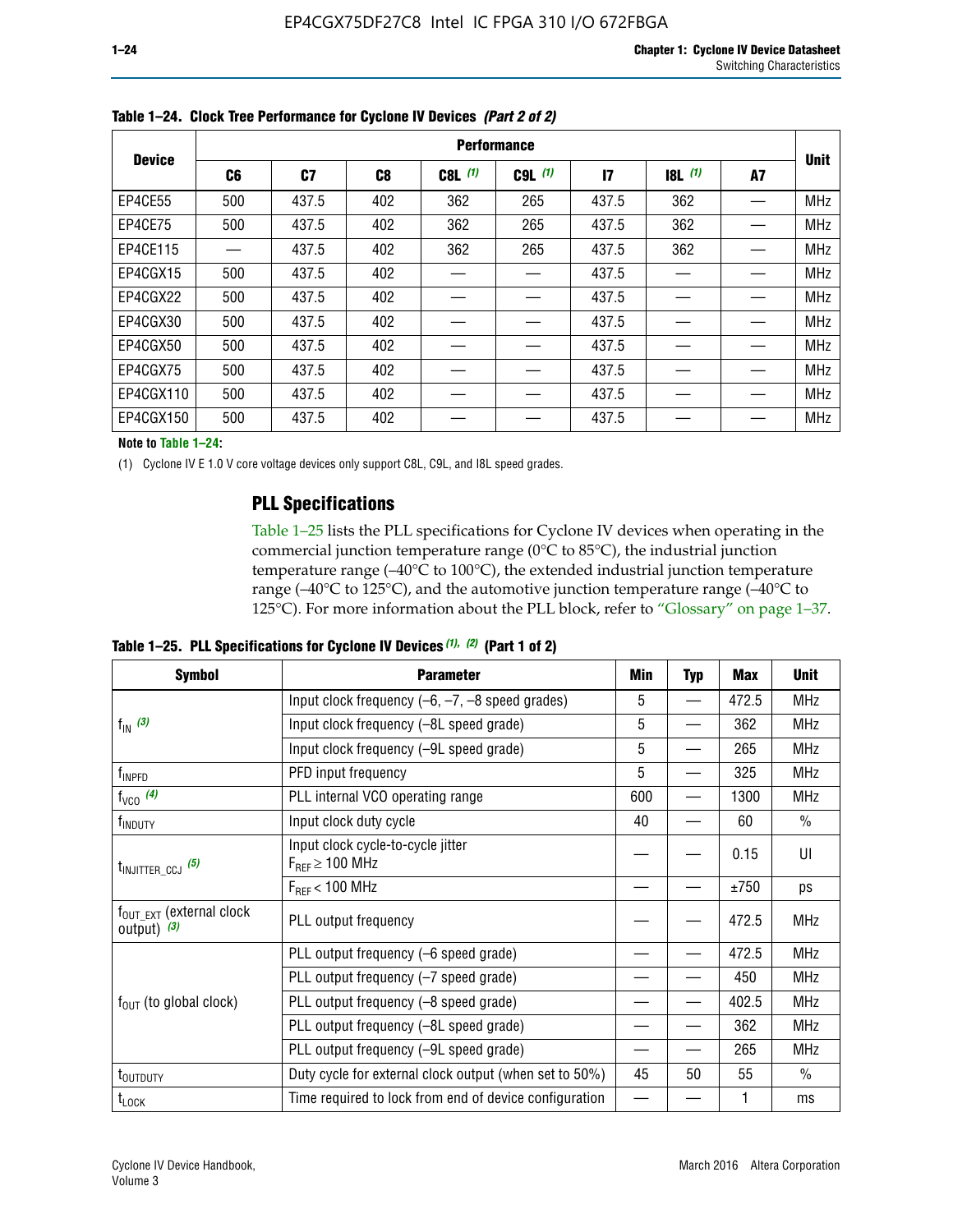**Table 1–24. Clock Tree Performance for Cyclone IV Devices *(Part 2 of 2)***

| Device | Performance | | | | | | | | Unit |
|---|---|---|---|---|---|---|---|---|---|
| | C6 | C7 | C8 | C8L (1) | C9L (1) | I7 | I8L (1) | A7 | |
| EP4CE55 | 500 | 437.5 | 402 | 362 | 265 | 437.5 | 362 | — | MHz |
| EP4CE75 | 500 | 437.5 | 402 | 362 | 265 | 437.5 | 362 | — | MHz |
| EP4CE115 | — | 437.5 | 402 | 362 | 265 | 437.5 | 362 | — | MHz |
| EP4CGX15 | 500 | 437.5 | 402 | — | — | 437.5 | — | — | MHz |
| EP4CGX22 | 500 | 437.5 | 402 | — | — | 437.5 | — | — | MHz |
| EP4CGX30 | 500 | 437.5 | 402 | — | — | 437.5 | — | — | MHz |
| EP4CGX50 | 500 | 437.5 | 402 | — | — | 437.5 | — | — | MHz |
| EP4CGX75 | 500 | 437.5 | 402 | — | — | 437.5 | — | — | MHz |
| EP4CGX110 | 500 | 437.5 | 402 | — | — | 437.5 | — | — | MHz |
| EP4CGX150 | 500 | 437.5 | 402 | — | — | 437.5 | — | — | MHz |

**Note to Table 1–24:**

(1) Cyclone IV E 1.0 V core voltage devices only support C8L, C9L, and I8L speed grades.

## PLL Specifications

Table 1–25 lists the PLL specifications for Cyclone IV devices when operating in the commercial junction temperature range (0°C to 85°C), the industrial junction temperature range (–40°C to 100°C), the extended industrial junction temperature range (–40°C to 125°C), and the automotive junction temperature range (–40°C to 125°C). For more information about the PLL block, refer to "Glossary" on page 1–37.

**Table 1–25. PLL Specifications for Cyclone IV Devices *(1), (2)* (Part 1 of 2)**

| Symbol | Parameter | Min | Typ | Max | Unit |
|---|---|---|---|---|---|
| $f_{IN}$ *(3)* | Input clock frequency (–6, –7, –8 speed grades) | 5 | — | 472.5 | MHz |
| | Input clock frequency (–8L speed grade) | 5 | — | 362 | MHz |
| | Input clock frequency (–9L speed grade) | 5 | — | 265 | MHz |
| $f_{INPFD}$ | PFD input frequency | 5 | — | 325 | MHz |
| $f_{VCO}$ *(4)* | PLL internal VCO operating range | 600 | — | 1300 | MHz |
| $f_{INDUTY}$ | Input clock duty cycle | 40 | — | 60 | % |
| $t_{INJITTER\_CCJ}$ *(5)* | Input clock cycle-to-cycle jitter $F_{REF} \geq 100$ MHz | — | — | 0.15 | UI |
| | $F_{REF} < 100$ MHz | — | — | ±750 | ps |
| $f_{OUT\_EXT}$ (external clock output) *(3)* | PLL output frequency | — | — | 472.5 | MHz |
| $f_{OUT}$ (to global clock) | PLL output frequency (–6 speed grade) | — | — | 472.5 | MHz |
| | PLL output frequency (–7 speed grade) | — | — | 450 | MHz |
| | PLL output frequency (–8 speed grade) | — | — | 402.5 | MHz |
| | PLL output frequency (–8L speed grade) | — | — | 362 | MHz |
| | PLL output frequency (–9L speed grade) | — | — | 265 | MHz |
| $t_{OUTDUTY}$ | Duty cycle for external clock output (when set to 50%) | 45 | 50 | 55 | % |
| $t_{LOCK}$ | Time required to lock from end of device configuration | — | — | 1 | ms |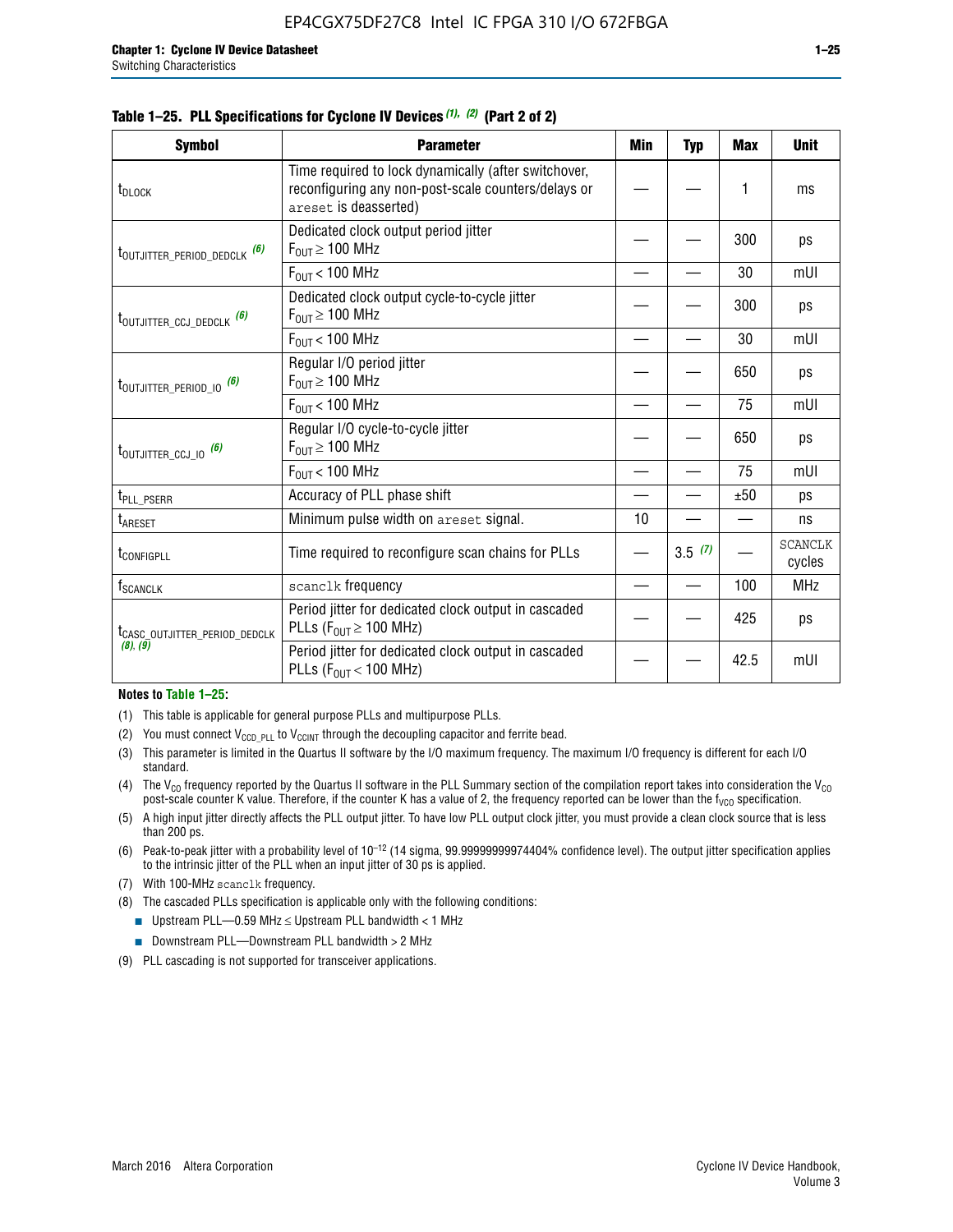**Table 1–25. PLL Specifications for Cyclone IV Devices (1), (2) (Part 2 of 2)**

| Symbol | Parameter | Min | Typ | Max | Unit |
|---|---|---|---|---|---|
| $t_{DLOCK}$ | Time required to lock dynamically (after switchover, reconfiguring any non-post-scale counters/delays or areset is deasserted) | — | — | 1 | ms |
| $t_{OUTJITTER\_PERIOD\_DEDCLK}$ (6) | Dedicated clock output period jitter $F_{OUT} \geq 100$ MHz | — | — | 300 | ps |
| | $F_{OUT} < 100$ MHz | — | — | 30 | mUI |
| $t_{OUTJITTER\_CCJ\_DEDCLK}$ (6) | Dedicated clock output cycle-to-cycle jitter $F_{OUT} \geq 100$ MHz | — | — | 300 | ps |
| | $F_{OUT} < 100$ MHz | — | — | 30 | mUI |
| $t_{OUTJITTER\_PERIOD\_IO}$ (6) | Regular I/O period jitter $F_{OUT} \geq 100$ MHz | — | — | 650 | ps |
| | $F_{OUT} < 100$ MHz | — | — | 75 | mUI |
| $t_{OUTJITTER\_CCJ\_IO}$ (6) | Regular I/O cycle-to-cycle jitter $F_{OUT} \geq 100$ MHz | — | — | 650 | ps |
| | $F_{OUT} < 100$ MHz | — | — | 75 | mUI |
| $t_{PLL\_PSERR}$ | Accuracy of PLL phase shift | — | — | ±50 | ps |
| $t_{ARESET}$ | Minimum pulse width on areset signal. | 10 | — | — | ns |
| $t_{CONFIGPLL}$ | Time required to reconfigure scan chains for PLLs | — | 3.5 (7) | — | SCANCLK cycles |
| $f_{SCANCLK}$ | scanclk frequency | — | — | 100 | MHz |
| $t_{CASC\_OUTJITTER\_PERIOD\_DEDCLK}$ (8), (9) | Period jitter for dedicated clock output in cascaded PLLs ($F_{OUT} \geq 100$ MHz) | — | — | 425 | ps |
| | Period jitter for dedicated clock output in cascaded PLLs ($F_{OUT} < 100$ MHz) | — | — | 42.5 | mUI |

**Notes to Table 1–25:**

(1) This table is applicable for general purpose PLLs and multipurpose PLLs.

(2) You must connect $V_{CCD\_PLL}$ to $V_{CCINT}$ through the decoupling capacitor and ferrite bead.

(3) This parameter is limited in the Quartus II software by the I/O maximum frequency. The maximum I/O frequency is different for each I/O standard.

(4) The $V_{CO}$ frequency reported by the Quartus II software in the PLL Summary section of the compilation report takes into consideration the $V_{CO}$ post-scale counter K value. Therefore, if the counter K has a value of 2, the frequency reported can be lower than the $f_{VCO}$ specification.

(5) A high input jitter directly affects the PLL output jitter. To have low PLL output clock jitter, you must provide a clean clock source that is less than 200 ps.

(6) Peak-to-peak jitter with a probability level of $10^{-12}$ (14 sigma, 99.99999999974404% confidence level). The output jitter specification applies to the intrinsic jitter of the PLL when an input jitter of 30 ps is applied.

(7) With 100-MHz scanclk frequency.

(8) The cascaded PLLs specification is applicable only with the following conditions:

- Upstream PLL—0.59 MHz ≤ Upstream PLL bandwidth < 1 MHz
- Downstream PLL—Downstream PLL bandwidth > 2 MHz

(9) PLL cascading is not supported for transceiver applications.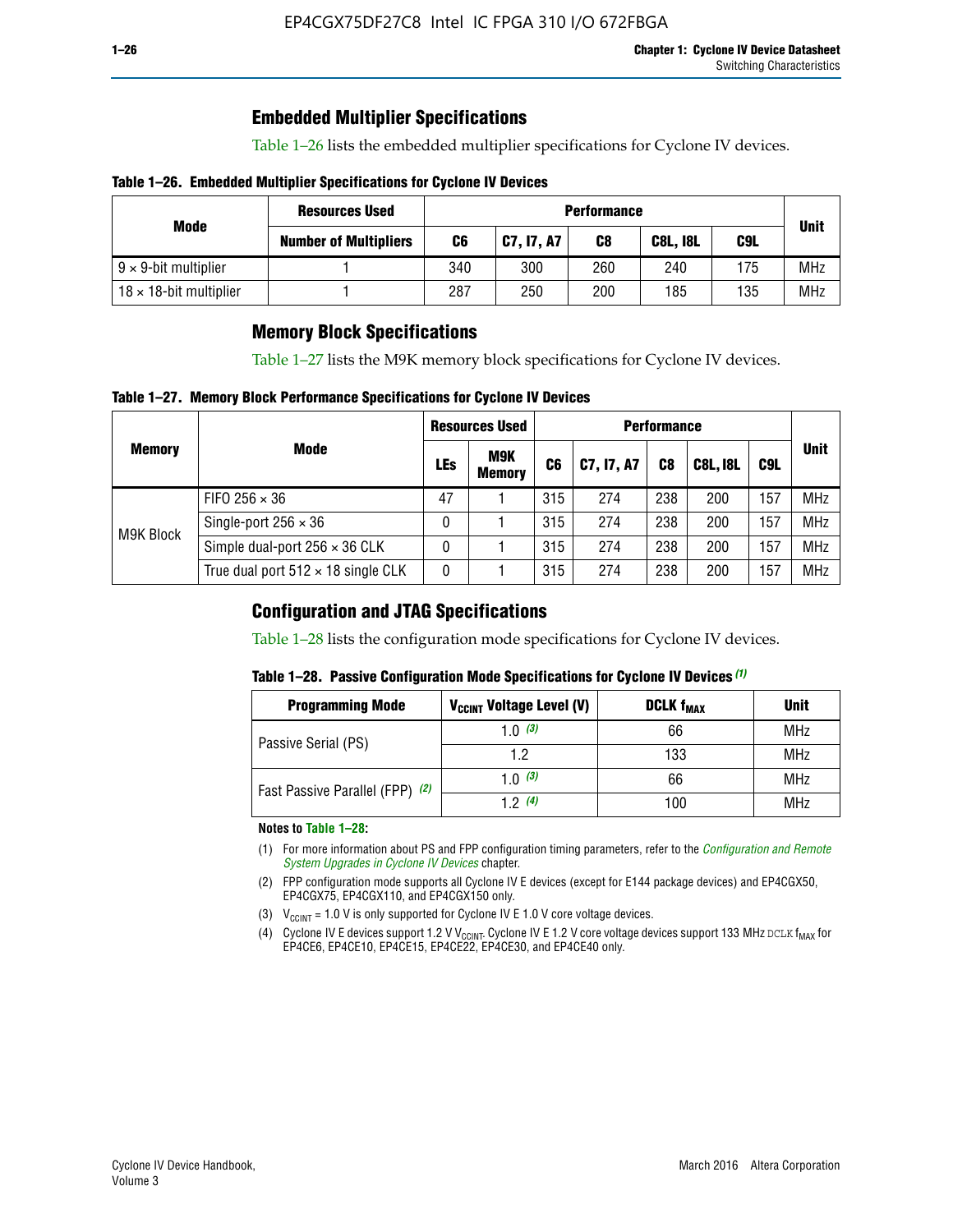## Embedded Multiplier Specifications

Table 1–26 lists the embedded multiplier specifications for Cyclone IV devices.

**Table 1–26. Embedded Multiplier Specifications for Cyclone IV Devices**

| Mode | Resources Used | Performance | | | | | Unit |
|---|---|---|---|---|---|---|---|
| | Number of Multipliers | C6 | C7, I7, A7 | C8 | C8L, I8L | C9L | |
| 9 × 9-bit multiplier | 1 | 340 | 300 | 260 | 240 | 175 | MHz |
| 18 × 18-bit multiplier | 1 | 287 | 250 | 200 | 185 | 135 | MHz |

## Memory Block Specifications

Table 1–27 lists the M9K memory block specifications for Cyclone IV devices.

**Table 1–27. Memory Block Performance Specifications for Cyclone IV Devices**

| Memory | Mode | Resources Used | | Performance | | | | | Unit |
|---|---|---|---|---|---|---|---|---|---|
| | | LEs | M9K Memory | C6 | C7, I7, A7 | C8 | C8L, I8L | C9L | |
| M9K Block | FIFO 256 × 36 | 47 | 1 | 315 | 274 | 238 | 200 | 157 | MHz |
| | Single-port 256 × 36 | 0 | 1 | 315 | 274 | 238 | 200 | 157 | MHz |
| | Simple dual-port 256 × 36 CLK | 0 | 1 | 315 | 274 | 238 | 200 | 157 | MHz |
| | True dual port 512 × 18 single CLK | 0 | 1 | 315 | 274 | 238 | 200 | 157 | MHz |

## Configuration and JTAG Specifications

Table 1–28 lists the configuration mode specifications for Cyclone IV devices.

**Table 1–28. Passive Configuration Mode Specifications for Cyclone IV Devices** *(1)*

| Programming Mode | $V_{CCINT}$ Voltage Level (V) | DCLK $f_{MAX}$ | Unit |
|---|---|---|---|
| Passive Serial (PS) | 1.0 *(3)* | 66 | MHz |
| | 1.2 | 133 | MHz |
| Fast Passive Parallel (FPP) *(2)* | 1.0 *(3)* | 66 | MHz |
| | 1.2 *(4)* | 100 | MHz |

**Notes to Table 1–28:**

(1) For more information about PS and FPP configuration timing parameters, refer to the *Configuration and Remote System Upgrades in Cyclone IV Devices* chapter.

(2) FPP configuration mode supports all Cyclone IV E devices (except for E144 package devices) and EP4CGX50, EP4CGX75, EP4CGX110, and EP4CGX150 only.

(3) $V_{CCINT}$ = 1.0 V is only supported for Cyclone IV E 1.0 V core voltage devices.

(4) Cyclone IV E devices support 1.2 V $V_{CCINT}$. Cyclone IV E 1.2 V core voltage devices support 133 MHz DCLK $f_{MAX}$ for EP4CE6, EP4CE10, EP4CE15, EP4CE22, EP4CE30, and EP4CE40 only.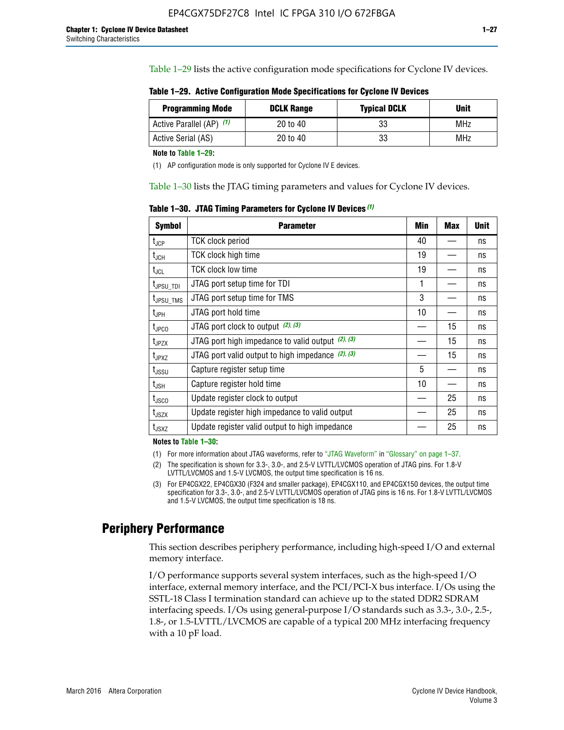Table 1–29 lists the active configuration mode specifications for Cyclone IV devices.

**Table 1–29. Active Configuration Mode Specifications for Cyclone IV Devices**

| Programming Mode | DCLK Range | Typical DCLK | Unit |
|---|---|---|---|
| Active Parallel (AP) (1) | 20 to 40 | 33 | MHz |
| Active Serial (AS) | 20 to 40 | 33 | MHz |

**Note to Table 1–29:**

(1) AP configuration mode is only supported for Cyclone IV E devices.

Table 1–30 lists the JTAG timing parameters and values for Cyclone IV devices.

**Table 1–30. JTAG Timing Parameters for Cyclone IV Devices (1)**

| Symbol | Parameter | Min | Max | Unit |
|---|---|---|---|---|
| $t_{JCP}$ | TCK clock period | 40 | — | ns |
| $t_{JCH}$ | TCK clock high time | 19 | — | ns |
| $t_{JCL}$ | TCK clock low time | 19 | — | ns |
| $t_{JPSU\_TDI}$ | JTAG port setup time for TDI | 1 | — | ns |
| $t_{JPSU\_TMS}$ | JTAG port setup time for TMS | 3 | — | ns |
| $t_{JPH}$ | JTAG port hold time | 10 | — | ns |
| $t_{JPCO}$ | JTAG port clock to output (2), (3) | — | 15 | ns |
| $t_{JPZX}$ | JTAG port high impedance to valid output (2), (3) | — | 15 | ns |
| $t_{JPXZ}$ | JTAG port valid output to high impedance (2), (3) | — | 15 | ns |
| $t_{JSSU}$ | Capture register setup time | 5 | — | ns |
| $t_{JSH}$ | Capture register hold time | 10 | — | ns |
| $t_{JSCO}$ | Update register clock to output | — | 25 | ns |
| $t_{JSZX}$ | Update register high impedance to valid output | — | 25 | ns |
| $t_{JSXZ}$ | Update register valid output to high impedance | — | 25 | ns |

**Notes to Table 1–30:**

(1) For more information about JTAG waveforms, refer to "JTAG Waveform" in "Glossary" on page 1–37.

(2) The specification is shown for 3.3-, 3.0-, and 2.5-V LVTTL/LVCMOS operation of JTAG pins. For 1.8-V LVTTL/LVCMOS and 1.5-V LVCMOS, the output time specification is 16 ns.

(3) For EP4CGX22, EP4CGX30 (F324 and smaller package), EP4CGX110, and EP4CGX150 devices, the output time specification for 3.3-, 3.0-, and 2.5-V LVTTL/LVCMOS operation of JTAG pins is 16 ns. For 1.8-V LVTTL/LVCMOS and 1.5-V LVCMOS, the output time specification is 18 ns.

## Periphery Performance

This section describes periphery performance, including high-speed I/O and external memory interface.

I/O performance supports several system interfaces, such as the high-speed I/O interface, external memory interface, and the PCI/PCI-X bus interface. I/Os using the SSTL-18 Class I termination standard can achieve up to the stated DDR2 SDRAM interfacing speeds. I/Os using general-purpose I/O standards such as 3.3-, 3.0-, 2.5-, 1.8-, or 1.5-LVTTL/LVCMOS are capable of a typical 200 MHz interfacing frequency with a 10 pF load.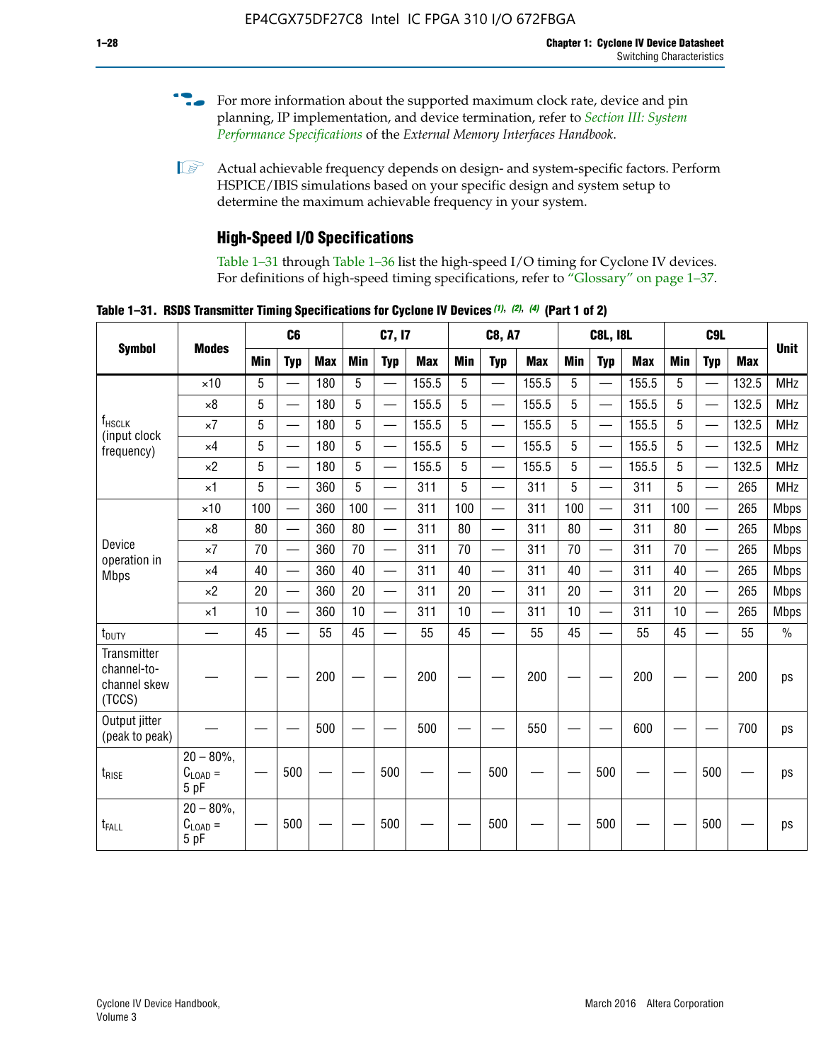For more information about the supported maximum clock rate, device and pin planning, IP implementation, and device termination, refer to *Section III: System Performance Specifications* of the *External Memory Interfaces Handbook*.

Actual achievable frequency depends on design- and system-specific factors. Perform HSPICE/IBIS simulations based on your specific design and system setup to determine the maximum achievable frequency in your system.

## High-Speed I/O Specifications

Table 1–31 through Table 1–36 list the high-speed I/O timing for Cyclone IV devices. For definitions of high-speed timing specifications, refer to "Glossary" on page 1–37.

**Table 1–31. RSDS Transmitter Timing Specifications for Cyclone IV Devices (1), (2), (4) (Part 1 of 2)**

| Symbol | Modes | C6 | | | C7, I7 | | | C8, A7 | | | C8L, I8L | | | C9L | | | Unit |
|---|---|---|---|---|---|---|---|---|---|---|---|---|---|---|---|---|---|
| | | Min | Typ | Max | Min | Typ | Max | Min | Typ | Max | Min | Typ | Max | Min | Typ | Max | |
| $f_{HSCLK}$ (input clock frequency) | ×10 | 5 | — | 180 | 5 | — | 155.5 | 5 | — | 155.5 | 5 | — | 155.5 | 5 | — | 132.5 | MHz |
| | ×8 | 5 | — | 180 | 5 | — | 155.5 | 5 | — | 155.5 | 5 | — | 155.5 | 5 | — | 132.5 | MHz |
| | ×7 | 5 | — | 180 | 5 | — | 155.5 | 5 | — | 155.5 | 5 | — | 155.5 | 5 | — | 132.5 | MHz |
| | ×4 | 5 | — | 180 | 5 | — | 155.5 | 5 | — | 155.5 | 5 | — | 155.5 | 5 | — | 132.5 | MHz |
| | ×2 | 5 | — | 180 | 5 | — | 155.5 | 5 | — | 155.5 | 5 | — | 155.5 | 5 | — | 132.5 | MHz |
| | ×1 | 5 | — | 360 | 5 | — | 311 | 5 | — | 311 | 5 | — | 311 | 5 | — | 265 | MHz |
| Device operation in Mbps | ×10 | 100 | — | 360 | 100 | — | 311 | 100 | — | 311 | 100 | — | 311 | 100 | — | 265 | Mbps |
| | ×8 | 80 | — | 360 | 80 | — | 311 | 80 | — | 311 | 80 | — | 311 | 80 | — | 265 | Mbps |
| | ×7 | 70 | — | 360 | 70 | — | 311 | 70 | — | 311 | 70 | — | 311 | 70 | — | 265 | Mbps |
| | ×4 | 40 | — | 360 | 40 | — | 311 | 40 | — | 311 | 40 | — | 311 | 40 | — | 265 | Mbps |
| | ×2 | 20 | — | 360 | 20 | — | 311 | 20 | — | 311 | 20 | — | 311 | 20 | — | 265 | Mbps |
| | ×1 | 10 | — | 360 | 10 | — | 311 | 10 | — | 311 | 10 | — | 311 | 10 | — | 265 | Mbps |
| $t_{DUTY}$ | — | 45 | — | 55 | 45 | — | 55 | 45 | — | 55 | 45 | — | 55 | 45 | — | 55 | % |
| Transmitter channel-to-channel skew (TCCS) | — | — | — | 200 | — | — | 200 | — | — | 200 | — | — | 200 | — | — | 200 | ps |
| Output jitter (peak to peak) | — | — | — | 500 | — | — | 500 | — | — | 550 | — | — | 600 | — | — | 700 | ps |
| $t_{RISE}$ | 20 – 80%, $C_{LOAD}$ = 5 pF | — | 500 | — | — | 500 | — | — | 500 | — | — | 500 | — | — | 500 | — | ps |
| $t_{FALL}$ | 20 – 80%, $C_{LOAD}$ = 5 pF | — | 500 | — | — | 500 | — | — | 500 | — | — | 500 | — | — | 500 | — | ps |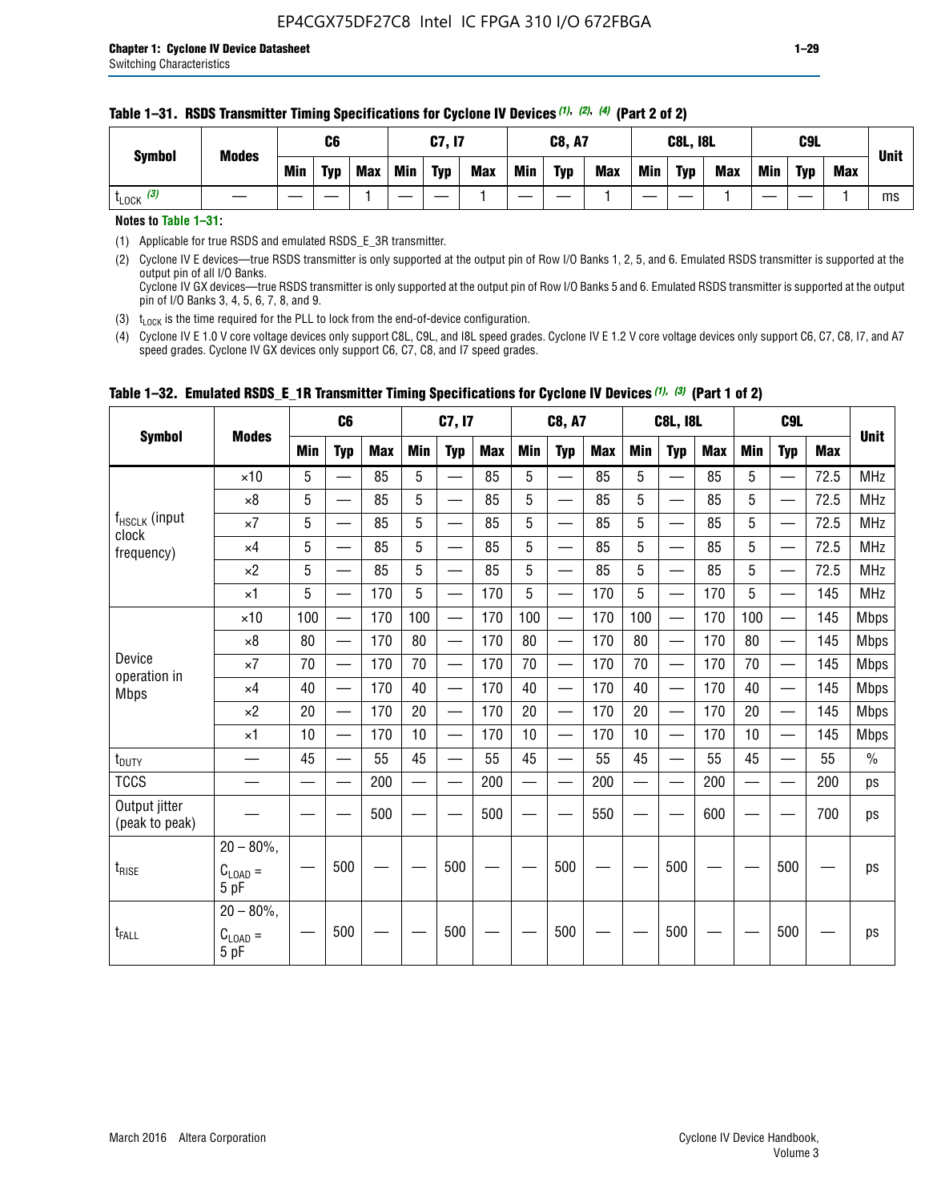**Table 1–31. RSDS Transmitter Timing Specifications for Cyclone IV Devices (1), (2), (4) (Part 2 of 2)**

| Symbol | Modes | C6 | | | C7, I7 | | | C8, A7 | | | C8L, I8L | | | C9L | | | Unit |
|---|---|---|---|---|---|---|---|---|---|---|---|---|---|---|---|---|---|
| | | Min | Typ | Max | Min | Typ | Max | Min | Typ | Max | Min | Typ | Max | Min | Typ | Max | |
| $t_{LOCK}$ (3) | — | — | — | 1 | — | — | 1 | — | — | 1 | — | — | 1 | — | — | 1 | ms |

**Notes to Table 1–31:**

(1) Applicable for true RSDS and emulated RSDS_E_3R transmitter.

(2) Cyclone IV E devices—true RSDS transmitter is only supported at the output pin of Row I/O Banks 1, 2, 5, and 6. Emulated RSDS transmitter is supported at the output pin of all I/O Banks.
Cyclone IV GX devices—true RSDS transmitter is only supported at the output pin of Row I/O Banks 5 and 6. Emulated RSDS transmitter is supported at the output pin of I/O Banks 3, 4, 5, 6, 7, 8, and 9.

(3) $t_{LOCK}$ is the time required for the PLL to lock from the end-of-device configuration.

(4) Cyclone IV E 1.0 V core voltage devices only support C8L, C9L, and I8L speed grades. Cyclone IV E 1.2 V core voltage devices only support C6, C7, C8, I7, and A7 speed grades. Cyclone IV GX devices only support C6, C7, C8, and I7 speed grades.

**Table 1–32. Emulated RSDS_E_1R Transmitter Timing Specifications for Cyclone IV Devices (1), (3) (Part 1 of 2)**

| Symbol | Modes | C6 | | | C7, I7 | | | C8, A7 | | | C8L, I8L | | | C9L | | | Unit |
|---|---|---|---|---|---|---|---|---|---|---|---|---|---|---|---|---|---|
| | | Min | Typ | Max | Min | Typ | Max | Min | Typ | Max | Min | Typ | Max | Min | Typ | Max | |
| $f_{HSCLK}$ (input clock frequency) | ×10 | 5 | — | 85 | 5 | — | 85 | 5 | — | 85 | 5 | — | 85 | 5 | — | 72.5 | MHz |
| | ×8 | 5 | — | 85 | 5 | — | 85 | 5 | — | 85 | 5 | — | 85 | 5 | — | 72.5 | MHz |
| | ×7 | 5 | — | 85 | 5 | — | 85 | 5 | — | 85 | 5 | — | 85 | 5 | — | 72.5 | MHz |
| | ×4 | 5 | — | 85 | 5 | — | 85 | 5 | — | 85 | 5 | — | 85 | 5 | — | 72.5 | MHz |
| | ×2 | 5 | — | 85 | 5 | — | 85 | 5 | — | 85 | 5 | — | 85 | 5 | — | 72.5 | MHz |
| | ×1 | 5 | — | 170 | 5 | — | 170 | 5 | — | 170 | 5 | — | 170 | 5 | — | 145 | MHz |
| Device operation in Mbps | ×10 | 100 | — | 170 | 100 | — | 170 | 100 | — | 170 | 100 | — | 170 | 100 | — | 145 | Mbps |
| | ×8 | 80 | — | 170 | 80 | — | 170 | 80 | — | 170 | 80 | — | 170 | 80 | — | 145 | Mbps |
| | ×7 | 70 | — | 170 | 70 | — | 170 | 70 | — | 170 | 70 | — | 170 | 70 | — | 145 | Mbps |
| | ×4 | 40 | — | 170 | 40 | — | 170 | 40 | — | 170 | 40 | — | 170 | 40 | — | 145 | Mbps |
| | ×2 | 20 | — | 170 | 20 | — | 170 | 20 | — | 170 | 20 | — | 170 | 20 | — | 145 | Mbps |
| | ×1 | 10 | — | 170 | 10 | — | 170 | 10 | — | 170 | 10 | — | 170 | 10 | — | 145 | Mbps |
| $t_{DUTY}$ | — | 45 | — | 55 | 45 | — | 55 | 45 | — | 55 | 45 | — | 55 | 45 | — | 55 | % |
| TCCS | — | — | — | 200 | — | — | 200 | — | — | 200 | — | — | 200 | — | — | 200 | ps |
| Output jitter (peak to peak) | — | — | — | 500 | — | — | 500 | — | — | 550 | — | — | 600 | — | — | 700 | ps |
| $t_{RISE}$ | 20 – 80%, $C_{LOAD}$ = 5 pF | — | 500 | — | — | 500 | — | — | 500 | — | — | 500 | — | — | 500 | — | ps |
| $t_{FALL}$ | 20 – 80%, $C_{LOAD}$ = 5 pF | — | 500 | — | — | 500 | — | — | 500 | — | — | 500 | — | — | 500 | — | ps |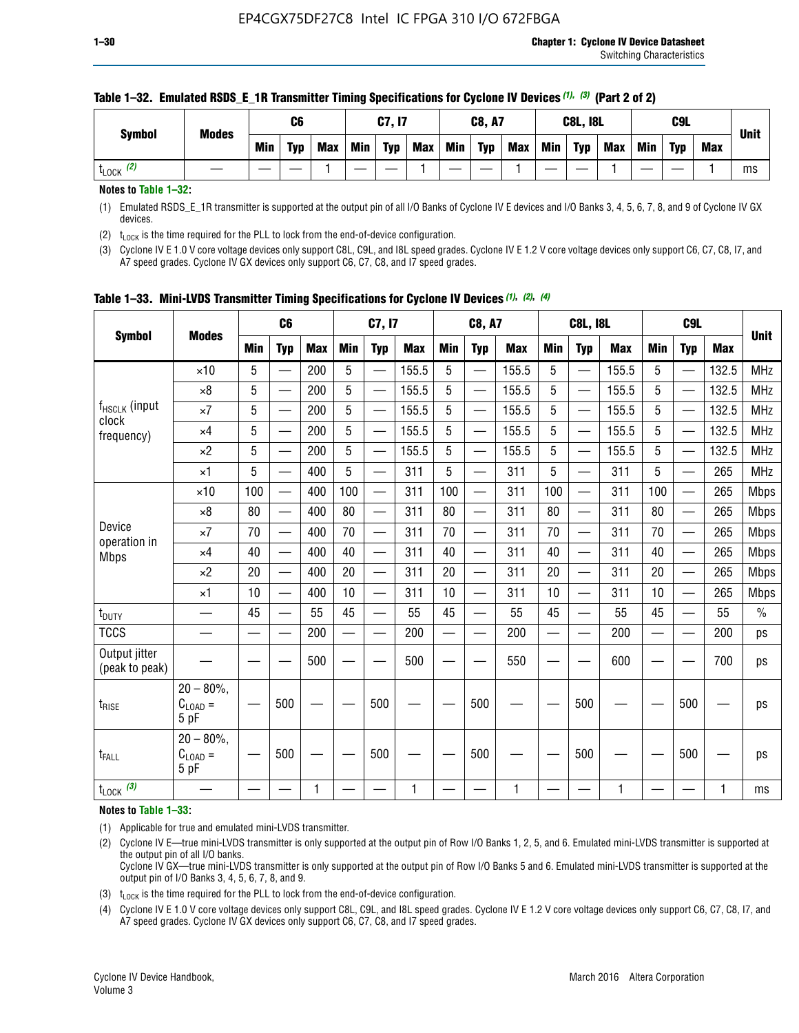**Table 1–32. Emulated RSDS_E_1R Transmitter Timing Specifications for Cyclone IV Devices (1), (3) (Part 2 of 2)**

| Symbol | Modes | C6 | | | C7, I7 | | | C8, A7 | | | C8L, I8L | | | C9L | | | Unit |
|---|---|---|---|---|---|---|---|---|---|---|---|---|---|---|---|---|---|
| | | Min | Typ | Max | Min | Typ | Max | Min | Typ | Max | Min | Typ | Max | Min | Typ | Max | |
| $t_{LOCK}$ (2) | — | — | — | 1 | — | — | 1 | — | — | 1 | — | — | 1 | — | — | 1 | ms |

**Notes to Table 1–32:**

(1) Emulated RSDS_E_1R transmitter is supported at the output pin of all I/O Banks of Cyclone IV E devices and I/O Banks 3, 4, 5, 6, 7, 8, and 9 of Cyclone IV GX devices.

(2) $t_{LOCK}$ is the time required for the PLL to lock from the end-of-device configuration.

(3) Cyclone IV E 1.0 V core voltage devices only support C8L, C9L, and I8L speed grades. Cyclone IV E 1.2 V core voltage devices only support C6, C7, C8, I7, and A7 speed grades. Cyclone IV GX devices only support C6, C7, C8, and I7 speed grades.

**Table 1–33. Mini-LVDS Transmitter Timing Specifications for Cyclone IV Devices (1), (2), (4)**

| Symbol | Modes | C6 | | | C7, I7 | | | C8, A7 | | | C8L, I8L | | | C9L | | | Unit |
|---|---|---|---|---|---|---|---|---|---|---|---|---|---|---|---|---|---|
| | | Min | Typ | Max | Min | Typ | Max | Min | Typ | Max | Min | Typ | Max | Min | Typ | Max | |
| $f_{HSCLK}$ (input clock frequency) | ×10 | 5 | — | 200 | 5 | — | 155.5 | 5 | — | 155.5 | 5 | — | 155.5 | 5 | — | 132.5 | MHz |
| | ×8 | 5 | — | 200 | 5 | — | 155.5 | 5 | — | 155.5 | 5 | — | 155.5 | 5 | — | 132.5 | MHz |
| | ×7 | 5 | — | 200 | 5 | — | 155.5 | 5 | — | 155.5 | 5 | — | 155.5 | 5 | — | 132.5 | MHz |
| | ×4 | 5 | — | 200 | 5 | — | 155.5 | 5 | — | 155.5 | 5 | — | 155.5 | 5 | — | 132.5 | MHz |
| | ×2 | 5 | — | 200 | 5 | — | 155.5 | 5 | — | 155.5 | 5 | — | 155.5 | 5 | — | 132.5 | MHz |
| | ×1 | 5 | — | 400 | 5 | — | 311 | 5 | — | 311 | 5 | — | 311 | 5 | — | 265 | MHz |
| Device operation in Mbps | ×10 | 100 | — | 400 | 100 | — | 311 | 100 | — | 311 | 100 | — | 311 | 100 | — | 265 | Mbps |
| | ×8 | 80 | — | 400 | 80 | — | 311 | 80 | — | 311 | 80 | — | 311 | 80 | — | 265 | Mbps |
| | ×7 | 70 | — | 400 | 70 | — | 311 | 70 | — | 311 | 70 | — | 311 | 70 | — | 265 | Mbps |
| | ×4 | 40 | — | 400 | 40 | — | 311 | 40 | — | 311 | 40 | — | 311 | 40 | — | 265 | Mbps |
| | ×2 | 20 | — | 400 | 20 | — | 311 | 20 | — | 311 | 20 | — | 311 | 20 | — | 265 | Mbps |
| | ×1 | 10 | — | 400 | 10 | — | 311 | 10 | — | 311 | 10 | — | 311 | 10 | — | 265 | Mbps |
| $t_{DUTY}$ | — | 45 | — | 55 | 45 | — | 55 | 45 | — | 55 | 45 | — | 55 | 45 | — | 55 | % |
| TCCS | — | — | — | 200 | — | — | 200 | — | — | 200 | — | — | 200 | — | — | 200 | ps |
| Output jitter (peak to peak) | — | — | — | 500 | — | — | 500 | — | — | 550 | — | — | 600 | — | — | 700 | ps |
| $t_{RISE}$ | 20 – 80%, $C_{LOAD}$ = 5 pF | — | 500 | — | — | 500 | — | — | 500 | — | — | 500 | — | — | 500 | — | ps |
| $t_{FALL}$ | 20 – 80%, $C_{LOAD}$ = 5 pF | — | 500 | — | — | 500 | — | — | 500 | — | — | 500 | — | — | 500 | — | ps |
| $t_{LOCK}$ (3) | — | — | — | 1 | — | — | 1 | — | — | 1 | — | — | 1 | — | — | 1 | ms |

**Notes to Table 1–33:**

(1) Applicable for true and emulated mini-LVDS transmitter.

(2) Cyclone IV E—true mini-LVDS transmitter is only supported at the output pin of Row I/O Banks 1, 2, 5, and 6. Emulated mini-LVDS transmitter is supported at the output pin of all I/O Banks.
Cyclone IV GX—true mini-LVDS transmitter is only supported at the output pin of Row I/O Banks 5 and 6. Emulated mini-LVDS transmitter is supported at the output pin of I/O Banks 3, 4, 5, 6, 7, 8, and 9.

(3) $t_{LOCK}$ is the time required for the PLL to lock from the end-of-device configuration.

(4) Cyclone IV E 1.0 V core voltage devices only support C8L, C9L, and I8L speed grades. Cyclone IV E 1.2 V core voltage devices only support C6, C7, C8, I7, and A7 speed grades. Cyclone IV GX devices only support C6, C7, C8, and I7 speed grades.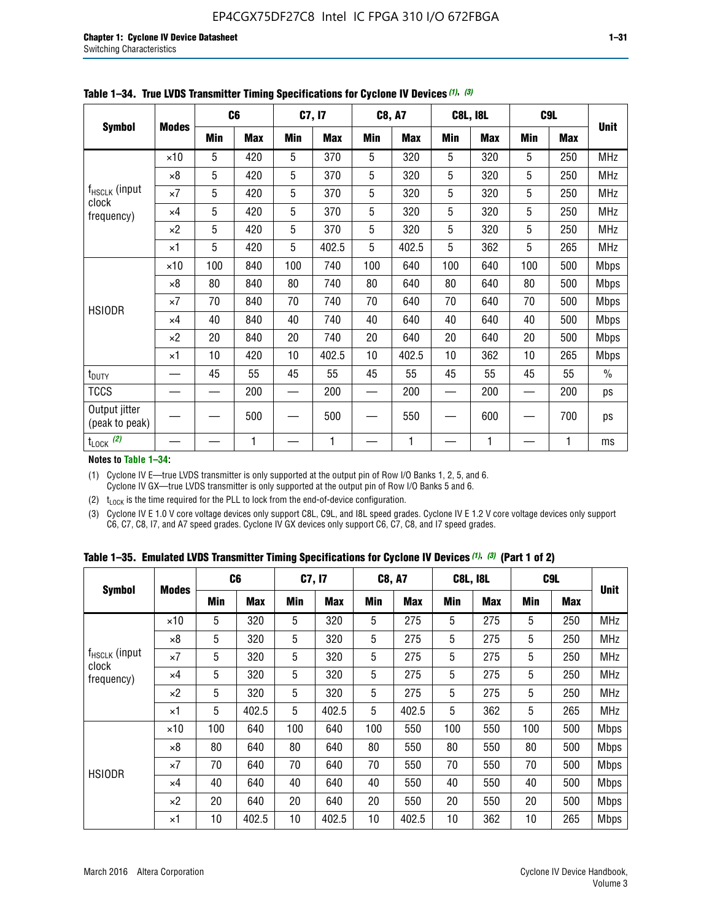**Table 1–34. True LVDS Transmitter Timing Specifications for Cyclone IV Devices (1), (3)**

| Symbol | Modes | C6 | | C7, I7 | | C8, A7 | | C8L, I8L | | C9L | | Unit |
|---|---|---|---|---|---|---|---|---|---|---|---|---|
| | | Min | Max | Min | Max | Min | Max | Min | Max | Min | Max | |
| $f_{HSCLK}$ (input clock frequency) | ×10 | 5 | 420 | 5 | 370 | 5 | 320 | 5 | 320 | 5 | 250 | MHz |
| | ×8 | 5 | 420 | 5 | 370 | 5 | 320 | 5 | 320 | 5 | 250 | MHz |
| | ×7 | 5 | 420 | 5 | 370 | 5 | 320 | 5 | 320 | 5 | 250 | MHz |
| | ×4 | 5 | 420 | 5 | 370 | 5 | 320 | 5 | 320 | 5 | 250 | MHz |
| | ×2 | 5 | 420 | 5 | 370 | 5 | 320 | 5 | 320 | 5 | 250 | MHz |
| | ×1 | 5 | 420 | 5 | 402.5 | 5 | 402.5 | 5 | 362 | 5 | 265 | MHz |
| HSIODR | ×10 | 100 | 840 | 100 | 740 | 100 | 640 | 100 | 640 | 100 | 500 | Mbps |
| | ×8 | 80 | 840 | 80 | 740 | 80 | 640 | 80 | 640 | 80 | 500 | Mbps |
| | ×7 | 70 | 840 | 70 | 740 | 70 | 640 | 70 | 640 | 70 | 500 | Mbps |
| | ×4 | 40 | 840 | 40 | 740 | 40 | 640 | 40 | 640 | 40 | 500 | Mbps |
| | ×2 | 20 | 840 | 20 | 740 | 20 | 640 | 20 | 640 | 20 | 500 | Mbps |
| | ×1 | 10 | 420 | 10 | 402.5 | 10 | 402.5 | 10 | 362 | 10 | 265 | Mbps |
| $t_{DUTY}$ | — | 45 | 55 | 45 | 55 | 45 | 55 | 45 | 55 | 45 | 55 | % |
| TCCS | — | — | 200 | — | 200 | — | 200 | — | 200 | — | 200 | ps |
| Output jitter (peak to peak) | — | — | 500 | — | 500 | — | 550 | — | 600 | — | 700 | ps |
| $t_{LOCK}$ (2) | — | — | 1 | — | 1 | — | 1 | — | 1 | — | 1 | ms |

**Notes to Table 1–34:**

(1) Cyclone IV E—true LVDS transmitter is only supported at the output pin of Row I/O Banks 1, 2, 5, and 6. Cyclone IV GX—true LVDS transmitter is only supported at the output pin of Row I/O Banks 5 and 6.

(2) $t_{LOCK}$ is the time required for the PLL to lock from the end-of-device configuration.

(3) Cyclone IV E 1.0 V core voltage devices only support C8L, C9L, and I8L speed grades. Cyclone IV E 1.2 V core voltage devices only support C6, C7, C8, I7, and A7 speed grades. Cyclone IV GX devices only support C6, C7, C8, and I7 speed grades.

**Table 1–35. Emulated LVDS Transmitter Timing Specifications for Cyclone IV Devices (1), (3) (Part 1 of 2)**

| Symbol | Modes | C6 | | C7, I7 | | C8, A7 | | C8L, I8L | | C9L | | Unit |
|---|---|---|---|---|---|---|---|---|---|---|---|---|
| | | Min | Max | Min | Max | Min | Max | Min | Max | Min | Max | |
| $f_{HSCLK}$ (input clock frequency) | ×10 | 5 | 320 | 5 | 320 | 5 | 275 | 5 | 275 | 5 | 250 | MHz |
| | ×8 | 5 | 320 | 5 | 320 | 5 | 275 | 5 | 275 | 5 | 250 | MHz |
| | ×7 | 5 | 320 | 5 | 320 | 5 | 275 | 5 | 275 | 5 | 250 | MHz |
| | ×4 | 5 | 320 | 5 | 320 | 5 | 275 | 5 | 275 | 5 | 250 | MHz |
| | ×2 | 5 | 320 | 5 | 320 | 5 | 275 | 5 | 275 | 5 | 250 | MHz |
| | ×1 | 5 | 402.5 | 5 | 402.5 | 5 | 402.5 | 5 | 362 | 5 | 265 | MHz |
| HSIODR | ×10 | 100 | 640 | 100 | 640 | 100 | 550 | 100 | 550 | 100 | 500 | Mbps |
| | ×8 | 80 | 640 | 80 | 640 | 80 | 550 | 80 | 550 | 80 | 500 | Mbps |
| | ×7 | 70 | 640 | 70 | 640 | 70 | 550 | 70 | 550 | 70 | 500 | Mbps |
| | ×4 | 40 | 640 | 40 | 640 | 40 | 550 | 40 | 550 | 40 | 500 | Mbps |
| | ×2 | 20 | 640 | 20 | 640 | 20 | 550 | 20 | 550 | 20 | 500 | Mbps |
| | ×1 | 10 | 402.5 | 10 | 402.5 | 10 | 402.5 | 10 | 362 | 10 | 265 | Mbps |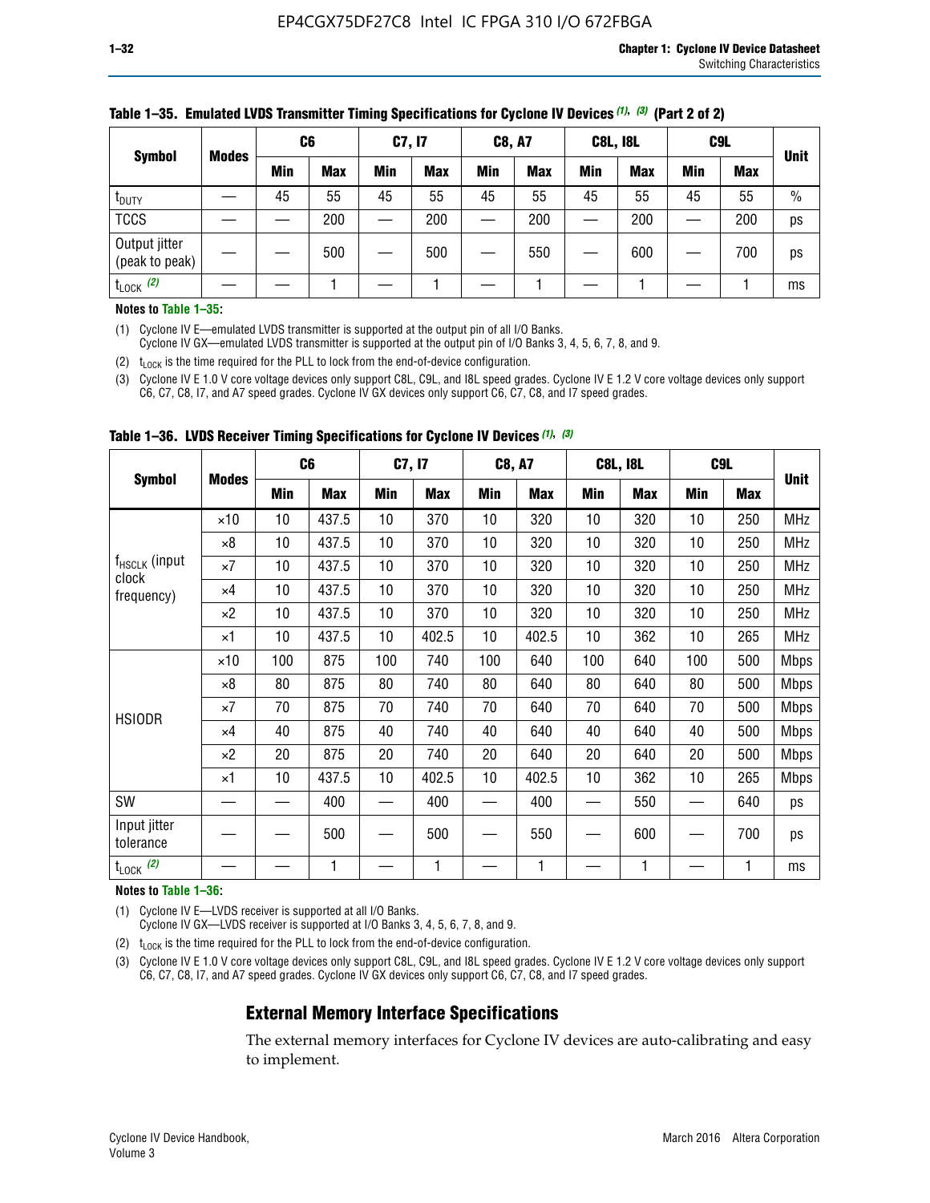**Table 1–35. Emulated LVDS Transmitter Timing Specifications for Cyclone IV Devices (1), (3) (Part 2 of 2)**

| Symbol | Modes | C6 | | C7, I7 | | C8, A7 | | C8L, I8L | | C9L | | Unit |
|---|---|---|---|---|---|---|---|---|---|---|---|---|
| | | Min | Max | Min | Max | Min | Max | Min | Max | Min | Max | |
| $t_{DUTY}$ | — | 45 | 55 | 45 | 55 | 45 | 55 | 45 | 55 | 45 | 55 | % |
| TCCS | — | — | 200 | — | 200 | — | 200 | — | 200 | — | 200 | ps |
| Output jitter (peak to peak) | — | — | 500 | — | 500 | — | 550 | — | 600 | — | 700 | ps |
| $t_{LOCK}$ (2) | — | — | 1 | — | 1 | — | 1 | — | 1 | — | 1 | ms |

**Notes to Table 1–35:**

(1) Cyclone IV E—emulated LVDS transmitter is supported at the output pin of all I/O Banks.
Cyclone IV GX—emulated LVDS transmitter is supported at the output pin of I/O Banks 3, 4, 5, 6, 7, 8, and 9.

(2) $t_{LOCK}$ is the time required for the PLL to lock from the end-of-device configuration.

(3) Cyclone IV E 1.0 V core voltage devices only support C8L, C9L, and I8L speed grades. Cyclone IV E 1.2 V core voltage devices only support C6, C7, C8, I7, and A7 speed grades. Cyclone IV GX devices only support C6, C7, C8, and I7 speed grades.

**Table 1–36. LVDS Receiver Timing Specifications for Cyclone IV Devices (1), (3)**

| Symbol | Modes | C6 | | C7, I7 | | C8, A7 | | C8L, I8L | | C9L | | Unit |
|---|---|---|---|---|---|---|---|---|---|---|---|---|
| | | Min | Max | Min | Max | Min | Max | Min | Max | Min | Max | |
| $f_{HSCLK}$ (input clock frequency) | ×10 | 10 | 437.5 | 10 | 370 | 10 | 320 | 10 | 320 | 10 | 250 | MHz |
| | ×8 | 10 | 437.5 | 10 | 370 | 10 | 320 | 10 | 320 | 10 | 250 | MHz |
| | ×7 | 10 | 437.5 | 10 | 370 | 10 | 320 | 10 | 320 | 10 | 250 | MHz |
| | ×4 | 10 | 437.5 | 10 | 370 | 10 | 320 | 10 | 320 | 10 | 250 | MHz |
| | ×2 | 10 | 437.5 | 10 | 370 | 10 | 320 | 10 | 320 | 10 | 250 | MHz |
| | ×1 | 10 | 437.5 | 10 | 402.5 | 10 | 402.5 | 10 | 362 | 10 | 265 | MHz |
| HSIODR | ×10 | 100 | 875 | 100 | 740 | 100 | 640 | 100 | 640 | 100 | 500 | Mbps |
| | ×8 | 80 | 875 | 80 | 740 | 80 | 640 | 80 | 640 | 80 | 500 | Mbps |
| | ×7 | 70 | 875 | 70 | 740 | 70 | 640 | 70 | 640 | 70 | 500 | Mbps |
| | ×4 | 40 | 875 | 40 | 740 | 40 | 640 | 40 | 640 | 40 | 500 | Mbps |
| | ×2 | 20 | 875 | 20 | 740 | 20 | 640 | 20 | 640 | 20 | 500 | Mbps |
| | ×1 | 10 | 437.5 | 10 | 402.5 | 10 | 402.5 | 10 | 362 | 10 | 265 | Mbps |
| SW | — | — | 400 | — | 400 | — | 400 | — | 550 | — | 640 | ps |
| Input jitter tolerance | — | — | 500 | — | 500 | — | 550 | — | 600 | — | 700 | ps |
| $t_{LOCK}$ (2) | — | — | 1 | — | 1 | — | 1 | — | 1 | — | 1 | ms |

**Notes to Table 1–36:**

(1) Cyclone IV E—LVDS receiver is supported at all I/O Banks.
Cyclone IV GX—LVDS receiver is supported at I/O Banks 3, 4, 5, 6, 7, 8, and 9.

(2) $t_{LOCK}$ is the time required for the PLL to lock from the end-of-device configuration.

(3) Cyclone IV E 1.0 V core voltage devices only support C8L, C9L, and I8L speed grades. Cyclone IV E 1.2 V core voltage devices only support C6, C7, C8, I7, and A7 speed grades. Cyclone IV GX devices only support C6, C7, C8, and I7 speed grades.

## External Memory Interface Specifications

The external memory interfaces for Cyclone IV devices are auto-calibrating and easy to implement.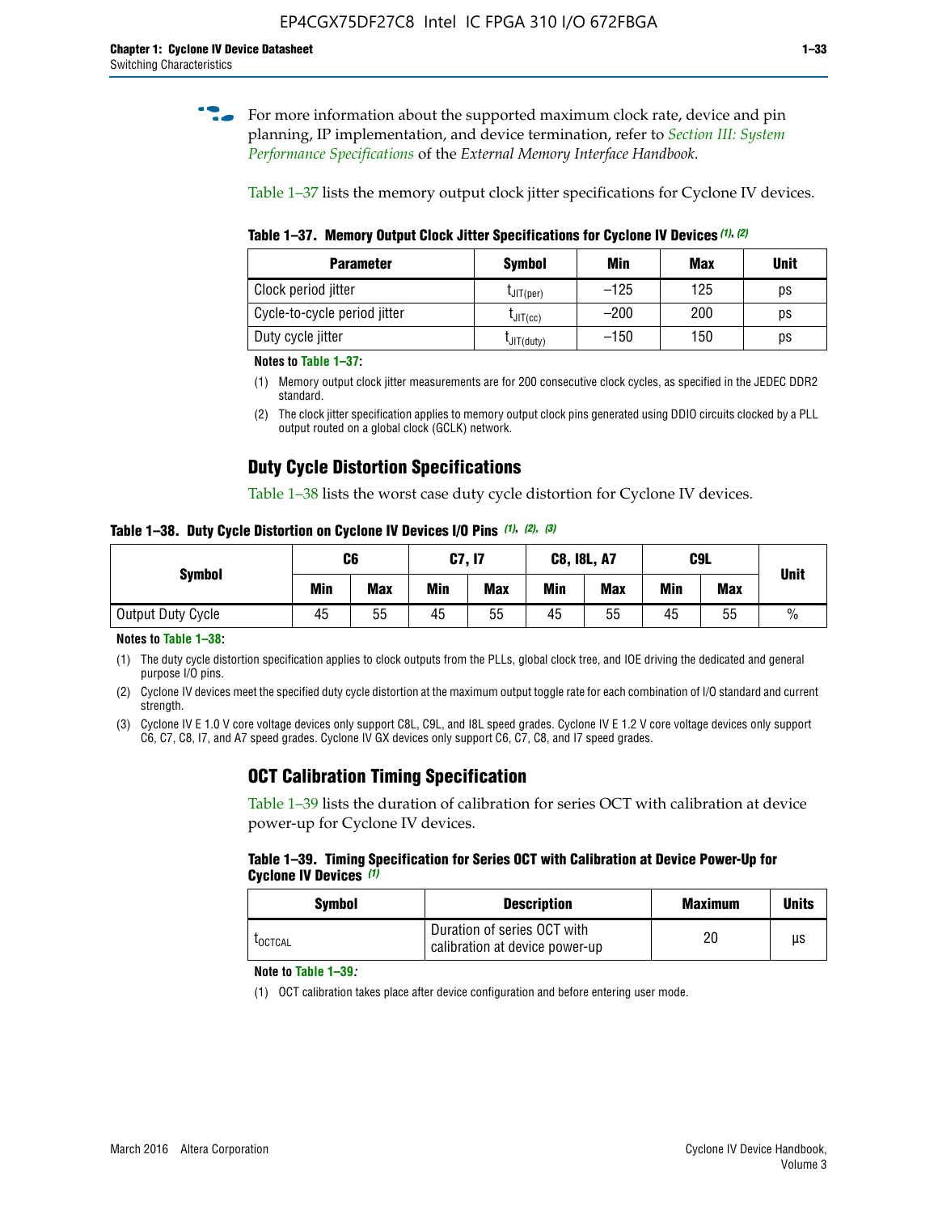For more information about the supported maximum clock rate, device and pin planning, IP implementation, and device termination, refer to *Section III: System Performance Specifications* of the *External Memory Interface Handbook*.

Table 1–37 lists the memory output clock jitter specifications for Cyclone IV devices.

**Table 1–37. Memory Output Clock Jitter Specifications for Cyclone IV Devices (1), (2)**

| Parameter | Symbol | Min | Max | Unit |
|---|---|---|---|---|
| Clock period jitter | $t_{JIT(per)}$ | –125 | 125 | ps |
| Cycle-to-cycle period jitter | $t_{JIT(cc)}$ | –200 | 200 | ps |
| Duty cycle jitter | $t_{JIT(duty)}$ | –150 | 150 | ps |

**Notes to Table 1–37:**

(1) Memory output clock jitter measurements are for 200 consecutive clock cycles, as specified in the JEDEC DDR2 standard.

(2) The clock jitter specification applies to memory output clock pins generated using DDIO circuits clocked by a PLL output routed on a global clock (GCLK) network.

## Duty Cycle Distortion Specifications

Table 1–38 lists the worst case duty cycle distortion for Cyclone IV devices.

**Table 1–38. Duty Cycle Distortion on Cyclone IV Devices I/O Pins (1), (2), (3)**

| Symbol | C6 | | C7, I7 | | C8, I8L, A7 | | C9L | | Unit |
|---|---|---|---|---|---|---|---|---|---|
| | Min | Max | Min | Max | Min | Max | Min | Max | |
| Output Duty Cycle | 45 | 55 | 45 | 55 | 45 | 55 | 45 | 55 | % |

**Notes to Table 1–38:**

(1) The duty cycle distortion specification applies to clock outputs from the PLLs, global clock tree, and IOE driving the dedicated and general purpose I/O pins.

(2) Cyclone IV devices meet the specified duty cycle distortion at the maximum output toggle rate for each combination of I/O standard and current strength.

(3) Cyclone IV E 1.0 V core voltage devices only support C8L, C9L, and I8L speed grades. Cyclone IV E 1.2 V core voltage devices only support C6, C7, C8, I7, and A7 speed grades. Cyclone IV GX devices only support C6, C7, C8, and I7 speed grades.

## OCT Calibration Timing Specification

Table 1–39 lists the duration of calibration for series OCT with calibration at device power-up for Cyclone IV devices.

**Table 1–39. Timing Specification for Series OCT with Calibration at Device Power-Up for Cyclone IV Devices (1)**

| Symbol | Description | Maximum | Units |
|---|---|---|---|
| $t_{OCTCAL}$ | Duration of series OCT with calibration at device power-up | 20 | µs |

**Note to Table 1–39:**

(1) OCT calibration takes place after device configuration and before entering user mode.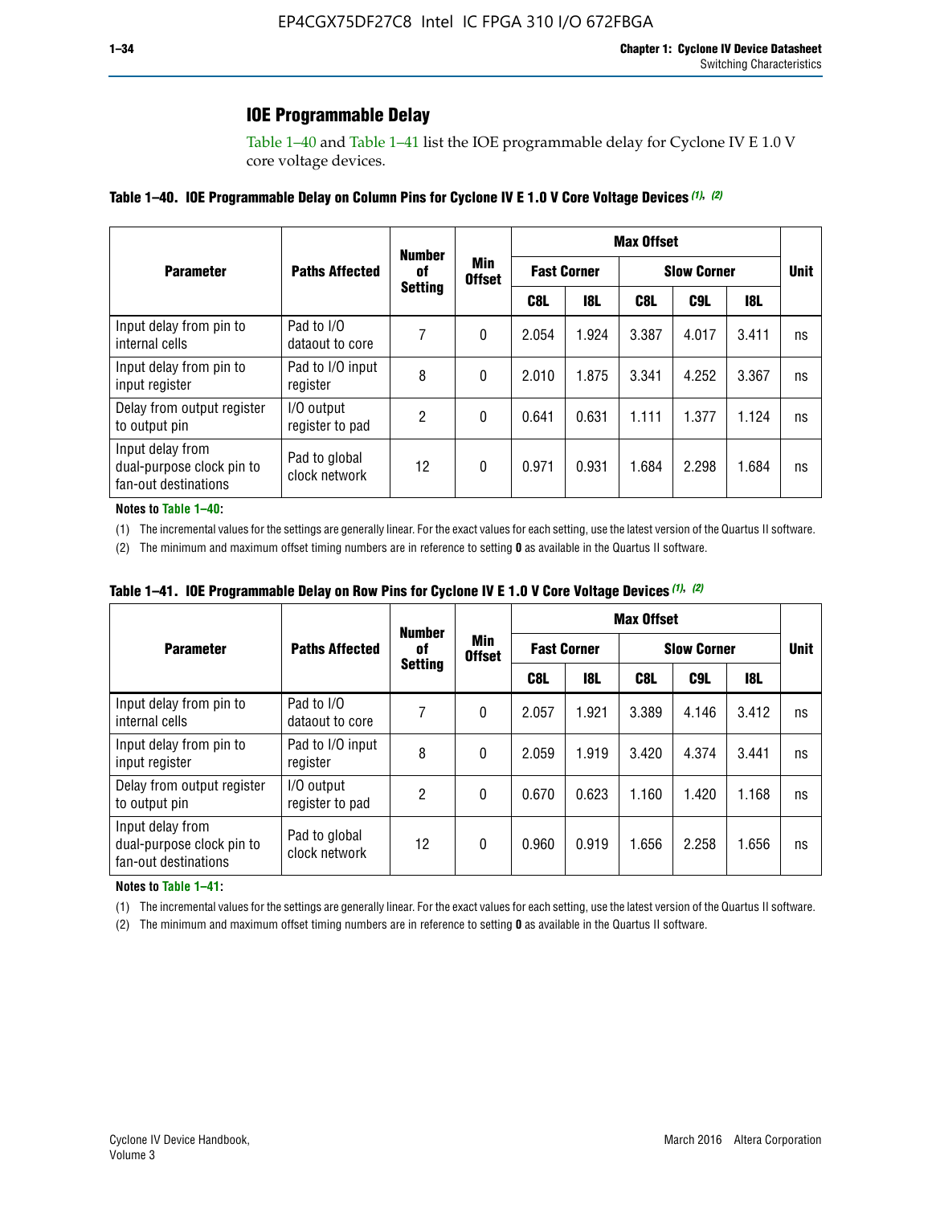## IOE Programmable Delay

Table 1–40 and Table 1–41 list the IOE programmable delay for Cyclone IV E 1.0 V core voltage devices.

**Table 1–40. IOE Programmable Delay on Column Pins for Cyclone IV E 1.0 V Core Voltage Devices** *(1), (2)*

| Parameter | Paths Affected | Number of Setting | Min Offset | Max Offset | | | | | Unit |
|---|---|---|---|---|---|---|---|---|---|
| | | | | Fast Corner | | Slow Corner | | | |
| | | | | C8L | I8L | C8L | C9L | I8L | |
| Input delay from pin to internal cells | Pad to I/O dataout to core | 7 | 0 | 2.054 | 1.924 | 3.387 | 4.017 | 3.411 | ns |
| Input delay from pin to input register | Pad to I/O input register | 8 | 0 | 2.010 | 1.875 | 3.341 | 4.252 | 3.367 | ns |
| Delay from output register to output pin | I/O output register to pad | 2 | 0 | 0.641 | 0.631 | 1.111 | 1.377 | 1.124 | ns |
| Input delay from dual-purpose clock pin to fan-out destinations | Pad to global clock network | 12 | 0 | 0.971 | 0.931 | 1.684 | 2.298 | 1.684 | ns |

**Notes to Table 1–40:**

(1) The incremental values for the settings are generally linear. For the exact values for each setting, use the latest version of the Quartus II software.

(2) The minimum and maximum offset timing numbers are in reference to setting **0** as available in the Quartus II software.

**Table 1–41. IOE Programmable Delay on Row Pins for Cyclone IV E 1.0 V Core Voltage Devices** *(1), (2)*

| Parameter | Paths Affected | Number of Setting | Min Offset | Max Offset | | | | | Unit |
|---|---|---|---|---|---|---|---|---|---|
| | | | | Fast Corner | | Slow Corner | | | |
| | | | | C8L | I8L | C8L | C9L | I8L | |
| Input delay from pin to internal cells | Pad to I/O dataout to core | 7 | 0 | 2.057 | 1.921 | 3.389 | 4.146 | 3.412 | ns |
| Input delay from pin to input register | Pad to I/O input register | 8 | 0 | 2.059 | 1.919 | 3.420 | 4.374 | 3.441 | ns |
| Delay from output register to output pin | I/O output register to pad | 2 | 0 | 0.670 | 0.623 | 1.160 | 1.420 | 1.168 | ns |
| Input delay from dual-purpose clock pin to fan-out destinations | Pad to global clock network | 12 | 0 | 0.960 | 0.919 | 1.656 | 2.258 | 1.656 | ns |

**Notes to Table 1–41:**

(1) The incremental values for the settings are generally linear. For the exact values for each setting, use the latest version of the Quartus II software.

(2) The minimum and maximum offset timing numbers are in reference to setting **0** as available in the Quartus II software.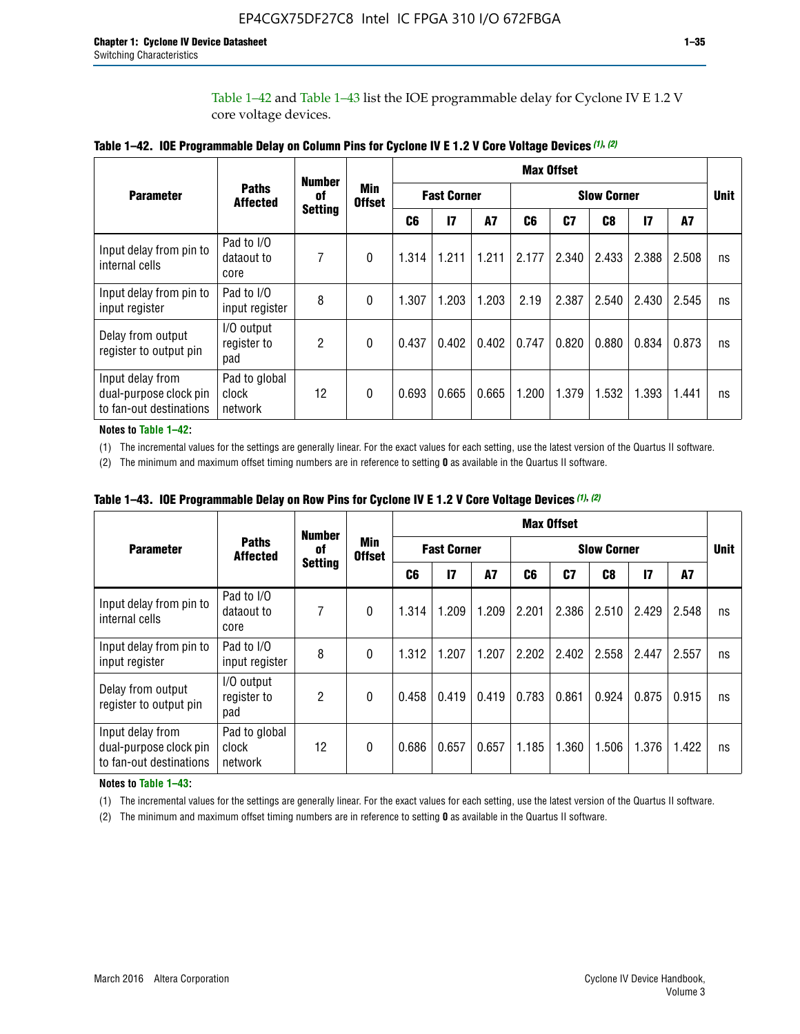Table 1–42 and Table 1–43 list the IOE programmable delay for Cyclone IV E 1.2 V core voltage devices.

**Table 1–42. IOE Programmable Delay on Column Pins for Cyclone IV E 1.2 V Core Voltage Devices (1), (2)**

| Parameter | Paths Affected | Number of Setting | Min Offset | Max Offset | | | | | | | | Unit |
|---|---|---|---|---|---|---|---|---|---|---|---|---|
| | | | | Fast Corner | | | Slow Corner | | | | | |
| | | | | C6 | I7 | A7 | C6 | C7 | C8 | I7 | A7 | |
| Input delay from pin to internal cells | Pad to I/O dataout to core | 7 | 0 | 1.314 | 1.211 | 1.211 | 2.177 | 2.340 | 2.433 | 2.388 | 2.508 | ns |
| Input delay from pin to input register | Pad to I/O input register | 8 | 0 | 1.307 | 1.203 | 1.203 | 2.19 | 2.387 | 2.540 | 2.430 | 2.545 | ns |
| Delay from output register to output pin | I/O output register to pad | 2 | 0 | 0.437 | 0.402 | 0.402 | 0.747 | 0.820 | 0.880 | 0.834 | 0.873 | ns |
| Input delay from dual-purpose clock pin to fan-out destinations | Pad to global clock network | 12 | 0 | 0.693 | 0.665 | 0.665 | 1.200 | 1.379 | 1.532 | 1.393 | 1.441 | ns |

**Notes to Table 1–42:**

(1) The incremental values for the settings are generally linear. For the exact values for each setting, use the latest version of the Quartus II software.

(2) The minimum and maximum offset timing numbers are in reference to setting **0** as available in the Quartus II software.

**Table 1–43. IOE Programmable Delay on Row Pins for Cyclone IV E 1.2 V Core Voltage Devices (1), (2)**

| Parameter | Paths Affected | Number of Setting | Min Offset | Max Offset | | | | | | | | Unit |
|---|---|---|---|---|---|---|---|---|---|---|---|---|
| | | | | Fast Corner | | | Slow Corner | | | | | |
| | | | | C6 | I7 | A7 | C6 | C7 | C8 | I7 | A7 | |
| Input delay from pin to internal cells | Pad to I/O dataout to core | 7 | 0 | 1.314 | 1.209 | 1.209 | 2.201 | 2.386 | 2.510 | 2.429 | 2.548 | ns |
| Input delay from pin to input register | Pad to I/O input register | 8 | 0 | 1.312 | 1.207 | 1.207 | 2.202 | 2.402 | 2.558 | 2.447 | 2.557 | ns |
| Delay from output register to output pin | I/O output register to pad | 2 | 0 | 0.458 | 0.419 | 0.419 | 0.783 | 0.861 | 0.924 | 0.875 | 0.915 | ns |
| Input delay from dual-purpose clock pin to fan-out destinations | Pad to global clock network | 12 | 0 | 0.686 | 0.657 | 0.657 | 1.185 | 1.360 | 1.506 | 1.376 | 1.422 | ns |

**Notes to Table 1–43:**

(1) The incremental values for the settings are generally linear. For the exact values for each setting, use the latest version of the Quartus II software.

(2) The minimum and maximum offset timing numbers are in reference to setting **0** as available in the Quartus II software.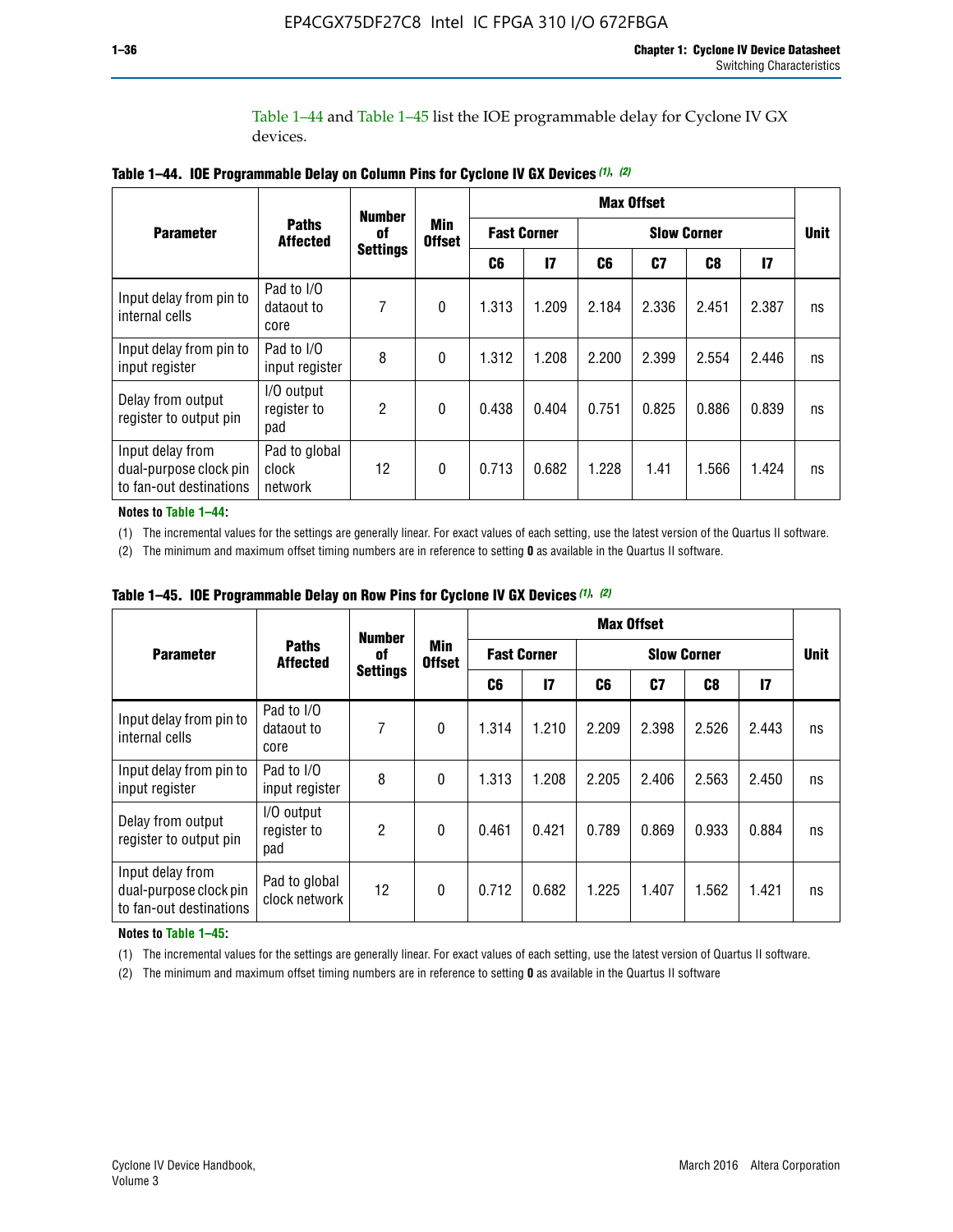Table 1–44 and Table 1–45 list the IOE programmable delay for Cyclone IV GX devices.

**Table 1–44. IOE Programmable Delay on Column Pins for Cyclone IV GX Devices (1), (2)**

| Parameter | Paths Affected | Number of Settings | Min Offset | Max Offset | | | | | | Unit |
|---|---|---|---|---|---|---|---|---|---|---|
| | | | | Fast Corner | | Slow Corner | | | | |
| | | | | C6 | I7 | C6 | C7 | C8 | I7 | |
| Input delay from pin to internal cells | Pad to I/O dataout to core | 7 | 0 | 1.313 | 1.209 | 2.184 | 2.336 | 2.451 | 2.387 | ns |
| Input delay from pin to input register | Pad to I/O input register | 8 | 0 | 1.312 | 1.208 | 2.200 | 2.399 | 2.554 | 2.446 | ns |
| Delay from output register to output pin | I/O output register to pad | 2 | 0 | 0.438 | 0.404 | 0.751 | 0.825 | 0.886 | 0.839 | ns |
| Input delay from dual-purpose clock pin to fan-out destinations | Pad to global clock network | 12 | 0 | 0.713 | 0.682 | 1.228 | 1.41 | 1.566 | 1.424 | ns |

**Notes to Table 1–44:**

(1) The incremental values for the settings are generally linear. For exact values of each setting, use the latest version of the Quartus II software.

(2) The minimum and maximum offset timing numbers are in reference to setting **0** as available in the Quartus II software.

**Table 1–45. IOE Programmable Delay on Row Pins for Cyclone IV GX Devices (1), (2)**

| Parameter | Paths Affected | Number of Settings | Min Offset | Max Offset | | | | | | Unit |
|---|---|---|---|---|---|---|---|---|---|---|
| | | | | Fast Corner | | Slow Corner | | | | |
| | | | | C6 | I7 | C6 | C7 | C8 | I7 | |
| Input delay from pin to internal cells | Pad to I/O dataout to core | 7 | 0 | 1.314 | 1.210 | 2.209 | 2.398 | 2.526 | 2.443 | ns |
| Input delay from pin to input register | Pad to I/O input register | 8 | 0 | 1.313 | 1.208 | 2.205 | 2.406 | 2.563 | 2.450 | ns |
| Delay from output register to output pin | I/O output register to pad | 2 | 0 | 0.461 | 0.421 | 0.789 | 0.869 | 0.933 | 0.884 | ns |
| Input delay from dual-purpose clock pin to fan-out destinations | Pad to global clock network | 12 | 0 | 0.712 | 0.682 | 1.225 | 1.407 | 1.562 | 1.421 | ns |

**Notes to Table 1–45:**

(1) The incremental values for the settings are generally linear. For exact values of each setting, use the latest version of Quartus II software.

(2) The minimum and maximum offset timing numbers are in reference to setting **0** as available in the Quartus II software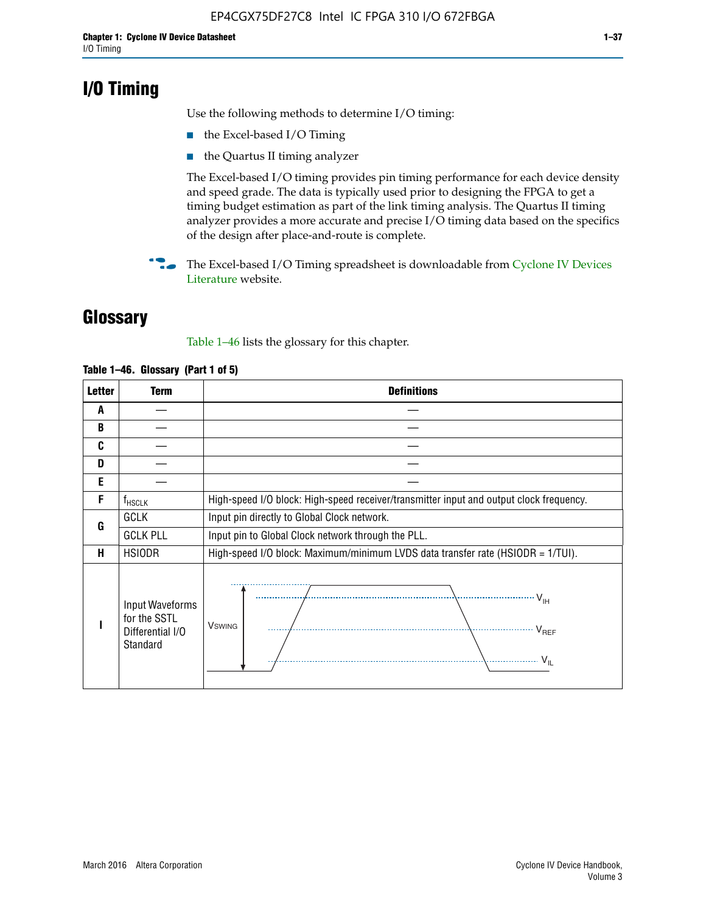# I/O Timing

Use the following methods to determine I/O timing:

- the Excel-based I/O Timing
- the Quartus II timing analyzer

The Excel-based I/O timing provides pin timing performance for each device density and speed grade. The data is typically used prior to designing the FPGA to get a timing budget estimation as part of the link timing analysis. The Quartus II timing analyzer provides a more accurate and precise I/O timing data based on the specifics of the design after place-and-route is complete.

The Excel-based I/O Timing spreadsheet is downloadable from Cyclone IV Devices Literature website.

# Glossary

Table 1–46 lists the glossary for this chapter.

**Table 1–46. Glossary (Part 1 of 5)**

| Letter | Term | Definitions |
|---|---|---|
| A | — | — |
| B | — | — |
| C | — | — |
| D | — | — |
| E | — | — |
| F | $f_{HSCLK}$ | High-speed I/O block: High-speed receiver/transmitter input and output clock frequency. |
| G | GCLK | Input pin directly to Global Clock network. |
| | GCLK PLL | Input pin to Global Clock network through the PLL. |
| H | HSIODR | High-speed I/O block: Maximum/minimum LVDS data transfer rate (HSIODR = 1/TUI). |
| I | Input Waveforms for the SSTL Differential I/O Standard | (waveform diagram: $V_{SWING}$, $V_{IH}$, $V_{REF}$, $V_{IL}$) |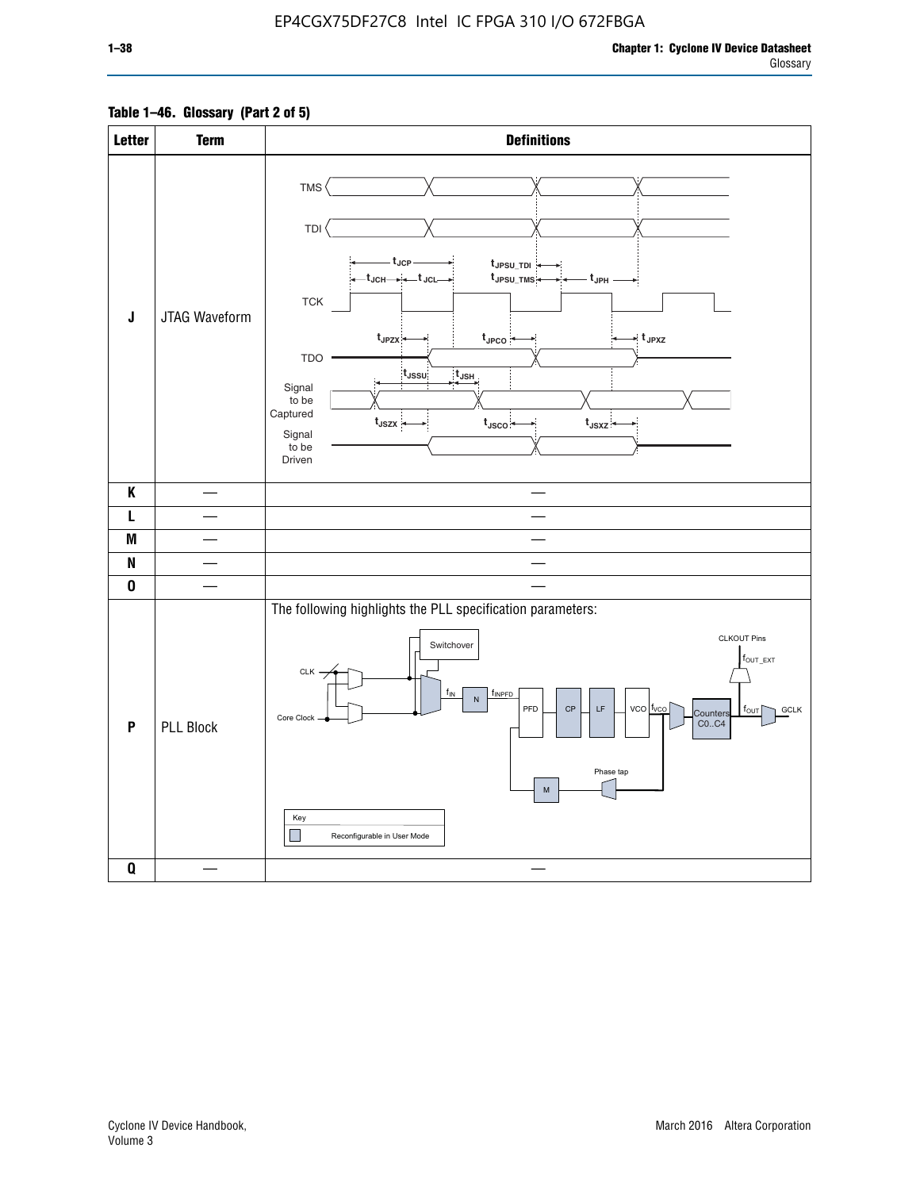**Table 1–46. Glossary (Part 2 of 5)**

| Letter | Term | Definitions |
|---|---|---|
| J | JTAG Waveform | TMS, TDI, TCK, TDO, Signal to be Captured, Signal to be Driven; $t_{JCP}$, $t_{JCH}$, $t_{JCL}$, $t_{JPSU\_TDI}$, $t_{JPSU\_TMS}$, $t_{JPH}$, $t_{JPZX}$, $t_{JPCO}$, $t_{JPXZ}$, $t_{JSSU}$, $t_{JSH}$, $t_{JSZX}$, $t_{JSCO}$, $t_{JSXZ}$ |
| K | — | — |
| L | — | — |
| M | — | — |
| N | — | — |
| O | — | — |
| P | PLL Block | The following highlights the PLL specification parameters: CLK, Core Clock, Switchover, $f_{IN}$, N, $f_{INPFD}$, PFD, CP, LF, VCO, $f_{VCO}$, Counters C0..C4, $f_{OUT}$, GCLK, CLKOUT Pins, $f_{OUT\_EXT}$, Phase tap, M. Key: Reconfigurable in User Mode |
| Q | — | — |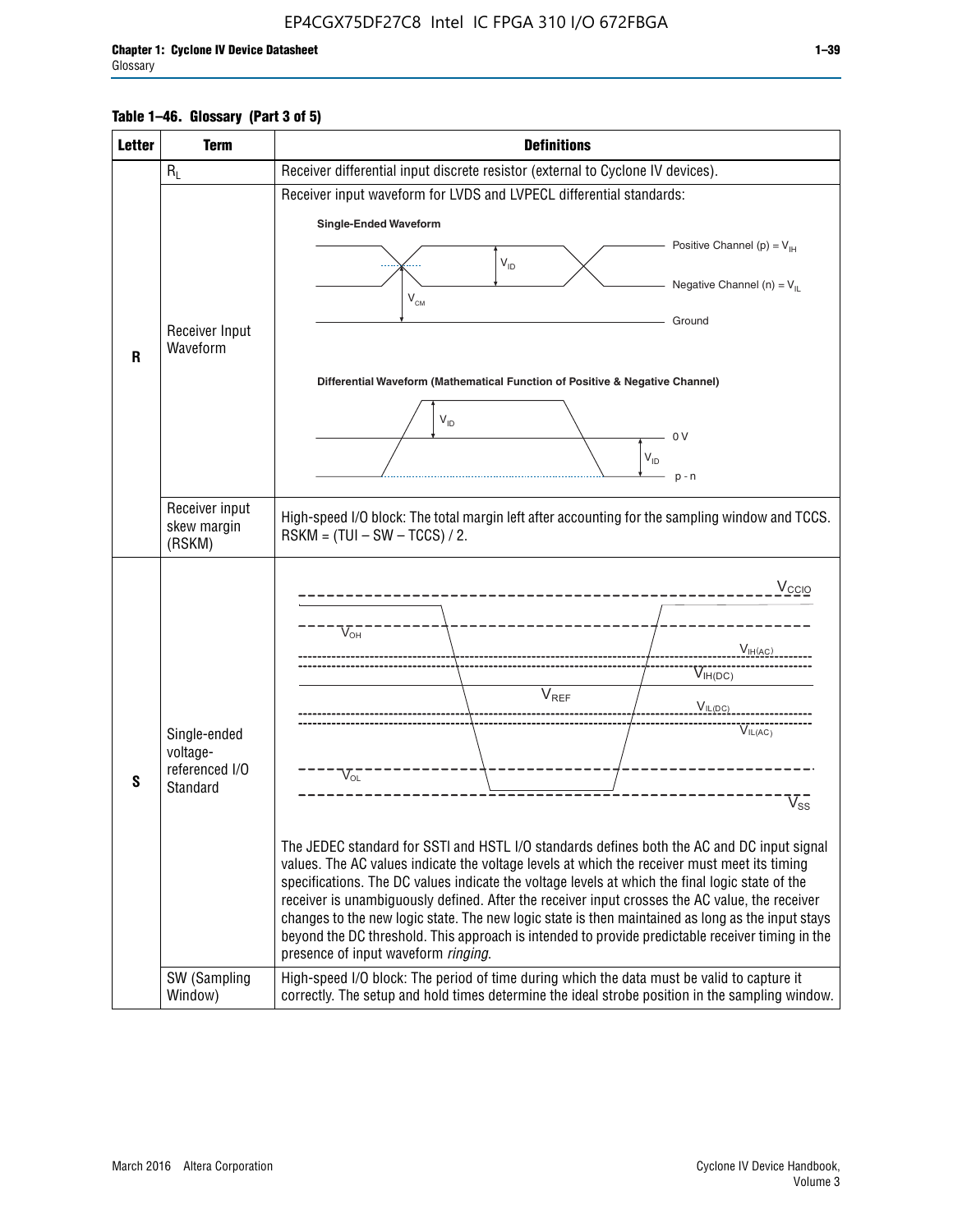**Table 1–46. Glossary (Part 3 of 5)**

| Letter | Term | Definitions |
|---|---|---|
| R | $R_L$ | Receiver differential input discrete resistor (external to Cyclone IV devices). |
| | Receiver Input Waveform | Receiver input waveform for LVDS and LVPECL differential standards: Single-Ended Waveform: Positive Channel (p) = $V_{IH}$; Negative Channel (n) = $V_{IL}$; $V_{ID}$; $V_{CM}$; Ground. Differential Waveform (Mathematical Function of Positive & Negative Channel): $V_{ID}$; 0 V; $V_{ID}$; p - n |
| | Receiver input skew margin (RSKM) | High-speed I/O block: The total margin left after accounting for the sampling window and TCCS. RSKM = (TUI – SW – TCCS) / 2. |
| S | Single-ended voltage-referenced I/O Standard | $V_{CCIO}$, $V_{OH}$, $V_{IH(AC)}$, $V_{IH(DC)}$, $V_{REF}$, $V_{IL(DC)}$, $V_{IL(AC)}$, $V_{OL}$, $V_{SS}$ The JEDEC standard for SSTl and HSTL I/O standards defines both the AC and DC input signal values. The AC values indicate the voltage levels at which the receiver must meet its timing specifications. The DC values indicate the voltage levels at which the final logic state of the receiver is unambiguously defined. After the receiver input crosses the AC value, the receiver changes to the new logic state. The new logic state is then maintained as long as the input stays beyond the DC threshold. This approach is intended to provide predictable receiver timing in the presence of input waveform *ringing*. |
| | SW (Sampling Window) | High-speed I/O block: The period of time during which the data must be valid to capture it correctly. The setup and hold times determine the ideal strobe position in the sampling window. |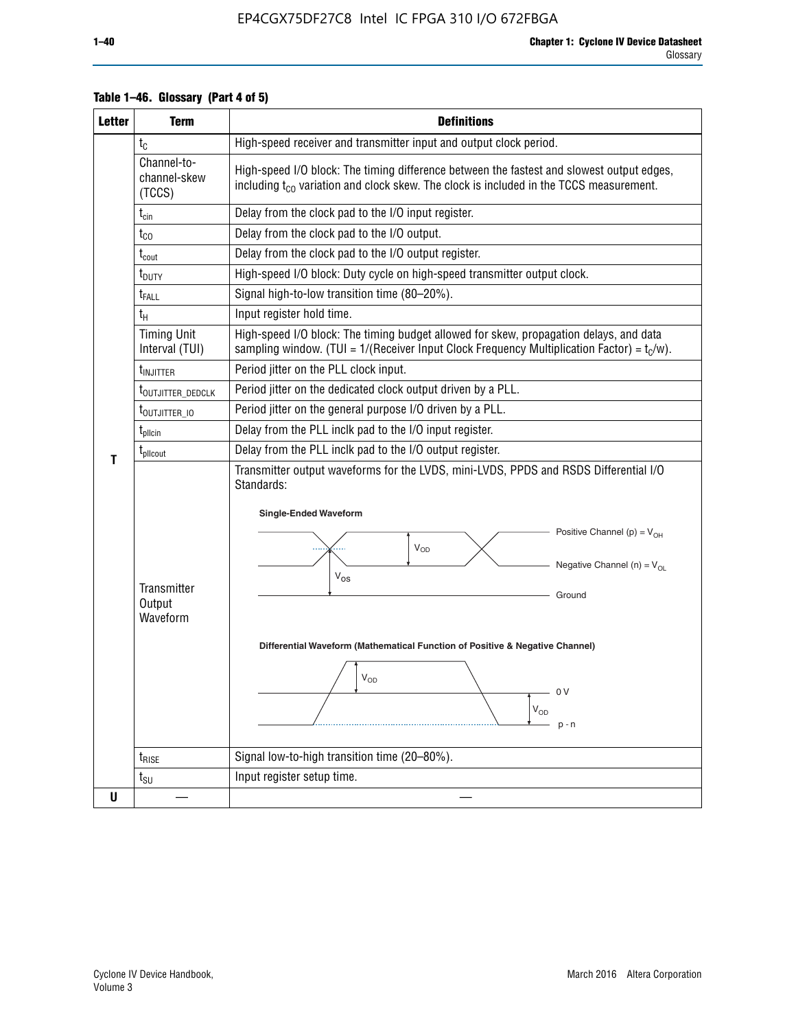**Table 1–46. Glossary (Part 4 of 5)**

| Letter | Term | Definitions |
|---|---|---|
| T | $t_C$ | High-speed receiver and transmitter input and output clock period. |
| | Channel-to-channel-skew (TCCS) | High-speed I/O block: The timing difference between the fastest and slowest output edges, including $t_{CO}$ variation and clock skew. The clock is included in the TCCS measurement. |
| | $t_{cin}$ | Delay from the clock pad to the I/O input register. |
| | $t_{CO}$ | Delay from the clock pad to the I/O output. |
| | $t_{cout}$ | Delay from the clock pad to the I/O output register. |
| | $t_{DUTY}$ | High-speed I/O block: Duty cycle on high-speed transmitter output clock. |
| | $t_{FALL}$ | Signal high-to-low transition time (80–20%). |
| | $t_H$ | Input register hold time. |
| | Timing Unit Interval (TUI) | High-speed I/O block: The timing budget allowed for skew, propagation delays, and data sampling window. (TUI = 1/(Receiver Input Clock Frequency Multiplication Factor) = $t_C$/w). |
| | $t_{INJITTER}$ | Period jitter on the PLL clock input. |
| | $t_{OUTJITTER\_DEDCLK}$ | Period jitter on the dedicated clock output driven by a PLL. |
| | $t_{OUTJITTER\_IO}$ | Period jitter on the general purpose I/O driven by a PLL. |
| | $t_{pllcin}$ | Delay from the PLL inclk pad to the I/O input register. |
| | $t_{pllcout}$ | Delay from the PLL inclk pad to the I/O output register. |
| | Transmitter Output Waveform | Transmitter output waveforms for the LVDS, mini-LVDS, PPDS and RSDS Differential I/O Standards: Single-Ended Waveform (Positive Channel (p) = $V_{OH}$; Negative Channel (n) = $V_{OL}$; $V_{OD}$; $V_{OS}$; Ground). Differential Waveform (Mathematical Function of Positive & Negative Channel) ($V_{OD}$; 0 V; p - n) |
| | $t_{RISE}$ | Signal low-to-high transition time (20–80%). |
| | $t_{SU}$ | Input register setup time. |
| U | — | — |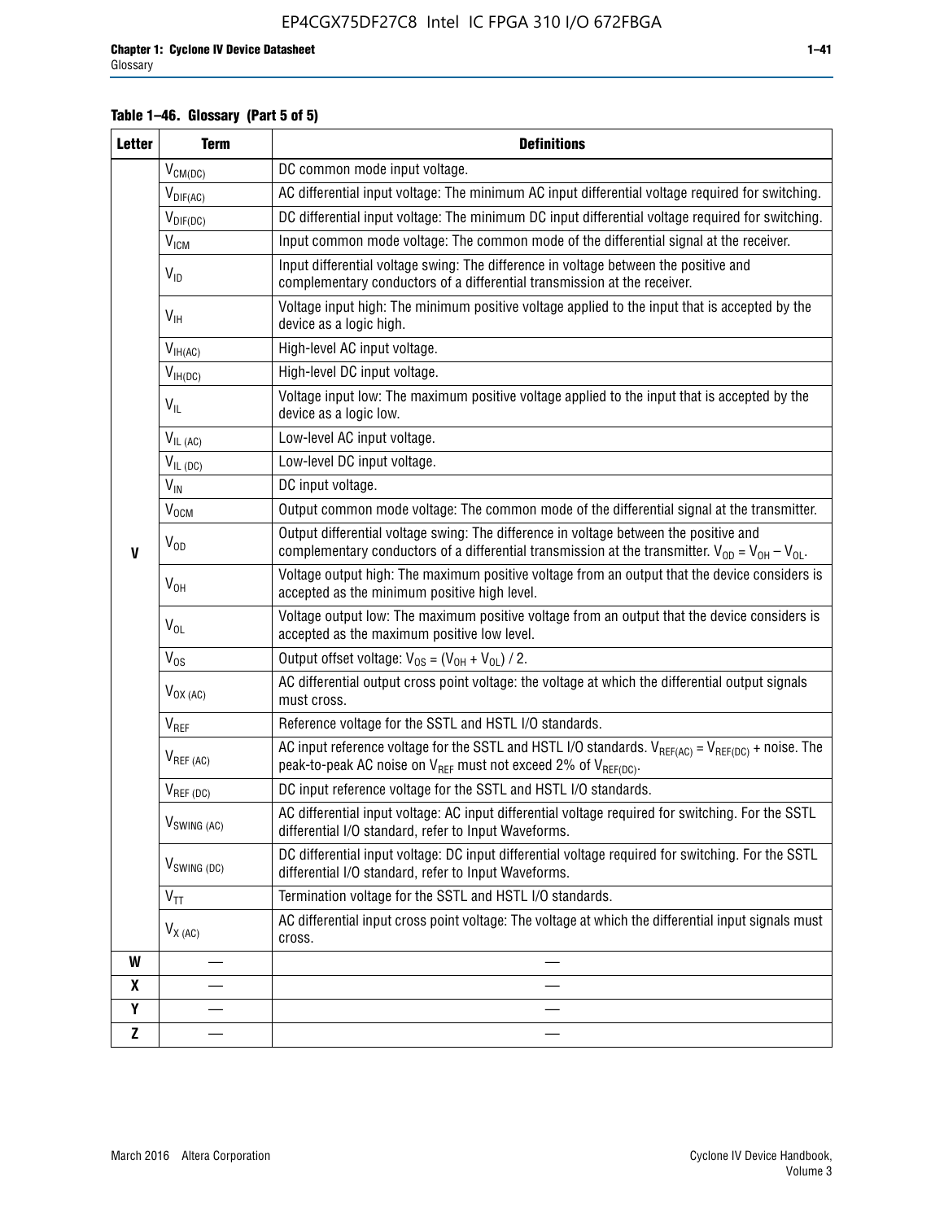**Table 1–46. Glossary (Part 5 of 5)**

| Letter | Term | Definitions |
|---|---|---|
| V | $V_{CM(DC)}$ | DC common mode input voltage. |
| | $V_{DIF(AC)}$ | AC differential input voltage: The minimum AC input differential voltage required for switching. |
| | $V_{DIF(DC)}$ | DC differential input voltage: The minimum DC input differential voltage required for switching. |
| | $V_{ICM}$ | Input common mode voltage: The common mode of the differential signal at the receiver. |
| | $V_{ID}$ | Input differential voltage swing: The difference in voltage between the positive and complementary conductors of a differential transmission at the receiver. |
| | $V_{IH}$ | Voltage input high: The minimum positive voltage applied to the input that is accepted by the device as a logic high. |
| | $V_{IH(AC)}$ | High-level AC input voltage. |
| | $V_{IH(DC)}$ | High-level DC input voltage. |
| | $V_{IL}$ | Voltage input low: The maximum positive voltage applied to the input that is accepted by the device as a logic low. |
| | $V_{IL\ (AC)}$ | Low-level AC input voltage. |
| | $V_{IL\ (DC)}$ | Low-level DC input voltage. |
| | $V_{IN}$ | DC input voltage. |
| | $V_{OCM}$ | Output common mode voltage: The common mode of the differential signal at the transmitter. |
| | $V_{OD}$ | Output differential voltage swing: The difference in voltage between the positive and complementary conductors of a differential transmission at the transmitter. $V_{OD} = V_{OH} - V_{OL}$. |
| | $V_{OH}$ | Voltage output high: The maximum positive voltage from an output that the device considers is accepted as the minimum positive high level. |
| | $V_{OL}$ | Voltage output low: The maximum positive voltage from an output that the device considers is accepted as the maximum positive low level. |
| | $V_{OS}$ | Output offset voltage: $V_{OS} = (V_{OH} + V_{OL}) / 2$. |
| | $V_{OX\ (AC)}$ | AC differential output cross point voltage: the voltage at which the differential output signals must cross. |
| | $V_{REF}$ | Reference voltage for the SSTL and HSTL I/O standards. |
| | $V_{REF\ (AC)}$ | AC input reference voltage for the SSTL and HSTL I/O standards. $V_{REF(AC)} = V_{REF(DC)}$ + noise. The peak-to-peak AC noise on $V_{REF}$ must not exceed 2% of $V_{REF(DC)}$. |
| | $V_{REF\ (DC)}$ | DC input reference voltage for the SSTL and HSTL I/O standards. |
| | $V_{SWING\ (AC)}$ | AC differential input voltage: AC input differential voltage required for switching. For the SSTL differential I/O standard, refer to Input Waveforms. |
| | $V_{SWING\ (DC)}$ | DC differential input voltage: DC input differential voltage required for switching. For the SSTL differential I/O standard, refer to Input Waveforms. |
| | $V_{TT}$ | Termination voltage for the SSTL and HSTL I/O standards. |
| | $V_{X\ (AC)}$ | AC differential input cross point voltage: The voltage at which the differential input signals must cross. |
| W | — | — |
| X | — | — |
| Y | — | — |
| Z | — | — |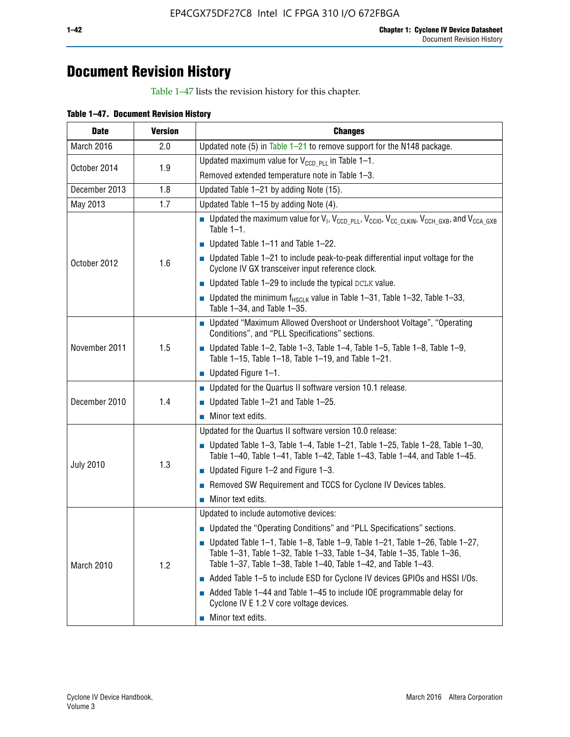# Document Revision History

Table 1–47 lists the revision history for this chapter.

**Table 1–47. Document Revision History**

| Date | Version | Changes |
|---|---|---|
| March 2016 | 2.0 | Updated note (5) in Table 1–21 to remove support for the N148 package. |
| October 2014 | 1.9 | Updated maximum value for $V_{CCD\_PLL}$ in Table 1–1.<br>Removed extended temperature note in Table 1–3. |
| December 2013 | 1.8 | Updated Table 1–21 by adding Note (15). |
| May 2013 | 1.7 | Updated Table 1–15 by adding Note (4). |
| October 2012 | 1.6 | ■ Updated the maximum value for $V_I$, $V_{CCD\_PLL}$, $V_{CCIO}$, $V_{CC\_CLKIN}$, $V_{CCH\_GXB}$, and $V_{CCA\_GXB}$ Table 1–1.<br>■ Updated Table 1–11 and Table 1–22.<br>■ Updated Table 1–21 to include peak-to-peak differential input voltage for the Cyclone IV GX transceiver input reference clock.<br>■ Updated Table 1–29 to include the typical DCLK value.<br>■ Updated the minimum $f_{HSCLK}$ value in Table 1–31, Table 1–32, Table 1–33, Table 1–34, and Table 1–35. |
| November 2011 | 1.5 | ■ Updated "Maximum Allowed Overshoot or Undershoot Voltage", "Operating Conditions", and "PLL Specifications" sections.<br>■ Updated Table 1–2, Table 1–3, Table 1–4, Table 1–5, Table 1–8, Table 1–9, Table 1–15, Table 1–18, Table 1–19, and Table 1–21.<br>■ Updated Figure 1–1. |
| December 2010 | 1.4 | ■ Updated for the Quartus II software version 10.1 release.<br>■ Updated Table 1–21 and Table 1–25.<br>■ Minor text edits. |
| July 2010 | 1.3 | Updated for the Quartus II software version 10.0 release:<br>■ Updated Table 1–3, Table 1–4, Table 1–21, Table 1–25, Table 1–28, Table 1–30, Table 1–40, Table 1–41, Table 1–42, Table 1–43, Table 1–44, and Table 1–45.<br>■ Updated Figure 1–2 and Figure 1–3.<br>■ Removed SW Requirement and TCCS for Cyclone IV Devices tables.<br>■ Minor text edits. |
| March 2010 | 1.2 | Updated to include automotive devices:<br>■ Updated the "Operating Conditions" and "PLL Specifications" sections.<br>■ Updated Table 1–1, Table 1–8, Table 1–9, Table 1–21, Table 1–26, Table 1–27, Table 1–31, Table 1–32, Table 1–33, Table 1–34, Table 1–35, Table 1–36, Table 1–37, Table 1–38, Table 1–40, Table 1–42, and Table 1–43.<br>■ Added Table 1–5 to include ESD for Cyclone IV devices GPIOs and HSSI I/Os.<br>■ Added Table 1–44 and Table 1–45 to include IOE programmable delay for Cyclone IV E 1.2 V core voltage devices.<br>■ Minor text edits. |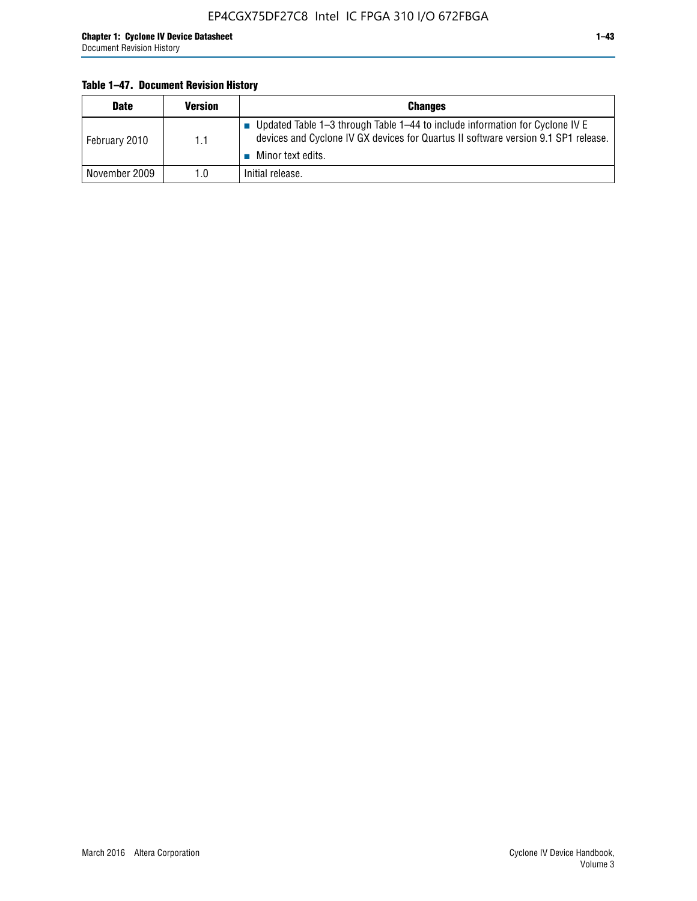**Table 1–47. Document Revision History**

| Date | Version | Changes |
| --- | --- | --- |
| February 2010 | 1.1 | ■ Updated Table 1–3 through Table 1–44 to include information for Cyclone IV E devices and Cyclone IV GX devices for Quartus II software version 9.1 SP1 release. ■ Minor text edits. |
| November 2009 | 1.0 | Initial release. |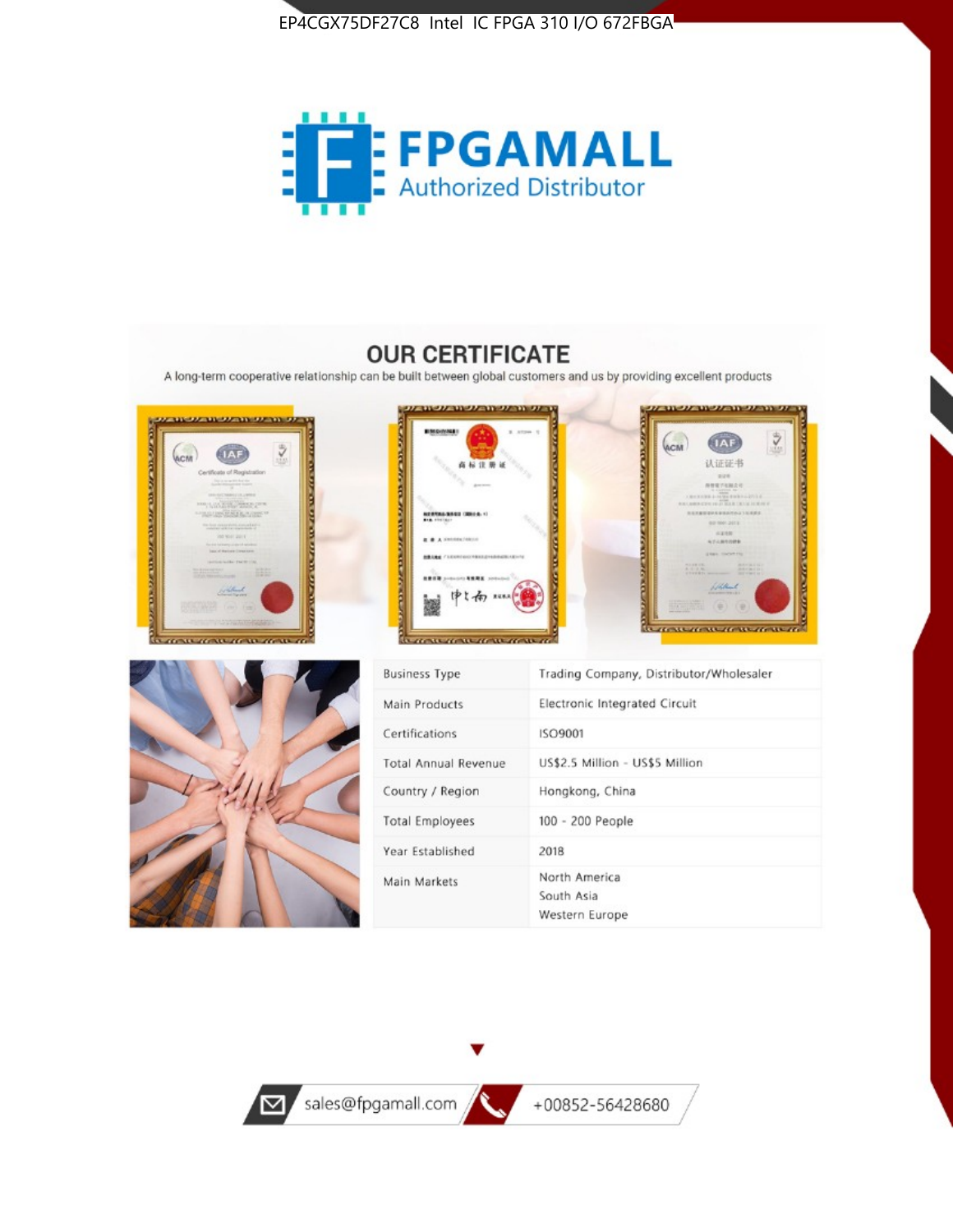FPGAMALL
Authorized Distributor

## OUR CERTIFICATE

A long-term cooperative relationship can be built between global customers and us by providing excellent products

| | |
|---|---|
| Business Type | Trading Company, Distributor/Wholesaler |
| Main Products | Electronic Integrated Circuit |
| Certifications | ISO9001 |
| Total Annual Revenue | US$2.5 Million - US$5 Million |
| Country / Region | Hongkong, China |
| Total Employees | 100 - 200 People |
| Year Established | 2018 |
| Main Markets | North America<br>South Asia<br>Western Europe |

sales@fpgamall.com

+00852-56428680